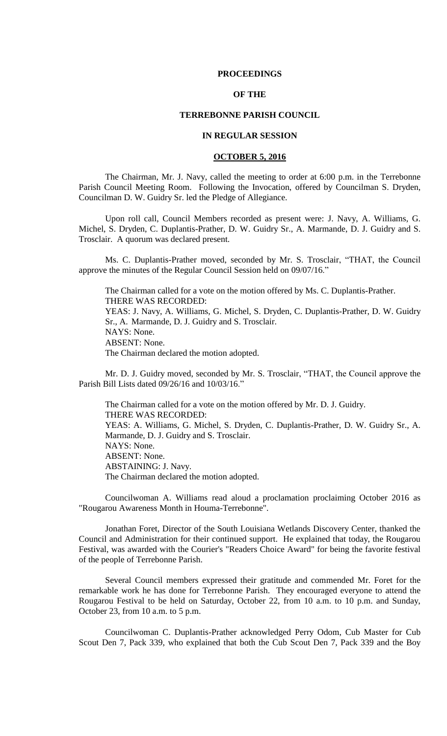# PROCEEDINGS

# OF THE

# TERREBONNE PARISH COUNCIL

# IN REGULAR SESSION

## OCTOBER 5, 2016

The Chairman, Mr. J. Navy, called the meeting to order at 6:00 p.m. in the Terrebonne Parish Council Meeting Room. Following the Invocation, offered by Councilman S. Dryden, Councilman D. W. Guidry Sr. led the Pledge of Allegiance.

Upon roll call, Council Members recorded as present were: J. Navy, A. Williams, G. Michel, S. Dryden, C. Duplantis-Prather, D. W. Guidry Sr., A. Marmande, D. J. Guidry and S. Trosclair. A quorum was declared present.

Ms. C. Duplantis-Prather moved, seconded by Mr. S. Trosclair, "THAT, the Council approve the minutes of the Regular Council Session held on 09/07/16."

The Chairman called for a vote on the motion offered by Ms. C. Duplantis-Prather.
THERE WAS RECORDED:
YEAS: J. Navy, A. Williams, G. Michel, S. Dryden, C. Duplantis-Prather, D. W. Guidry Sr., A. Marmande, D. J. Guidry and S. Trosclair.
NAYS: None.
ABSENT: None.
The Chairman declared the motion adopted.

Mr. D. J. Guidry moved, seconded by Mr. S. Trosclair, "THAT, the Council approve the Parish Bill Lists dated 09/26/16 and 10/03/16."

The Chairman called for a vote on the motion offered by Mr. D. J. Guidry.
THERE WAS RECORDED:
YEAS: A. Williams, G. Michel, S. Dryden, C. Duplantis-Prather, D. W. Guidry Sr., A. Marmande, D. J. Guidry and S. Trosclair.
NAYS: None.
ABSENT: None.
ABSTAINING: J. Navy.
The Chairman declared the motion adopted.

Councilwoman A. Williams read aloud a proclamation proclaiming October 2016 as "Rougarou Awareness Month in Houma-Terrebonne".

Jonathan Foret, Director of the South Louisiana Wetlands Discovery Center, thanked the Council and Administration for their continued support. He explained that today, the Rougarou Festival, was awarded with the Courier's "Readers Choice Award" for being the favorite festival of the people of Terrebonne Parish.

Several Council members expressed their gratitude and commended Mr. Foret for the remarkable work he has done for Terrebonne Parish. They encouraged everyone to attend the Rougarou Festival to be held on Saturday, October 22, from 10 a.m. to 10 p.m. and Sunday, October 23, from 10 a.m. to 5 p.m.

Councilwoman C. Duplantis-Prather acknowledged Perry Odom, Cub Master for Cub Scout Den 7, Pack 339, who explained that both the Cub Scout Den 7, Pack 339 and the Boy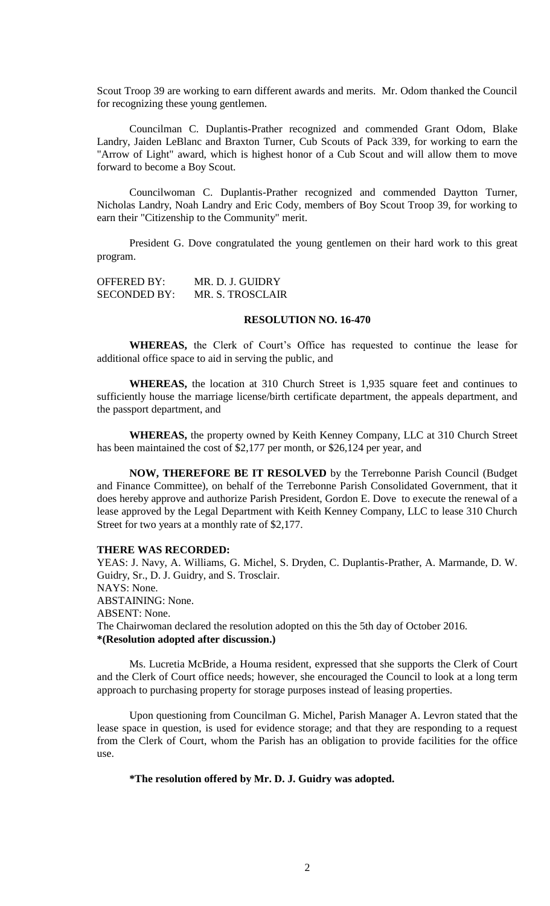Scout Troop 39 are working to earn different awards and merits. Mr. Odom thanked the Council for recognizing these young gentlemen.

Councilman C. Duplantis-Prather recognized and commended Grant Odom, Blake Landry, Jaiden LeBlanc and Braxton Turner, Cub Scouts of Pack 339, for working to earn the "Arrow of Light" award, which is highest honor of a Cub Scout and will allow them to move forward to become a Boy Scout.

Councilwoman C. Duplantis-Prather recognized and commended Daytton Turner, Nicholas Landry, Noah Landry and Eric Cody, members of Boy Scout Troop 39, for working to earn their "Citizenship to the Community" merit.

President G. Dove congratulated the young gentlemen on their hard work to this great program.

OFFERED BY: MR. D. J. GUIDRY
SECONDED BY: MR. S. TROSCLAIR

**RESOLUTION NO. 16-470**

**WHEREAS,** the Clerk of Court's Office has requested to continue the lease for additional office space to aid in serving the public, and

**WHEREAS,** the location at 310 Church Street is 1,935 square feet and continues to sufficiently house the marriage license/birth certificate department, the appeals department, and the passport department, and

**WHEREAS,** the property owned by Keith Kenney Company, LLC at 310 Church Street has been maintained the cost of $2,177 per month, or $26,124 per year, and

**NOW, THEREFORE BE IT RESOLVED** by the Terrebonne Parish Council (Budget and Finance Committee), on behalf of the Terrebonne Parish Consolidated Government, that it does hereby approve and authorize Parish President, Gordon E. Dove to execute the renewal of a lease approved by the Legal Department with Keith Kenney Company, LLC to lease 310 Church Street for two years at a monthly rate of $2,177.

**THERE WAS RECORDED:**
YEAS: J. Navy, A. Williams, G. Michel, S. Dryden, C. Duplantis-Prather, A. Marmande, D. W. Guidry, Sr., D. J. Guidry, and S. Trosclair.
NAYS: None.
ABSTAINING: None.
ABSENT: None.
The Chairwoman declared the resolution adopted on this the 5th day of October 2016.
***(Resolution adopted after discussion.)**

Ms. Lucretia McBride, a Houma resident, expressed that she supports the Clerk of Court and the Clerk of Court office needs; however, she encouraged the Council to look at a long term approach to purchasing property for storage purposes instead of leasing properties.

Upon questioning from Councilman G. Michel, Parish Manager A. Levron stated that the lease space in question, is used for evidence storage; and that they are responding to a request from the Clerk of Court, whom the Parish has an obligation to provide facilities for the office use.

***The resolution offered by Mr. D. J. Guidry was adopted.**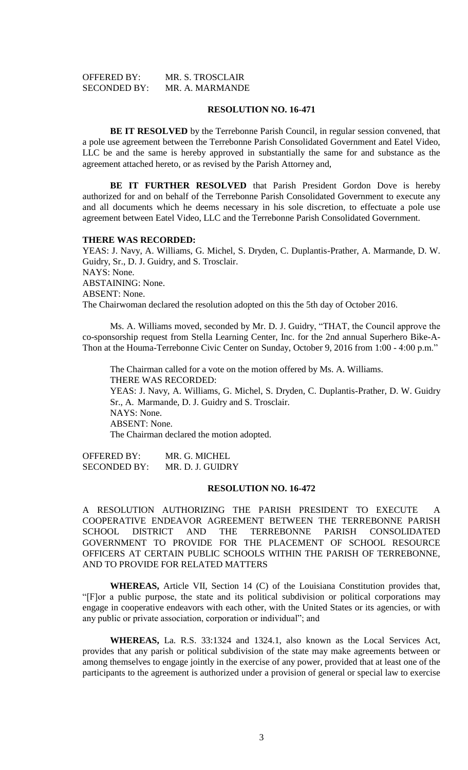OFFERED BY: MR. S. TROSCLAIR
SECONDED BY: MR. A. MARMANDE

**RESOLUTION NO. 16-471**

**BE IT RESOLVED** by the Terrebonne Parish Council, in regular session convened, that a pole use agreement between the Terrebonne Parish Consolidated Government and Eatel Video, LLC be and the same is hereby approved in substantially the same for and substance as the agreement attached hereto, or as revised by the Parish Attorney and,

**BE IT FURTHER RESOLVED** that Parish President Gordon Dove is hereby authorized for and on behalf of the Terrebonne Parish Consolidated Government to execute any and all documents which he deems necessary in his sole discretion, to effectuate a pole use agreement between Eatel Video, LLC and the Terrebonne Parish Consolidated Government.

**THERE WAS RECORDED:**

YEAS: J. Navy, A. Williams, G. Michel, S. Dryden, C. Duplantis-Prather, A. Marmande, D. W. Guidry, Sr., D. J. Guidry, and S. Trosclair.
NAYS: None.
ABSTAINING: None.
ABSENT: None.
The Chairwoman declared the resolution adopted on this the 5th day of October 2016.

Ms. A. Williams moved, seconded by Mr. D. J. Guidry, "THAT, the Council approve the co-sponsorship request from Stella Learning Center, Inc. for the 2nd annual Superhero Bike-A-Thon at the Houma-Terrebonne Civic Center on Sunday, October 9, 2016 from 1:00 - 4:00 p.m."

The Chairman called for a vote on the motion offered by Ms. A. Williams.
THERE WAS RECORDED:
YEAS: J. Navy, A. Williams, G. Michel, S. Dryden, C. Duplantis-Prather, D. W. Guidry Sr., A. Marmande, D. J. Guidry and S. Trosclair.
NAYS: None.
ABSENT: None.
The Chairman declared the motion adopted.

OFFERED BY: MR. G. MICHEL
SECONDED BY: MR. D. J. GUIDRY

**RESOLUTION NO. 16-472**

A RESOLUTION AUTHORIZING THE PARISH PRESIDENT TO EXECUTE A COOPERATIVE ENDEAVOR AGREEMENT BETWEEN THE TERREBONNE PARISH SCHOOL DISTRICT AND THE TERREBONNE PARISH CONSOLIDATED GOVERNMENT TO PROVIDE FOR THE PLACEMENT OF SCHOOL RESOURCE OFFICERS AT CERTAIN PUBLIC SCHOOLS WITHIN THE PARISH OF TERREBONNE, AND TO PROVIDE FOR RELATED MATTERS

**WHEREAS,** Article VII, Section 14 (C) of the Louisiana Constitution provides that, "[F]or a public purpose, the state and its political subdivision or political corporations may engage in cooperative endeavors with each other, with the United States or its agencies, or with any public or private association, corporation or individual"; and

**WHEREAS,** La. R.S. 33:1324 and 1324.1, also known as the Local Services Act, provides that any parish or political subdivision of the state may make agreements between or among themselves to engage jointly in the exercise of any power, provided that at least one of the participants to the agreement is authorized under a provision of general or special law to exercise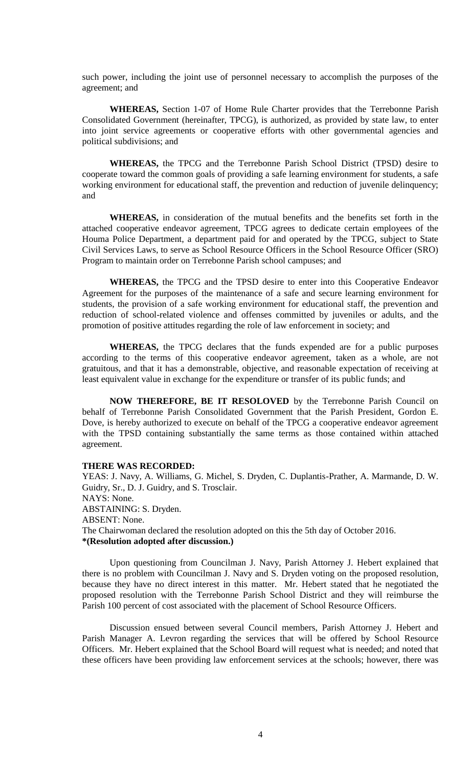such power, including the joint use of personnel necessary to accomplish the purposes of the agreement; and

**WHEREAS,** Section 1-07 of Home Rule Charter provides that the Terrebonne Parish Consolidated Government (hereinafter, TPCG), is authorized, as provided by state law, to enter into joint service agreements or cooperative efforts with other governmental agencies and political subdivisions; and

**WHEREAS,** the TPCG and the Terrebonne Parish School District (TPSD) desire to cooperate toward the common goals of providing a safe learning environment for students, a safe working environment for educational staff, the prevention and reduction of juvenile delinquency; and

**WHEREAS,** in consideration of the mutual benefits and the benefits set forth in the attached cooperative endeavor agreement, TPCG agrees to dedicate certain employees of the Houma Police Department, a department paid for and operated by the TPCG, subject to State Civil Services Laws, to serve as School Resource Officers in the School Resource Officer (SRO) Program to maintain order on Terrebonne Parish school campuses; and

**WHEREAS,** the TPCG and the TPSD desire to enter into this Cooperative Endeavor Agreement for the purposes of the maintenance of a safe and secure learning environment for students, the provision of a safe working environment for educational staff, the prevention and reduction of school-related violence and offenses committed by juveniles or adults, and the promotion of positive attitudes regarding the role of law enforcement in society; and

**WHEREAS,** the TPCG declares that the funds expended are for a public purposes according to the terms of this cooperative endeavor agreement, taken as a whole, are not gratuitous, and that it has a demonstrable, objective, and reasonable expectation of receiving at least equivalent value in exchange for the expenditure or transfer of its public funds; and

**NOW THEREFORE, BE IT RESOLOVED** by the Terrebonne Parish Council on behalf of Terrebonne Parish Consolidated Government that the Parish President, Gordon E. Dove, is hereby authorized to execute on behalf of the TPCG a cooperative endeavor agreement with the TPSD containing substantially the same terms as those contained within attached agreement.

**THERE WAS RECORDED:**
YEAS: J. Navy, A. Williams, G. Michel, S. Dryden, C. Duplantis-Prather, A. Marmande, D. W. Guidry, Sr., D. J. Guidry, and S. Trosclair.
NAYS: None.
ABSTAINING: S. Dryden.
ABSENT: None.
The Chairwoman declared the resolution adopted on this the 5th day of October 2016.
**\*(Resolution adopted after discussion.)**

Upon questioning from Councilman J. Navy, Parish Attorney J. Hebert explained that there is no problem with Councilman J. Navy and S. Dryden voting on the proposed resolution, because they have no direct interest in this matter. Mr. Hebert stated that he negotiated the proposed resolution with the Terrebonne Parish School District and they will reimburse the Parish 100 percent of cost associated with the placement of School Resource Officers.

Discussion ensued between several Council members, Parish Attorney J. Hebert and Parish Manager A. Levron regarding the services that will be offered by School Resource Officers. Mr. Hebert explained that the School Board will request what is needed; and noted that these officers have been providing law enforcement services at the schools; however, there was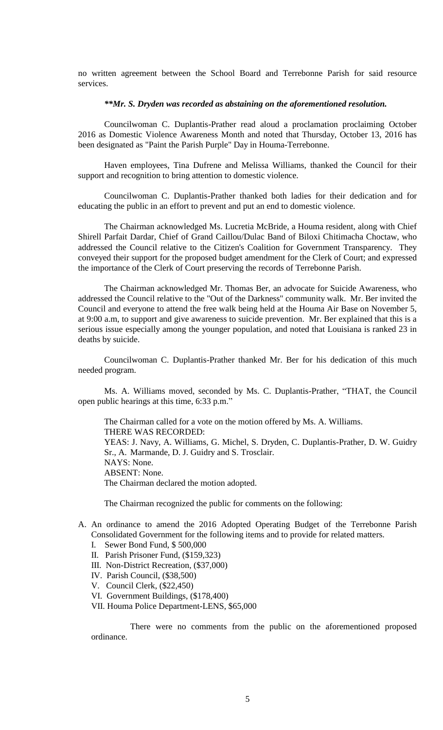no written agreement between the School Board and Terrebonne Parish for said resource services.

***\*Mr. S. Dryden was recorded as abstaining on the aforementioned resolution.***

Councilwoman C. Duplantis-Prather read aloud a proclamation proclaiming October 2016 as Domestic Violence Awareness Month and noted that Thursday, October 13, 2016 has been designated as "Paint the Parish Purple" Day in Houma-Terrebonne.

Haven employees, Tina Dufrene and Melissa Williams, thanked the Council for their support and recognition to bring attention to domestic violence.

Councilwoman C. Duplantis-Prather thanked both ladies for their dedication and for educating the public in an effort to prevent and put an end to domestic violence.

The Chairman acknowledged Ms. Lucretia McBride, a Houma resident, along with Chief Shirell Parfait Dardar, Chief of Grand Caillou/Dulac Band of Biloxi Chitimacha Choctaw, who addressed the Council relative to the Citizen's Coalition for Government Transparency. They conveyed their support for the proposed budget amendment for the Clerk of Court; and expressed the importance of the Clerk of Court preserving the records of Terrebonne Parish.

The Chairman acknowledged Mr. Thomas Ber, an advocate for Suicide Awareness, who addressed the Council relative to the "Out of the Darkness" community walk. Mr. Ber invited the Council and everyone to attend the free walk being held at the Houma Air Base on November 5, at 9:00 a.m, to support and give awareness to suicide prevention. Mr. Ber explained that this is a serious issue especially among the younger population, and noted that Louisiana is ranked 23 in deaths by suicide.

Councilwoman C. Duplantis-Prather thanked Mr. Ber for his dedication of this much needed program.

Ms. A. Williams moved, seconded by Ms. C. Duplantis-Prather, "THAT, the Council open public hearings at this time, 6:33 p.m."

The Chairman called for a vote on the motion offered by Ms. A. Williams.
THERE WAS RECORDED:
YEAS: J. Navy, A. Williams, G. Michel, S. Dryden, C. Duplantis-Prather, D. W. Guidry Sr., A. Marmande, D. J. Guidry and S. Trosclair.
NAYS: None.
ABSENT: None.
The Chairman declared the motion adopted.

The Chairman recognized the public for comments on the following:

A. An ordinance to amend the 2016 Adopted Operating Budget of the Terrebonne Parish Consolidated Government for the following items and to provide for related matters.
   - I. Sewer Bond Fund, $ 500,000
   - II. Parish Prisoner Fund, ($159,323)
   - III. Non-District Recreation, ($37,000)
   - IV. Parish Council, ($38,500)
   - V. Council Clerk, ($22,450)
   - VI. Government Buildings, ($178,400)
   - VII. Houma Police Department-LENS, $65,000

   There were no comments from the public on the aforementioned proposed ordinance.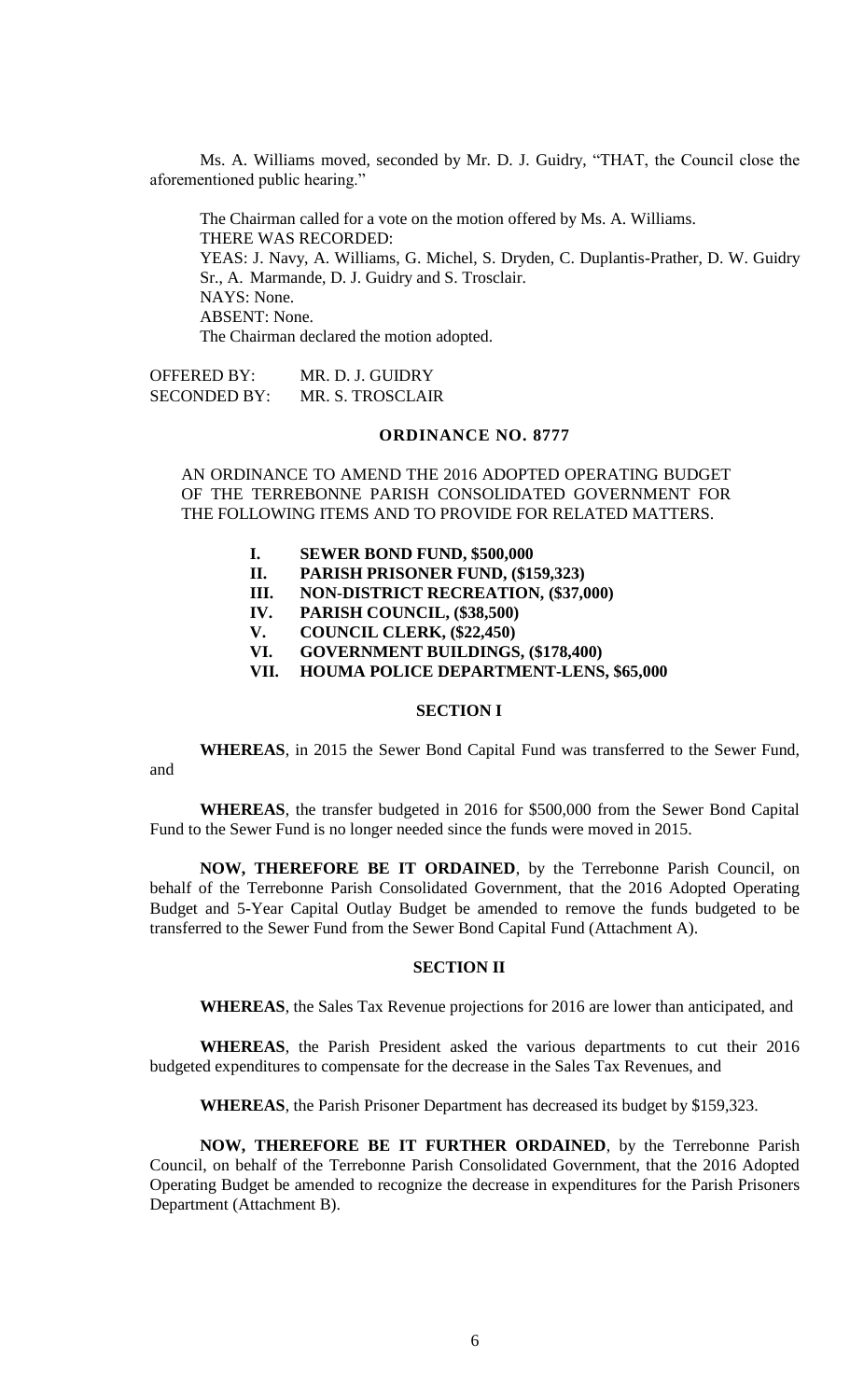Ms. A. Williams moved, seconded by Mr. D. J. Guidry, "THAT, the Council close the aforementioned public hearing."

The Chairman called for a vote on the motion offered by Ms. A. Williams.
THERE WAS RECORDED:
YEAS: J. Navy, A. Williams, G. Michel, S. Dryden, C. Duplantis-Prather, D. W. Guidry Sr., A. Marmande, D. J. Guidry and S. Trosclair.
NAYS: None.
ABSENT: None.
The Chairman declared the motion adopted.

OFFERED BY: MR. D. J. GUIDRY
SECONDED BY: MR. S. TROSCLAIR

**ORDINANCE NO. 8777**

AN ORDINANCE TO AMEND THE 2016 ADOPTED OPERATING BUDGET OF THE TERREBONNE PARISH CONSOLIDATED GOVERNMENT FOR THE FOLLOWING ITEMS AND TO PROVIDE FOR RELATED MATTERS.

- **I. SEWER BOND FUND, $500,000**
- **II. PARISH PRISONER FUND, ($159,323)**
- **III. NON-DISTRICT RECREATION, ($37,000)**
- **IV. PARISH COUNCIL, ($38,500)**
- **V. COUNCIL CLERK, ($22,450)**
- **VI. GOVERNMENT BUILDINGS, ($178,400)**
- **VII. HOUMA POLICE DEPARTMENT-LENS, $65,000**

**SECTION I**

**WHEREAS**, in 2015 the Sewer Bond Capital Fund was transferred to the Sewer Fund, and

**WHEREAS**, the transfer budgeted in 2016 for $500,000 from the Sewer Bond Capital Fund to the Sewer Fund is no longer needed since the funds were moved in 2015.

**NOW, THEREFORE BE IT ORDAINED**, by the Terrebonne Parish Council, on behalf of the Terrebonne Parish Consolidated Government, that the 2016 Adopted Operating Budget and 5-Year Capital Outlay Budget be amended to remove the funds budgeted to be transferred to the Sewer Fund from the Sewer Bond Capital Fund (Attachment A).

**SECTION II**

**WHEREAS**, the Sales Tax Revenue projections for 2016 are lower than anticipated, and

**WHEREAS**, the Parish President asked the various departments to cut their 2016 budgeted expenditures to compensate for the decrease in the Sales Tax Revenues, and

**WHEREAS**, the Parish Prisoner Department has decreased its budget by $159,323.

**NOW, THEREFORE BE IT FURTHER ORDAINED**, by the Terrebonne Parish Council, on behalf of the Terrebonne Parish Consolidated Government, that the 2016 Adopted Operating Budget be amended to recognize the decrease in expenditures for the Parish Prisoners Department (Attachment B).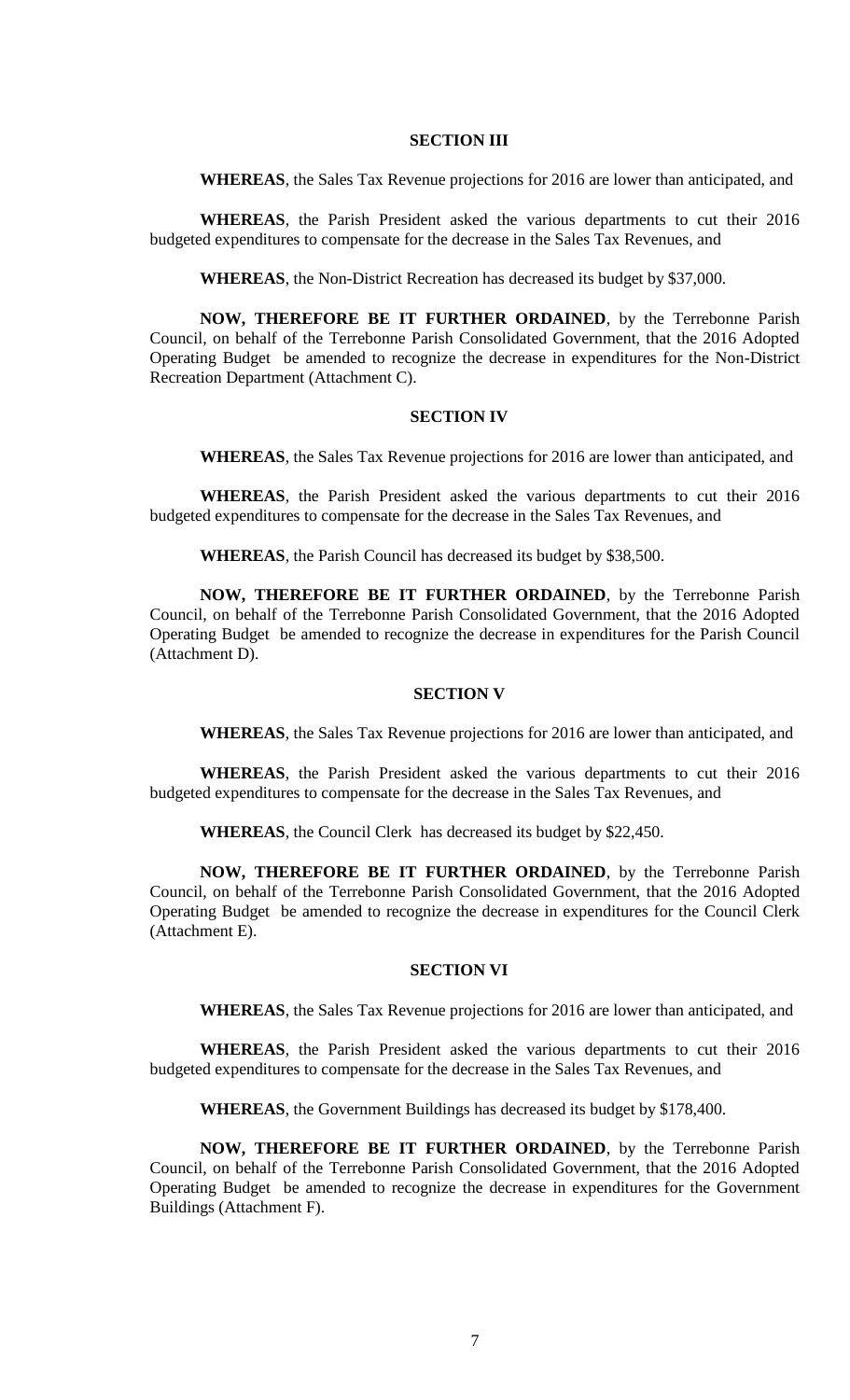### SECTION III

**WHEREAS**, the Sales Tax Revenue projections for 2016 are lower than anticipated, and

**WHEREAS**, the Parish President asked the various departments to cut their 2016 budgeted expenditures to compensate for the decrease in the Sales Tax Revenues, and

**WHEREAS**, the Non-District Recreation has decreased its budget by $37,000.

**NOW, THEREFORE BE IT FURTHER ORDAINED**, by the Terrebonne Parish Council, on behalf of the Terrebonne Parish Consolidated Government, that the 2016 Adopted Operating Budget be amended to recognize the decrease in expenditures for the Non-District Recreation Department (Attachment C).

### SECTION IV

**WHEREAS**, the Sales Tax Revenue projections for 2016 are lower than anticipated, and

**WHEREAS**, the Parish President asked the various departments to cut their 2016 budgeted expenditures to compensate for the decrease in the Sales Tax Revenues, and

**WHEREAS**, the Parish Council has decreased its budget by $38,500.

**NOW, THEREFORE BE IT FURTHER ORDAINED**, by the Terrebonne Parish Council, on behalf of the Terrebonne Parish Consolidated Government, that the 2016 Adopted Operating Budget be amended to recognize the decrease in expenditures for the Parish Council (Attachment D).

### SECTION V

**WHEREAS**, the Sales Tax Revenue projections for 2016 are lower than anticipated, and

**WHEREAS**, the Parish President asked the various departments to cut their 2016 budgeted expenditures to compensate for the decrease in the Sales Tax Revenues, and

**WHEREAS**, the Council Clerk has decreased its budget by $22,450.

**NOW, THEREFORE BE IT FURTHER ORDAINED**, by the Terrebonne Parish Council, on behalf of the Terrebonne Parish Consolidated Government, that the 2016 Adopted Operating Budget be amended to recognize the decrease in expenditures for the Council Clerk (Attachment E).

### SECTION VI

**WHEREAS**, the Sales Tax Revenue projections for 2016 are lower than anticipated, and

**WHEREAS**, the Parish President asked the various departments to cut their 2016 budgeted expenditures to compensate for the decrease in the Sales Tax Revenues, and

**WHEREAS**, the Government Buildings has decreased its budget by $178,400.

**NOW, THEREFORE BE IT FURTHER ORDAINED**, by the Terrebonne Parish Council, on behalf of the Terrebonne Parish Consolidated Government, that the 2016 Adopted Operating Budget be amended to recognize the decrease in expenditures for the Government Buildings (Attachment F).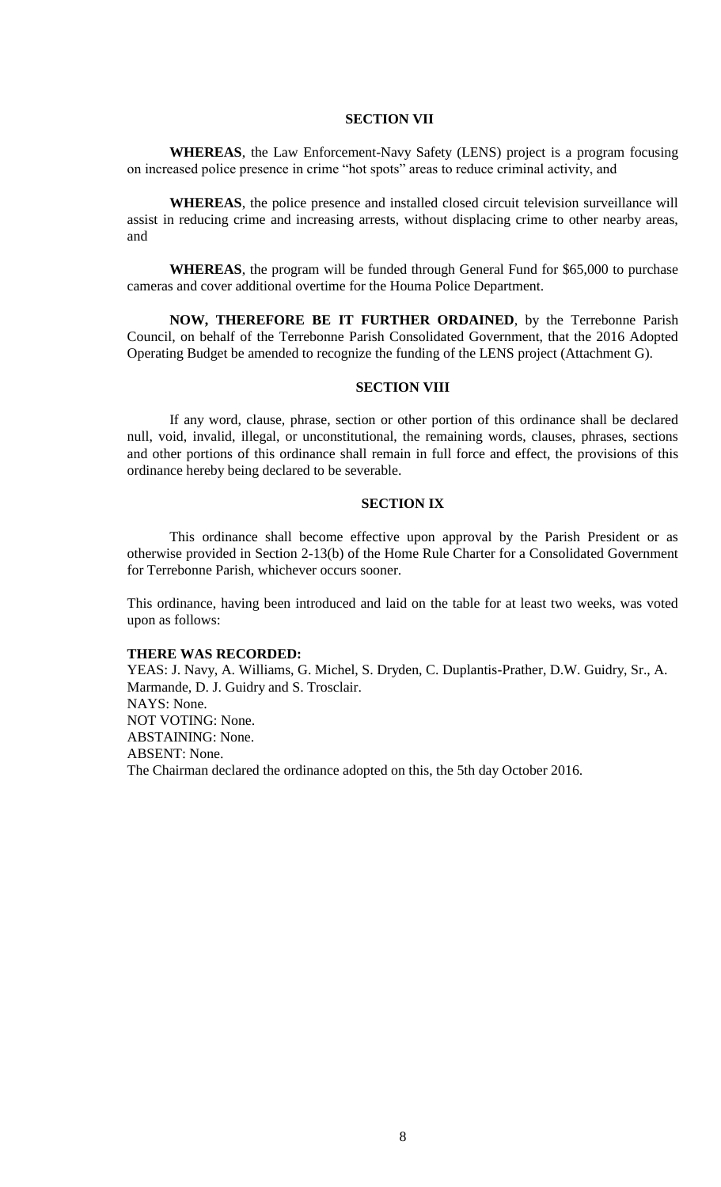## SECTION VII

**WHEREAS**, the Law Enforcement-Navy Safety (LENS) project is a program focusing on increased police presence in crime "hot spots" areas to reduce criminal activity, and

**WHEREAS**, the police presence and installed closed circuit television surveillance will assist in reducing crime and increasing arrests, without displacing crime to other nearby areas, and

**WHEREAS**, the program will be funded through General Fund for $65,000 to purchase cameras and cover additional overtime for the Houma Police Department.

**NOW, THEREFORE BE IT FURTHER ORDAINED**, by the Terrebonne Parish Council, on behalf of the Terrebonne Parish Consolidated Government, that the 2016 Adopted Operating Budget be amended to recognize the funding of the LENS project (Attachment G).

## SECTION VIII

If any word, clause, phrase, section or other portion of this ordinance shall be declared null, void, invalid, illegal, or unconstitutional, the remaining words, clauses, phrases, sections and other portions of this ordinance shall remain in full force and effect, the provisions of this ordinance hereby being declared to be severable.

## SECTION IX

This ordinance shall become effective upon approval by the Parish President or as otherwise provided in Section 2-13(b) of the Home Rule Charter for a Consolidated Government for Terrebonne Parish, whichever occurs sooner.

This ordinance, having been introduced and laid on the table for at least two weeks, was voted upon as follows:

**THERE WAS RECORDED:**
YEAS: J. Navy, A. Williams, G. Michel, S. Dryden, C. Duplantis-Prather, D.W. Guidry, Sr., A. Marmande, D. J. Guidry and S. Trosclair.
NAYS: None.
NOT VOTING: None.
ABSTAINING: None.
ABSENT: None.
The Chairman declared the ordinance adopted on this, the 5th day October 2016.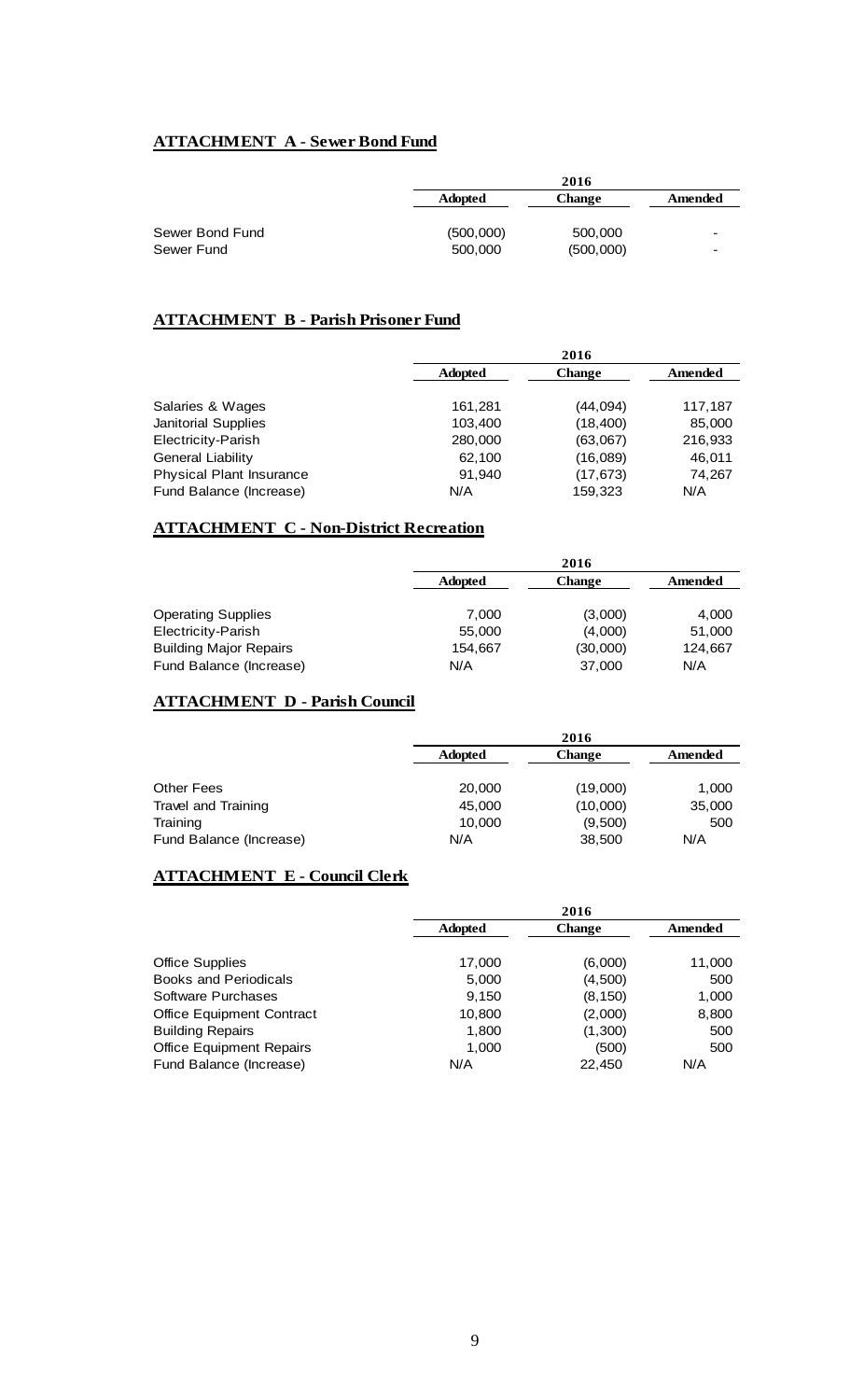**ATTACHMENT A - Sewer Bond Fund**

| | 2016 | | |
|---|---|---|---|
| | **Adopted** | **Change** | **Amended** |
| Sewer Bond Fund | (500,000) | 500,000 | - |
| Sewer Fund | 500,000 | (500,000) | - |

**ATTACHMENT B - Parish Prisoner Fund**

| | 2016 | | |
|---|---|---|---|
| | **Adopted** | **Change** | **Amended** |
| Salaries & Wages | 161,281 | (44,094) | 117,187 |
| Janitorial Supplies | 103,400 | (18,400) | 85,000 |
| Electricity-Parish | 280,000 | (63,067) | 216,933 |
| General Liability | 62,100 | (16,089) | 46,011 |
| Physical Plant Insurance | 91,940 | (17,673) | 74,267 |
| Fund Balance (Increase) | N/A | 159,323 | N/A |

**ATTACHMENT C - Non-District Recreation**

| | 2016 | | |
|---|---|---|---|
| | **Adopted** | **Change** | **Amended** |
| Operating Supplies | 7,000 | (3,000) | 4,000 |
| Electricity-Parish | 55,000 | (4,000) | 51,000 |
| Building Major Repairs | 154,667 | (30,000) | 124,667 |
| Fund Balance (Increase) | N/A | 37,000 | N/A |

**ATTACHMENT D - Parish Council**

| | 2016 | | |
|---|---|---|---|
| | **Adopted** | **Change** | **Amended** |
| Other Fees | 20,000 | (19,000) | 1,000 |
| Travel and Training | 45,000 | (10,000) | 35,000 |
| Training | 10,000 | (9,500) | 500 |
| Fund Balance (Increase) | N/A | 38,500 | N/A |

**ATTACHMENT E - Council Clerk**

| | 2016 | | |
|---|---|---|---|
| | **Adopted** | **Change** | **Amended** |
| Office Supplies | 17,000 | (6,000) | 11,000 |
| Books and Periodicals | 5,000 | (4,500) | 500 |
| Software Purchases | 9,150 | (8,150) | 1,000 |
| Office Equipment Contract | 10,800 | (2,000) | 8,800 |
| Building Repairs | 1,800 | (1,300) | 500 |
| Office Equipment Repairs | 1,000 | (500) | 500 |
| Fund Balance (Increase) | N/A | 22,450 | N/A |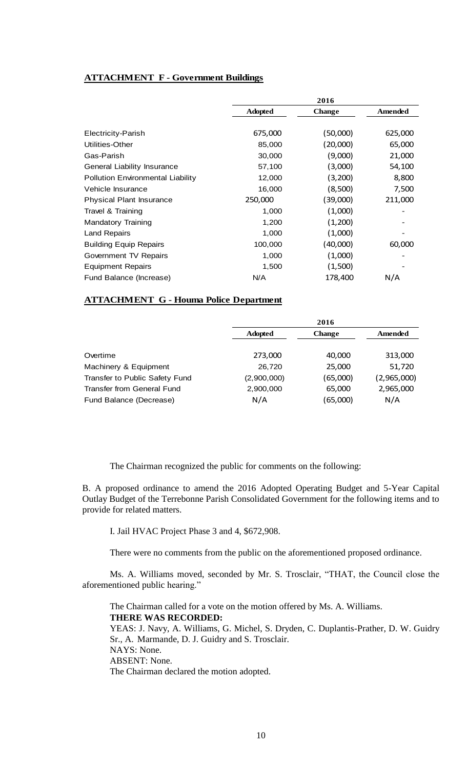**ATTACHMENT F - Government Buildings**

| | 2016 | | |
|---|---|---|---|
| | **Adopted** | **Change** | **Amended** |
| Electricity-Parish | 675,000 | (50,000) | 625,000 |
| Utilities-Other | 85,000 | (20,000) | 65,000 |
| Gas-Parish | 30,000 | (9,000) | 21,000 |
| General Liability Insurance | 57,100 | (3,000) | 54,100 |
| Pollution Environmental Liability | 12,000 | (3,200) | 8,800 |
| Vehicle Insurance | 16,000 | (8,500) | 7,500 |
| Physical Plant Insurance | 250,000 | (39,000) | 211,000 |
| Travel & Training | 1,000 | (1,000) | - |
| Mandatory Training | 1,200 | (1,200) | - |
| Land Repairs | 1,000 | (1,000) | - |
| Building Equip Repairs | 100,000 | (40,000) | 60,000 |
| Government TV Repairs | 1,000 | (1,000) | - |
| Equipment Repairs | 1,500 | (1,500) | - |
| Fund Balance (Increase) | N/A | 178,400 | N/A |

**ATTACHMENT G - Houma Police Department**

| | 2016 | | |
|---|---|---|---|
| | **Adopted** | **Change** | **Amended** |
| Overtime | 273,000 | 40,000 | 313,000 |
| Machinery & Equipment | 26,720 | 25,000 | 51,720 |
| Transfer to Public Safety Fund | (2,900,000) | (65,000) | (2,965,000) |
| Transfer from General Fund | 2,900,000 | 65,000 | 2,965,000 |
| Fund Balance (Decrease) | N/A | (65,000) | N/A |

The Chairman recognized the public for comments on the following:

B. A proposed ordinance to amend the 2016 Adopted Operating Budget and 5-Year Capital Outlay Budget of the Terrebonne Parish Consolidated Government for the following items and to provide for related matters.

I. Jail HVAC Project Phase 3 and 4, $672,908.

There were no comments from the public on the aforementioned proposed ordinance.

Ms. A. Williams moved, seconded by Mr. S. Trosclair, "THAT, the Council close the aforementioned public hearing."

The Chairman called for a vote on the motion offered by Ms. A. Williams.

**THERE WAS RECORDED:**

YEAS: J. Navy, A. Williams, G. Michel, S. Dryden, C. Duplantis-Prather, D. W. Guidry Sr., A. Marmande, D. J. Guidry and S. Trosclair.

NAYS: None.

ABSENT: None.

The Chairman declared the motion adopted.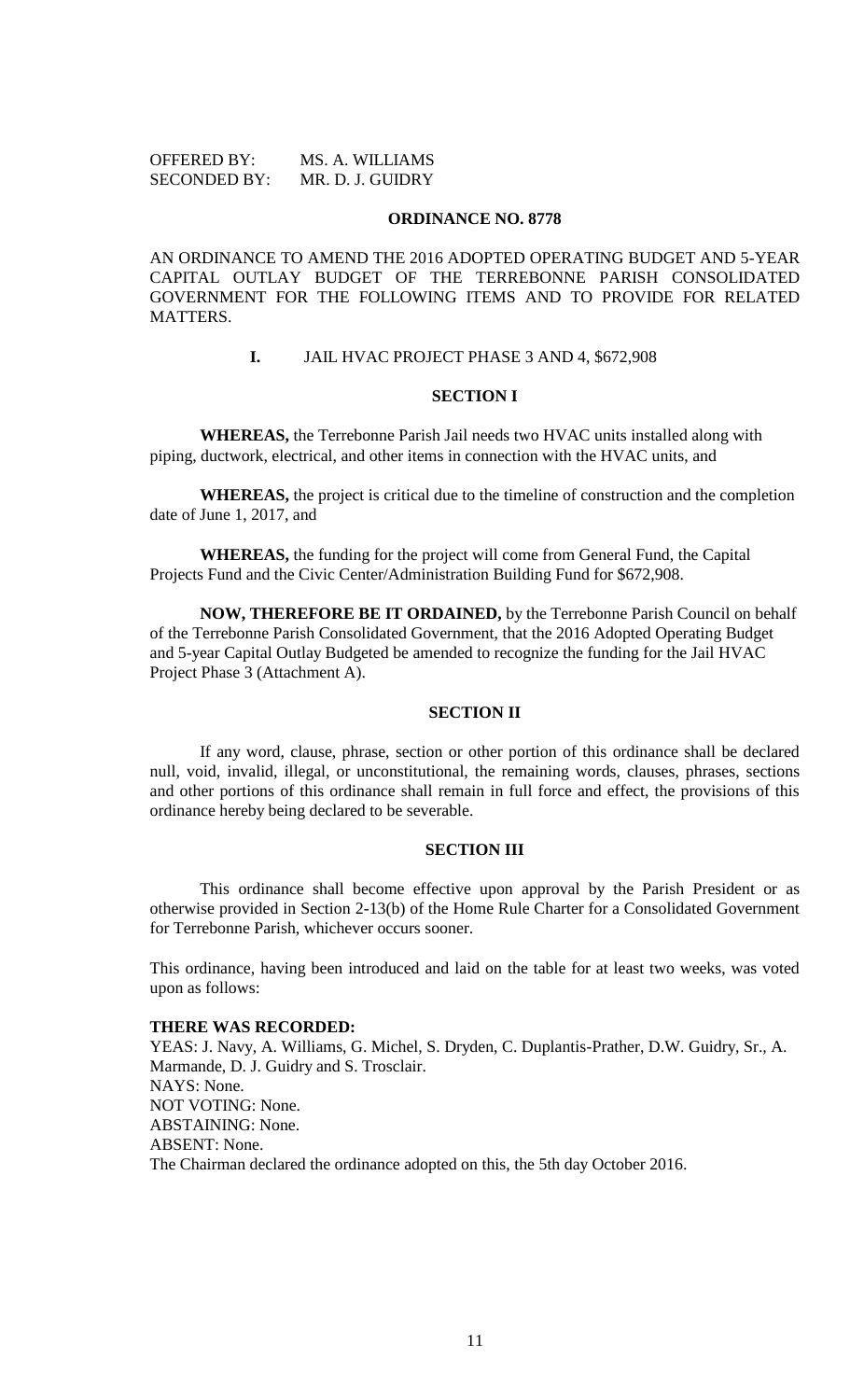OFFERED BY: MS. A. WILLIAMS
SECONDED BY: MR. D. J. GUIDRY

## ORDINANCE NO. 8778

AN ORDINANCE TO AMEND THE 2016 ADOPTED OPERATING BUDGET AND 5-YEAR CAPITAL OUTLAY BUDGET OF THE TERREBONNE PARISH CONSOLIDATED GOVERNMENT FOR THE FOLLOWING ITEMS AND TO PROVIDE FOR RELATED MATTERS.

**I.** JAIL HVAC PROJECT PHASE 3 AND 4, $672,908

### SECTION I

**WHEREAS,** the Terrebonne Parish Jail needs two HVAC units installed along with piping, ductwork, electrical, and other items in connection with the HVAC units, and

**WHEREAS,** the project is critical due to the timeline of construction and the completion date of June 1, 2017, and

**WHEREAS,** the funding for the project will come from General Fund, the Capital Projects Fund and the Civic Center/Administration Building Fund for $672,908.

**NOW, THEREFORE BE IT ORDAINED,** by the Terrebonne Parish Council on behalf of the Terrebonne Parish Consolidated Government, that the 2016 Adopted Operating Budget and 5-year Capital Outlay Budgeted be amended to recognize the funding for the Jail HVAC Project Phase 3 (Attachment A).

### SECTION II

If any word, clause, phrase, section or other portion of this ordinance shall be declared null, void, invalid, illegal, or unconstitutional, the remaining words, clauses, phrases, sections and other portions of this ordinance shall remain in full force and effect, the provisions of this ordinance hereby being declared to be severable.

### SECTION III

This ordinance shall become effective upon approval by the Parish President or as otherwise provided in Section 2-13(b) of the Home Rule Charter for a Consolidated Government for Terrebonne Parish, whichever occurs sooner.

This ordinance, having been introduced and laid on the table for at least two weeks, was voted upon as follows:

**THERE WAS RECORDED:**
YEAS: J. Navy, A. Williams, G. Michel, S. Dryden, C. Duplantis-Prather, D.W. Guidry, Sr., A. Marmande, D. J. Guidry and S. Trosclair.
NAYS: None.
NOT VOTING: None.
ABSTAINING: None.
ABSENT: None.
The Chairman declared the ordinance adopted on this, the 5th day October 2016.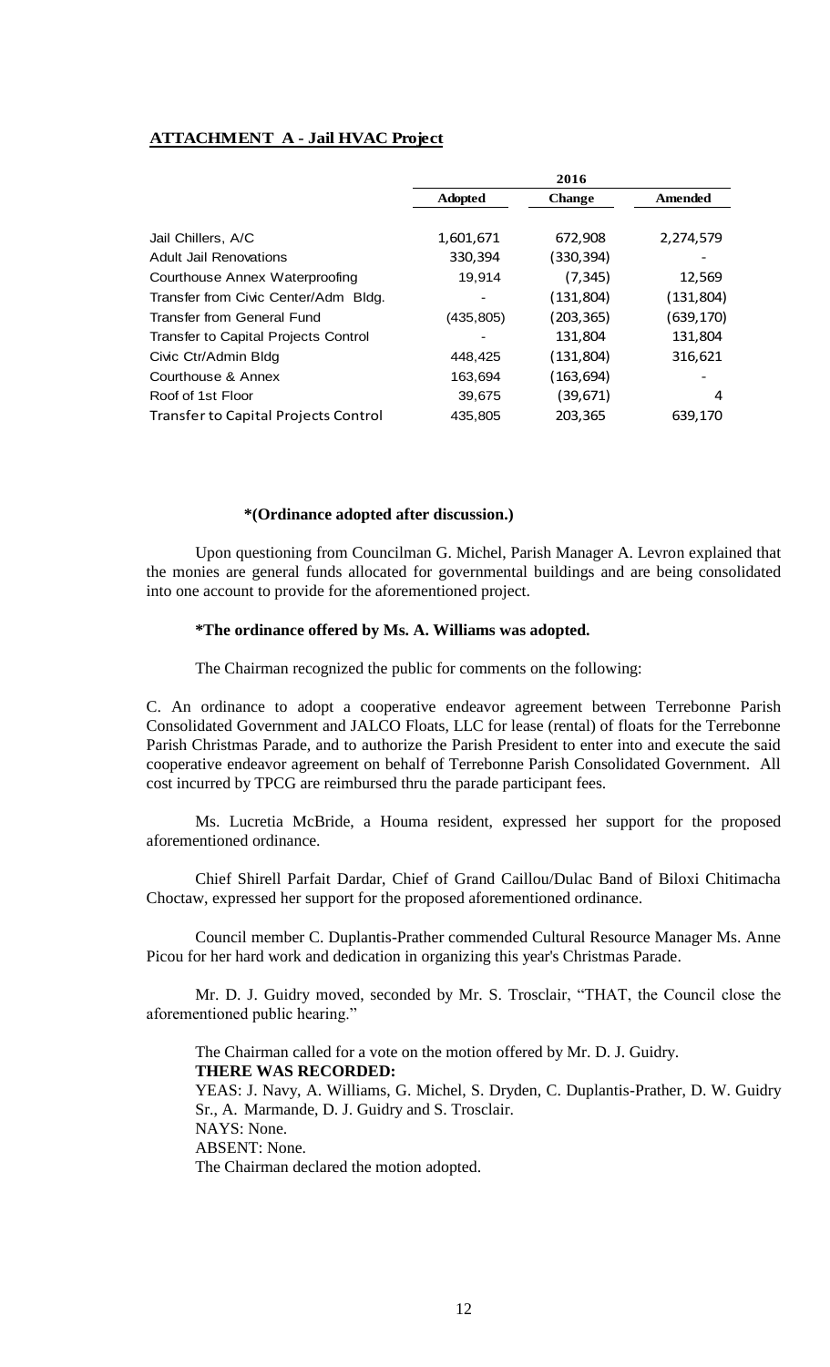**ATTACHMENT A - Jail HVAC Project**

| | 2016 | | |
|---|---|---|---|
| | **Adopted** | **Change** | **Amended** |
| Jail Chillers, A/C | 1,601,671 | 672,908 | 2,274,579 |
| Adult Jail Renovations | 330,394 | (330,394) | - |
| Courthouse Annex Waterproofing | 19,914 | (7,345) | 12,569 |
| Transfer from Civic Center/Adm Bldg. | - | (131,804) | (131,804) |
| Transfer from General Fund | (435,805) | (203,365) | (639,170) |
| Transfer to Capital Projects Control | - | 131,804 | 131,804 |
| Civic Ctr/Admin Bldg | 448,425 | (131,804) | 316,621 |
| Courthouse & Annex | 163,694 | (163,694) | - |
| Roof of 1st Floor | 39,675 | (39,671) | 4 |
| Transfer to Capital Projects Control | 435,805 | 203,365 | 639,170 |

**\*(Ordinance adopted after discussion.)**

Upon questioning from Councilman G. Michel, Parish Manager A. Levron explained that the monies are general funds allocated for governmental buildings and are being consolidated into one account to provide for the aforementioned project.

**\*The ordinance offered by Ms. A. Williams was adopted.**

The Chairman recognized the public for comments on the following:

C. An ordinance to adopt a cooperative endeavor agreement between Terrebonne Parish Consolidated Government and JALCO Floats, LLC for lease (rental) of floats for the Terrebonne Parish Christmas Parade, and to authorize the Parish President to enter into and execute the said cooperative endeavor agreement on behalf of Terrebonne Parish Consolidated Government. All cost incurred by TPCG are reimbursed thru the parade participant fees.

Ms. Lucretia McBride, a Houma resident, expressed her support for the proposed aforementioned ordinance.

Chief Shirell Parfait Dardar, Chief of Grand Caillou/Dulac Band of Biloxi Chitimacha Choctaw, expressed her support for the proposed aforementioned ordinance.

Council member C. Duplantis-Prather commended Cultural Resource Manager Ms. Anne Picou for her hard work and dedication in organizing this year's Christmas Parade.

Mr. D. J. Guidry moved, seconded by Mr. S. Trosclair, "THAT, the Council close the aforementioned public hearing."

The Chairman called for a vote on the motion offered by Mr. D. J. Guidry.
**THERE WAS RECORDED:**
YEAS: J. Navy, A. Williams, G. Michel, S. Dryden, C. Duplantis-Prather, D. W. Guidry Sr., A. Marmande, D. J. Guidry and S. Trosclair.
NAYS: None.
ABSENT: None.
The Chairman declared the motion adopted.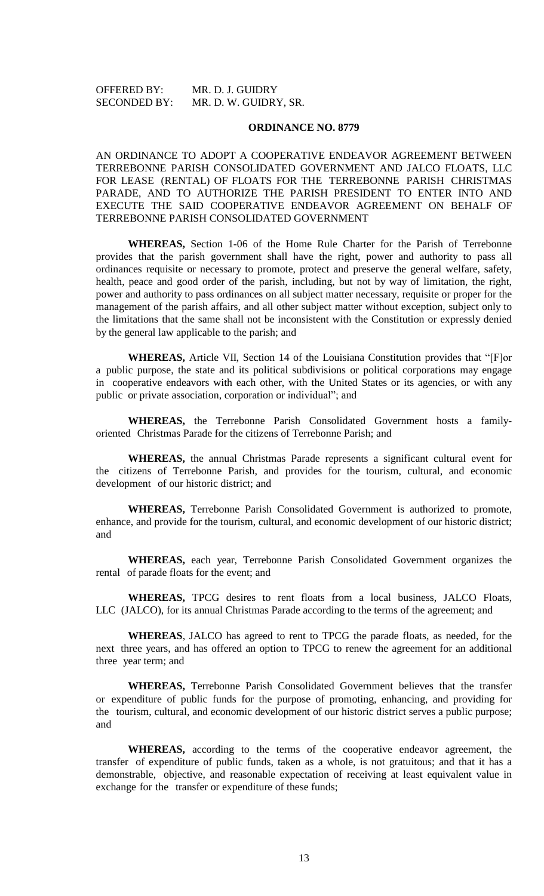OFFERED BY: MR. D. J. GUIDRY
SECONDED BY: MR. D. W. GUIDRY, SR.

**ORDINANCE NO. 8779**

AN ORDINANCE TO ADOPT A COOPERATIVE ENDEAVOR AGREEMENT BETWEEN TERREBONNE PARISH CONSOLIDATED GOVERNMENT AND JALCO FLOATS, LLC FOR LEASE (RENTAL) OF FLOATS FOR THE TERREBONNE PARISH CHRISTMAS PARADE, AND TO AUTHORIZE THE PARISH PRESIDENT TO ENTER INTO AND EXECUTE THE SAID COOPERATIVE ENDEAVOR AGREEMENT ON BEHALF OF TERREBONNE PARISH CONSOLIDATED GOVERNMENT

**WHEREAS,** Section 1-06 of the Home Rule Charter for the Parish of Terrebonne provides that the parish government shall have the right, power and authority to pass all ordinances requisite or necessary to promote, protect and preserve the general welfare, safety, health, peace and good order of the parish, including, but not by way of limitation, the right, power and authority to pass ordinances on all subject matter necessary, requisite or proper for the management of the parish affairs, and all other subject matter without exception, subject only to the limitations that the same shall not be inconsistent with the Constitution or expressly denied by the general law applicable to the parish; and

**WHEREAS,** Article VII, Section 14 of the Louisiana Constitution provides that "[F]or a public purpose, the state and its political subdivisions or political corporations may engage in cooperative endeavors with each other, with the United States or its agencies, or with any public or private association, corporation or individual"; and

**WHEREAS,** the Terrebonne Parish Consolidated Government hosts a family-oriented Christmas Parade for the citizens of Terrebonne Parish; and

**WHEREAS,** the annual Christmas Parade represents a significant cultural event for the citizens of Terrebonne Parish, and provides for the tourism, cultural, and economic development of our historic district; and

**WHEREAS,** Terrebonne Parish Consolidated Government is authorized to promote, enhance, and provide for the tourism, cultural, and economic development of our historic district; and

**WHEREAS,** each year, Terrebonne Parish Consolidated Government organizes the rental of parade floats for the event; and

**WHEREAS,** TPCG desires to rent floats from a local business, JALCO Floats, LLC (JALCO), for its annual Christmas Parade according to the terms of the agreement; and

**WHEREAS**, JALCO has agreed to rent to TPCG the parade floats, as needed, for the next three years, and has offered an option to TPCG to renew the agreement for an additional three year term; and

**WHEREAS,** Terrebonne Parish Consolidated Government believes that the transfer or expenditure of public funds for the purpose of promoting, enhancing, and providing for the tourism, cultural, and economic development of our historic district serves a public purpose; and

**WHEREAS,** according to the terms of the cooperative endeavor agreement, the transfer of expenditure of public funds, taken as a whole, is not gratuitous; and that it has a demonstrable, objective, and reasonable expectation of receiving at least equivalent value in exchange for the transfer or expenditure of these funds;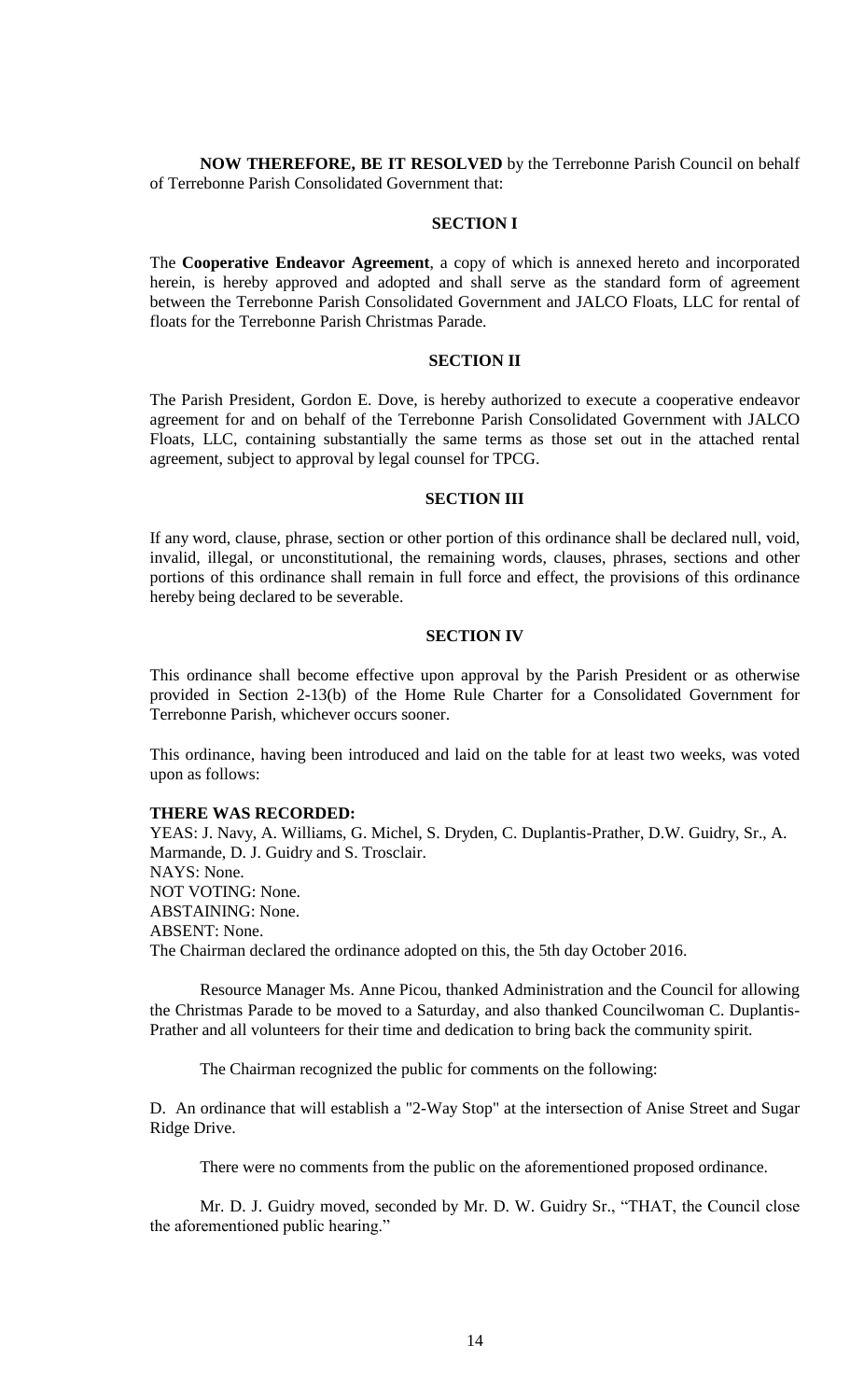**NOW THEREFORE, BE IT RESOLVED** by the Terrebonne Parish Council on behalf of Terrebonne Parish Consolidated Government that:

**SECTION I**

The **Cooperative Endeavor Agreement**, a copy of which is annexed hereto and incorporated herein, is hereby approved and adopted and shall serve as the standard form of agreement between the Terrebonne Parish Consolidated Government and JALCO Floats, LLC for rental of floats for the Terrebonne Parish Christmas Parade.

**SECTION II**

The Parish President, Gordon E. Dove, is hereby authorized to execute a cooperative endeavor agreement for and on behalf of the Terrebonne Parish Consolidated Government with JALCO Floats, LLC, containing substantially the same terms as those set out in the attached rental agreement, subject to approval by legal counsel for TPCG.

**SECTION III**

If any word, clause, phrase, section or other portion of this ordinance shall be declared null, void, invalid, illegal, or unconstitutional, the remaining words, clauses, phrases, sections and other portions of this ordinance shall remain in full force and effect, the provisions of this ordinance hereby being declared to be severable.

**SECTION IV**

This ordinance shall become effective upon approval by the Parish President or as otherwise provided in Section 2-13(b) of the Home Rule Charter for a Consolidated Government for Terrebonne Parish, whichever occurs sooner.

This ordinance, having been introduced and laid on the table for at least two weeks, was voted upon as follows:

**THERE WAS RECORDED:**
YEAS: J. Navy, A. Williams, G. Michel, S. Dryden, C. Duplantis-Prather, D.W. Guidry, Sr., A. Marmande, D. J. Guidry and S. Trosclair.
NAYS: None.
NOT VOTING: None.
ABSTAINING: None.
ABSENT: None.
The Chairman declared the ordinance adopted on this, the 5th day October 2016.

Resource Manager Ms. Anne Picou, thanked Administration and the Council for allowing the Christmas Parade to be moved to a Saturday, and also thanked Councilwoman C. Duplantis-Prather and all volunteers for their time and dedication to bring back the community spirit.

The Chairman recognized the public for comments on the following:

D. An ordinance that will establish a "2-Way Stop" at the intersection of Anise Street and Sugar Ridge Drive.

There were no comments from the public on the aforementioned proposed ordinance.

Mr. D. J. Guidry moved, seconded by Mr. D. W. Guidry Sr., "THAT, the Council close the aforementioned public hearing."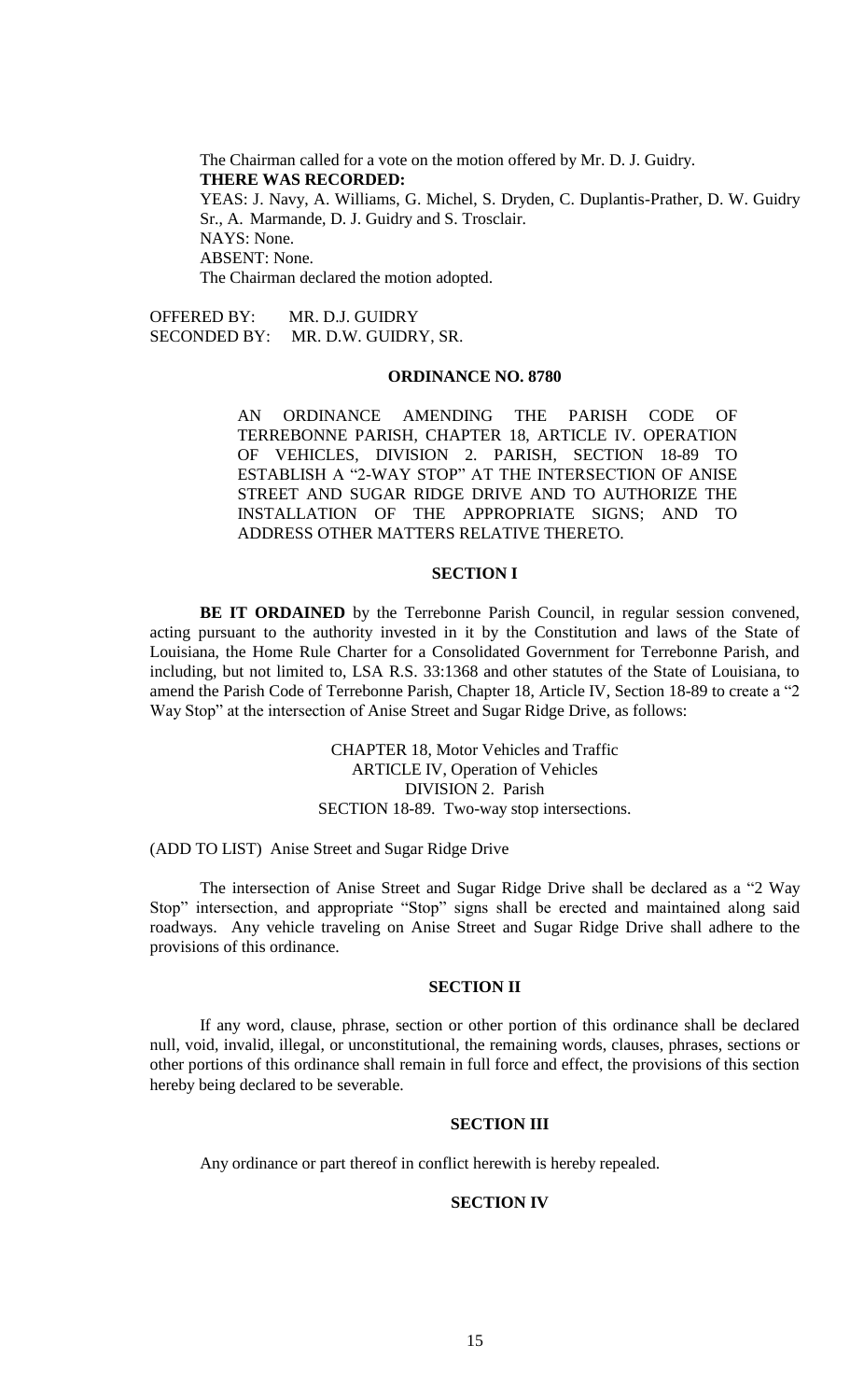The Chairman called for a vote on the motion offered by Mr. D. J. Guidry.

**THERE WAS RECORDED:**

YEAS: J. Navy, A. Williams, G. Michel, S. Dryden, C. Duplantis-Prather, D. W. Guidry Sr., A. Marmande, D. J. Guidry and S. Trosclair.

NAYS: None.

ABSENT: None.

The Chairman declared the motion adopted.

OFFERED BY: MR. D.J. GUIDRY
SECONDED BY: MR. D.W. GUIDRY, SR.

## ORDINANCE NO. 8780

AN ORDINANCE AMENDING THE PARISH CODE OF TERREBONNE PARISH, CHAPTER 18, ARTICLE IV. OPERATION OF VEHICLES, DIVISION 2. PARISH, SECTION 18-89 TO ESTABLISH A "2-WAY STOP" AT THE INTERSECTION OF ANISE STREET AND SUGAR RIDGE DRIVE AND TO AUTHORIZE THE INSTALLATION OF THE APPROPRIATE SIGNS; AND TO ADDRESS OTHER MATTERS RELATIVE THERETO.

### SECTION I

**BE IT ORDAINED** by the Terrebonne Parish Council, in regular session convened, acting pursuant to the authority invested in it by the Constitution and laws of the State of Louisiana, the Home Rule Charter for a Consolidated Government for Terrebonne Parish, and including, but not limited to, LSA R.S. 33:1368 and other statutes of the State of Louisiana, to amend the Parish Code of Terrebonne Parish, Chapter 18, Article IV, Section 18-89 to create a "2 Way Stop" at the intersection of Anise Street and Sugar Ridge Drive, as follows:

CHAPTER 18, Motor Vehicles and Traffic
ARTICLE IV, Operation of Vehicles
DIVISION 2. Parish
SECTION 18-89. Two-way stop intersections.

(ADD TO LIST) Anise Street and Sugar Ridge Drive

The intersection of Anise Street and Sugar Ridge Drive shall be declared as a "2 Way Stop" intersection, and appropriate "Stop" signs shall be erected and maintained along said roadways. Any vehicle traveling on Anise Street and Sugar Ridge Drive shall adhere to the provisions of this ordinance.

### SECTION II

If any word, clause, phrase, section or other portion of this ordinance shall be declared null, void, invalid, illegal, or unconstitutional, the remaining words, clauses, phrases, sections or other portions of this ordinance shall remain in full force and effect, the provisions of this section hereby being declared to be severable.

### SECTION III

Any ordinance or part thereof in conflict herewith is hereby repealed.

### SECTION IV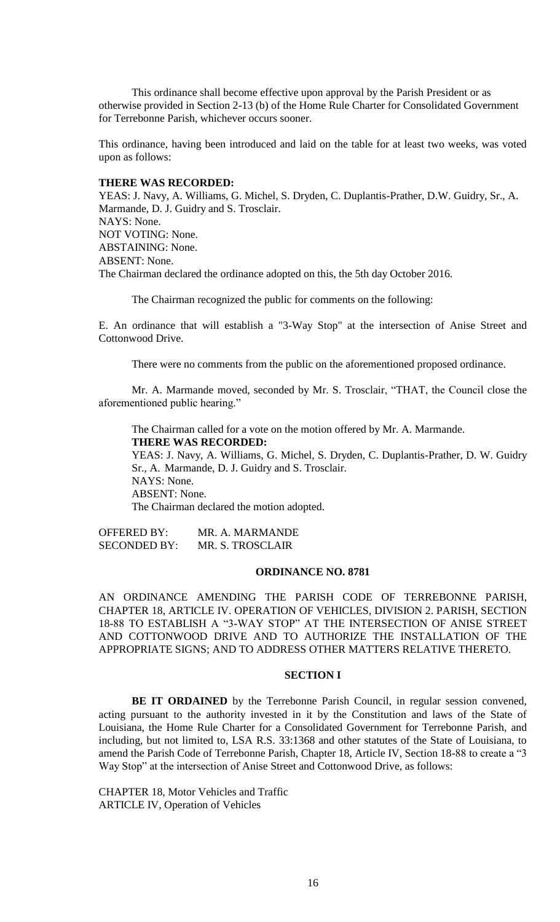This ordinance shall become effective upon approval by the Parish President or as otherwise provided in Section 2-13 (b) of the Home Rule Charter for Consolidated Government for Terrebonne Parish, whichever occurs sooner.

This ordinance, having been introduced and laid on the table for at least two weeks, was voted upon as follows:

**THERE WAS RECORDED:**
YEAS: J. Navy, A. Williams, G. Michel, S. Dryden, C. Duplantis-Prather, D.W. Guidry, Sr., A. Marmande, D. J. Guidry and S. Trosclair.
NAYS: None.
NOT VOTING: None.
ABSTAINING: None.
ABSENT: None.
The Chairman declared the ordinance adopted on this, the 5th day October 2016.

The Chairman recognized the public for comments on the following:

E. An ordinance that will establish a "3-Way Stop" at the intersection of Anise Street and Cottonwood Drive.

There were no comments from the public on the aforementioned proposed ordinance.

Mr. A. Marmande moved, seconded by Mr. S. Trosclair, "THAT, the Council close the aforementioned public hearing."

The Chairman called for a vote on the motion offered by Mr. A. Marmande.
**THERE WAS RECORDED:**
YEAS: J. Navy, A. Williams, G. Michel, S. Dryden, C. Duplantis-Prather, D. W. Guidry Sr., A. Marmande, D. J. Guidry and S. Trosclair.
NAYS: None.
ABSENT: None.
The Chairman declared the motion adopted.

OFFERED BY: MR. A. MARMANDE
SECONDED BY: MR. S. TROSCLAIR

**ORDINANCE NO. 8781**

AN ORDINANCE AMENDING THE PARISH CODE OF TERREBONNE PARISH, CHAPTER 18, ARTICLE IV. OPERATION OF VEHICLES, DIVISION 2. PARISH, SECTION 18-88 TO ESTABLISH A "3-WAY STOP" AT THE INTERSECTION OF ANISE STREET AND COTTONWOOD DRIVE AND TO AUTHORIZE THE INSTALLATION OF THE APPROPRIATE SIGNS; AND TO ADDRESS OTHER MATTERS RELATIVE THERETO.

**SECTION I**

**BE IT ORDAINED** by the Terrebonne Parish Council, in regular session convened, acting pursuant to the authority invested in it by the Constitution and laws of the State of Louisiana, the Home Rule Charter for a Consolidated Government for Terrebonne Parish, and including, but not limited to, LSA R.S. 33:1368 and other statutes of the State of Louisiana, to amend the Parish Code of Terrebonne Parish, Chapter 18, Article IV, Section 18-88 to create a "3 Way Stop" at the intersection of Anise Street and Cottonwood Drive, as follows:

CHAPTER 18, Motor Vehicles and Traffic
ARTICLE IV, Operation of Vehicles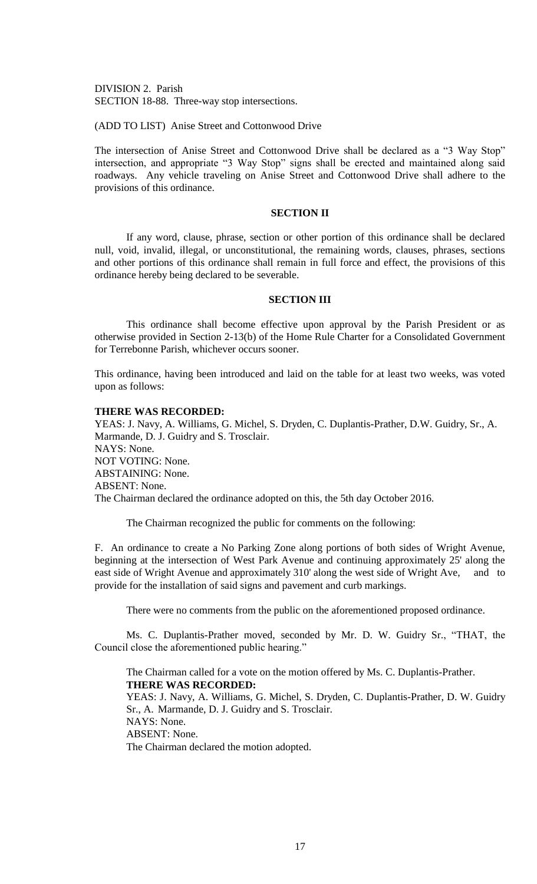DIVISION 2. Parish
SECTION 18-88. Three-way stop intersections.

(ADD TO LIST) Anise Street and Cottonwood Drive

The intersection of Anise Street and Cottonwood Drive shall be declared as a "3 Way Stop" intersection, and appropriate "3 Way Stop" signs shall be erected and maintained along said roadways. Any vehicle traveling on Anise Street and Cottonwood Drive shall adhere to the provisions of this ordinance.

**SECTION II**

If any word, clause, phrase, section or other portion of this ordinance shall be declared null, void, invalid, illegal, or unconstitutional, the remaining words, clauses, phrases, sections and other portions of this ordinance shall remain in full force and effect, the provisions of this ordinance hereby being declared to be severable.

**SECTION III**

This ordinance shall become effective upon approval by the Parish President or as otherwise provided in Section 2-13(b) of the Home Rule Charter for a Consolidated Government for Terrebonne Parish, whichever occurs sooner.

This ordinance, having been introduced and laid on the table for at least two weeks, was voted upon as follows:

**THERE WAS RECORDED:**
YEAS: J. Navy, A. Williams, G. Michel, S. Dryden, C. Duplantis-Prather, D.W. Guidry, Sr., A. Marmande, D. J. Guidry and S. Trosclair.
NAYS: None.
NOT VOTING: None.
ABSTAINING: None.
ABSENT: None.
The Chairman declared the ordinance adopted on this, the 5th day October 2016.

The Chairman recognized the public for comments on the following:

F. An ordinance to create a No Parking Zone along portions of both sides of Wright Avenue, beginning at the intersection of West Park Avenue and continuing approximately 25' along the east side of Wright Avenue and approximately 310' along the west side of Wright Ave, and to provide for the installation of said signs and pavement and curb markings.

There were no comments from the public on the aforementioned proposed ordinance.

Ms. C. Duplantis-Prather moved, seconded by Mr. D. W. Guidry Sr., "THAT, the Council close the aforementioned public hearing."

The Chairman called for a vote on the motion offered by Ms. C. Duplantis-Prather.
**THERE WAS RECORDED:**
YEAS: J. Navy, A. Williams, G. Michel, S. Dryden, C. Duplantis-Prather, D. W. Guidry Sr., A. Marmande, D. J. Guidry and S. Trosclair.
NAYS: None.
ABSENT: None.
The Chairman declared the motion adopted.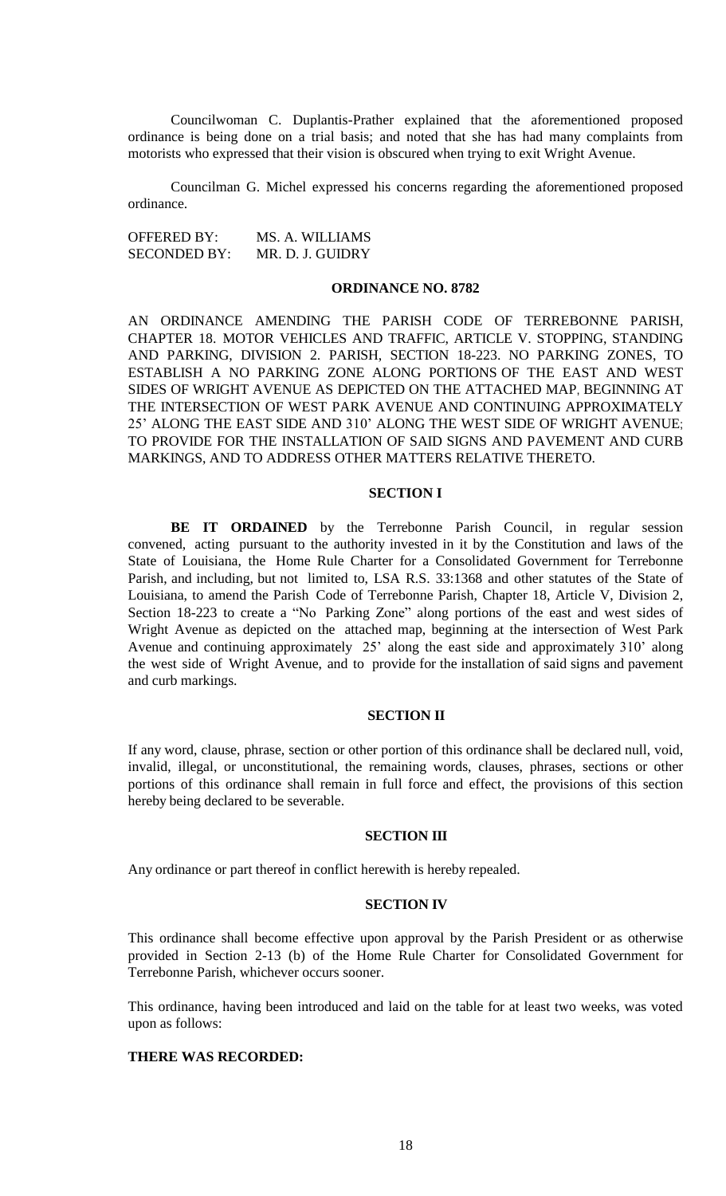Councilwoman C. Duplantis-Prather explained that the aforementioned proposed ordinance is being done on a trial basis; and noted that she has had many complaints from motorists who expressed that their vision is obscured when trying to exit Wright Avenue.

Councilman G. Michel expressed his concerns regarding the aforementioned proposed ordinance.

OFFERED BY: MS. A. WILLIAMS
SECONDED BY: MR. D. J. GUIDRY

**ORDINANCE NO. 8782**

AN ORDINANCE AMENDING THE PARISH CODE OF TERREBONNE PARISH, CHAPTER 18. MOTOR VEHICLES AND TRAFFIC, ARTICLE V. STOPPING, STANDING AND PARKING, DIVISION 2. PARISH, SECTION 18-223. NO PARKING ZONES, TO ESTABLISH A NO PARKING ZONE ALONG PORTIONS OF THE EAST AND WEST SIDES OF WRIGHT AVENUE AS DEPICTED ON THE ATTACHED MAP, BEGINNING AT THE INTERSECTION OF WEST PARK AVENUE AND CONTINUING APPROXIMATELY 25' ALONG THE EAST SIDE AND 310' ALONG THE WEST SIDE OF WRIGHT AVENUE; TO PROVIDE FOR THE INSTALLATION OF SAID SIGNS AND PAVEMENT AND CURB MARKINGS, AND TO ADDRESS OTHER MATTERS RELATIVE THERETO.

**SECTION I**

**BE IT ORDAINED** by the Terrebonne Parish Council, in regular session convened, acting pursuant to the authority invested in it by the Constitution and laws of the State of Louisiana, the Home Rule Charter for a Consolidated Government for Terrebonne Parish, and including, but not limited to, LSA R.S. 33:1368 and other statutes of the State of Louisiana, to amend the Parish Code of Terrebonne Parish, Chapter 18, Article V, Division 2, Section 18-223 to create a "No Parking Zone" along portions of the east and west sides of Wright Avenue as depicted on the attached map, beginning at the intersection of West Park Avenue and continuing approximately 25' along the east side and approximately 310' along the west side of Wright Avenue, and to provide for the installation of said signs and pavement and curb markings.

**SECTION II**

If any word, clause, phrase, section or other portion of this ordinance shall be declared null, void, invalid, illegal, or unconstitutional, the remaining words, clauses, phrases, sections or other portions of this ordinance shall remain in full force and effect, the provisions of this section hereby being declared to be severable.

**SECTION III**

Any ordinance or part thereof in conflict herewith is hereby repealed.

**SECTION IV**

This ordinance shall become effective upon approval by the Parish President or as otherwise provided in Section 2-13 (b) of the Home Rule Charter for Consolidated Government for Terrebonne Parish, whichever occurs sooner.

This ordinance, having been introduced and laid on the table for at least two weeks, was voted upon as follows:

**THERE WAS RECORDED:**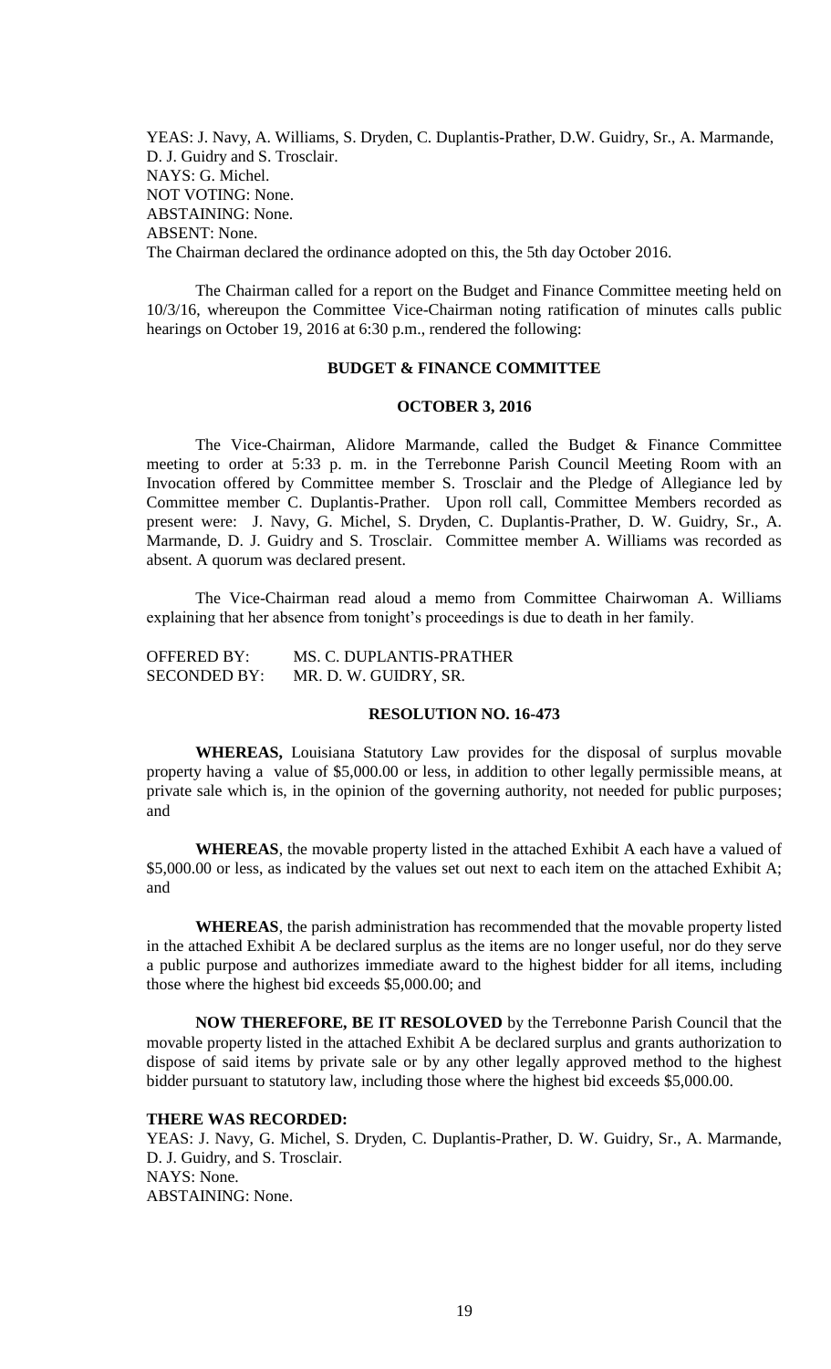YEAS: J. Navy, A. Williams, S. Dryden, C. Duplantis-Prather, D.W. Guidry, Sr., A. Marmande, D. J. Guidry and S. Trosclair.
NAYS: G. Michel.
NOT VOTING: None.
ABSTAINING: None.
ABSENT: None.
The Chairman declared the ordinance adopted on this, the 5th day October 2016.

The Chairman called for a report on the Budget and Finance Committee meeting held on 10/3/16, whereupon the Committee Vice-Chairman noting ratification of minutes calls public hearings on October 19, 2016 at 6:30 p.m., rendered the following:

**BUDGET & FINANCE COMMITTEE**

**OCTOBER 3, 2016**

The Vice-Chairman, Alidore Marmande, called the Budget & Finance Committee meeting to order at 5:33 p. m. in the Terrebonne Parish Council Meeting Room with an Invocation offered by Committee member S. Trosclair and the Pledge of Allegiance led by Committee member C. Duplantis-Prather. Upon roll call, Committee Members recorded as present were: J. Navy, G. Michel, S. Dryden, C. Duplantis-Prather, D. W. Guidry, Sr., A. Marmande, D. J. Guidry and S. Trosclair. Committee member A. Williams was recorded as absent. A quorum was declared present.

The Vice-Chairman read aloud a memo from Committee Chairwoman A. Williams explaining that her absence from tonight's proceedings is due to death in her family.

OFFERED BY: MS. C. DUPLANTIS-PRATHER
SECONDED BY: MR. D. W. GUIDRY, SR.

**RESOLUTION NO. 16-473**

**WHEREAS,** Louisiana Statutory Law provides for the disposal of surplus movable property having a value of $5,000.00 or less, in addition to other legally permissible means, at private sale which is, in the opinion of the governing authority, not needed for public purposes; and

**WHEREAS**, the movable property listed in the attached Exhibit A each have a valued of $5,000.00 or less, as indicated by the values set out next to each item on the attached Exhibit A; and

**WHEREAS**, the parish administration has recommended that the movable property listed in the attached Exhibit A be declared surplus as the items are no longer useful, nor do they serve a public purpose and authorizes immediate award to the highest bidder for all items, including those where the highest bid exceeds $5,000.00; and

**NOW THEREFORE, BE IT RESOLOVED** by the Terrebonne Parish Council that the movable property listed in the attached Exhibit A be declared surplus and grants authorization to dispose of said items by private sale or by any other legally approved method to the highest bidder pursuant to statutory law, including those where the highest bid exceeds $5,000.00.

**THERE WAS RECORDED:**
YEAS: J. Navy, G. Michel, S. Dryden, C. Duplantis-Prather, D. W. Guidry, Sr., A. Marmande, D. J. Guidry, and S. Trosclair.
NAYS: None.
ABSTAINING: None.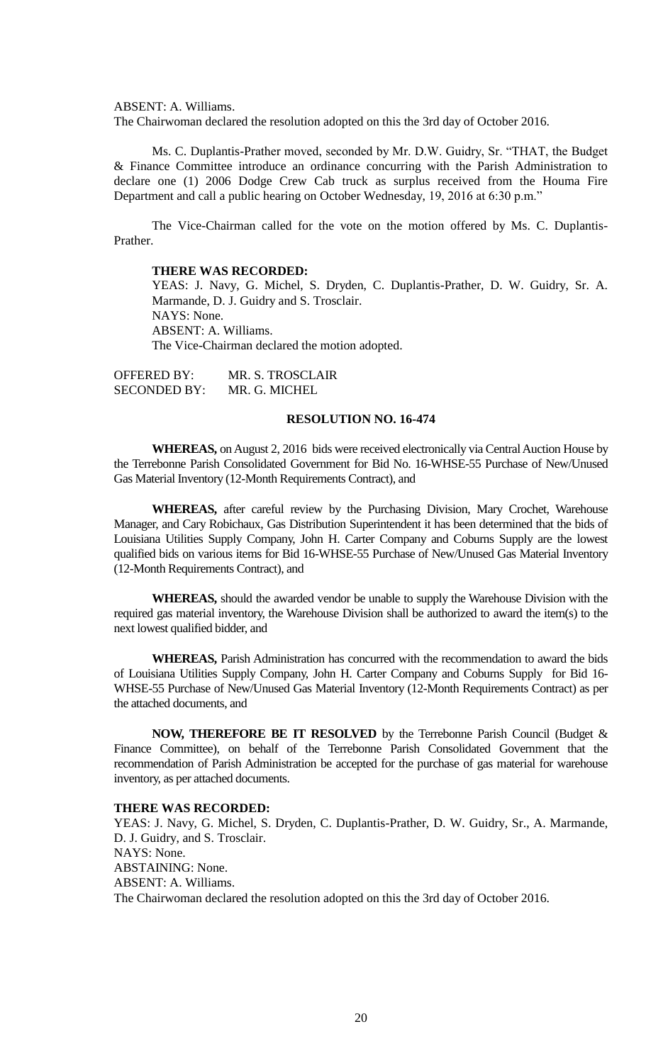ABSENT: A. Williams.
The Chairwoman declared the resolution adopted on this the 3rd day of October 2016.

Ms. C. Duplantis-Prather moved, seconded by Mr. D.W. Guidry, Sr. "THAT, the Budget & Finance Committee introduce an ordinance concurring with the Parish Administration to declare one (1) 2006 Dodge Crew Cab truck as surplus received from the Houma Fire Department and call a public hearing on October Wednesday, 19, 2016 at 6:30 p.m."

The Vice-Chairman called for the vote on the motion offered by Ms. C. Duplantis-Prather.

**THERE WAS RECORDED:**
YEAS: J. Navy, G. Michel, S. Dryden, C. Duplantis-Prather, D. W. Guidry, Sr. A. Marmande, D. J. Guidry and S. Trosclair.
NAYS: None.
ABSENT: A. Williams.
The Vice-Chairman declared the motion adopted.

OFFERED BY: MR. S. TROSCLAIR
SECONDED BY: MR. G. MICHEL

**RESOLUTION NO. 16-474**

**WHEREAS,** on August 2, 2016 bids were received electronically via Central Auction House by the Terrebonne Parish Consolidated Government for Bid No. 16-WHSE-55 Purchase of New/Unused Gas Material Inventory (12-Month Requirements Contract), and

**WHEREAS,** after careful review by the Purchasing Division, Mary Crochet, Warehouse Manager, and Cary Robichaux, Gas Distribution Superintendent it has been determined that the bids of Louisiana Utilities Supply Company, John H. Carter Company and Coburns Supply are the lowest qualified bids on various items for Bid 16-WHSE-55 Purchase of New/Unused Gas Material Inventory (12-Month Requirements Contract), and

**WHEREAS,** should the awarded vendor be unable to supply the Warehouse Division with the required gas material inventory, the Warehouse Division shall be authorized to award the item(s) to the next lowest qualified bidder, and

**WHEREAS,** Parish Administration has concurred with the recommendation to award the bids of Louisiana Utilities Supply Company, John H. Carter Company and Coburns Supply for Bid 16-WHSE-55 Purchase of New/Unused Gas Material Inventory (12-Month Requirements Contract) as per the attached documents, and

**NOW, THEREFORE BE IT RESOLVED** by the Terrebonne Parish Council (Budget & Finance Committee), on behalf of the Terrebonne Parish Consolidated Government that the recommendation of Parish Administration be accepted for the purchase of gas material for warehouse inventory, as per attached documents.

**THERE WAS RECORDED:**
YEAS: J. Navy, G. Michel, S. Dryden, C. Duplantis-Prather, D. W. Guidry, Sr., A. Marmande, D. J. Guidry, and S. Trosclair.
NAYS: None.
ABSTAINING: None.
ABSENT: A. Williams.
The Chairwoman declared the resolution adopted on this the 3rd day of October 2016.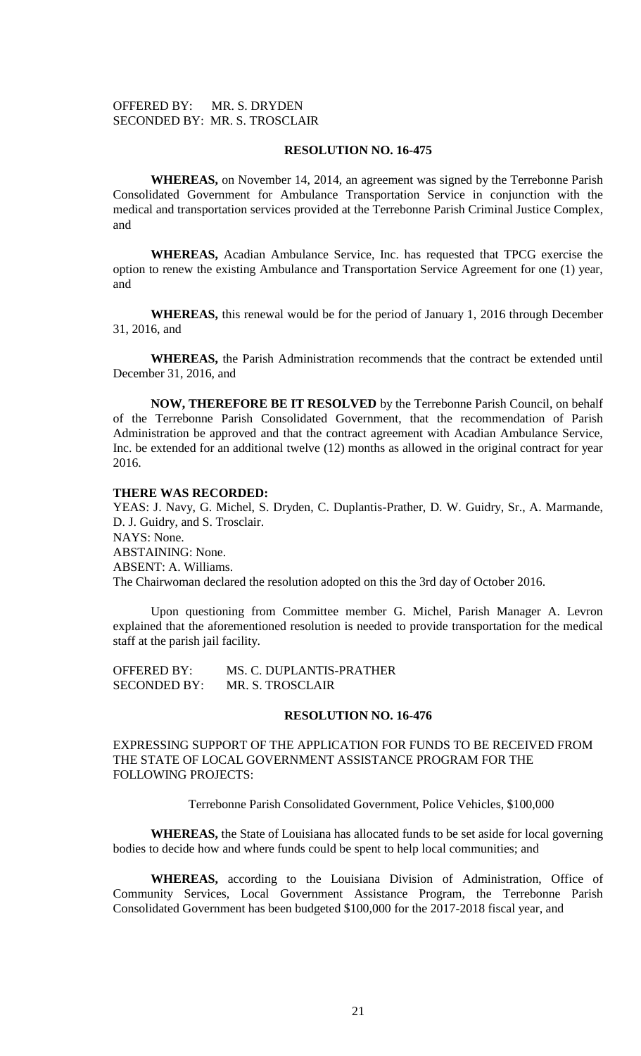OFFERED BY: MR. S. DRYDEN
SECONDED BY: MR. S. TROSCLAIR

**RESOLUTION NO. 16-475**

**WHEREAS,** on November 14, 2014, an agreement was signed by the Terrebonne Parish Consolidated Government for Ambulance Transportation Service in conjunction with the medical and transportation services provided at the Terrebonne Parish Criminal Justice Complex, and

**WHEREAS,** Acadian Ambulance Service, Inc. has requested that TPCG exercise the option to renew the existing Ambulance and Transportation Service Agreement for one (1) year, and

**WHEREAS,** this renewal would be for the period of January 1, 2016 through December 31, 2016, and

**WHEREAS,** the Parish Administration recommends that the contract be extended until December 31, 2016, and

**NOW, THEREFORE BE IT RESOLVED** by the Terrebonne Parish Council, on behalf of the Terrebonne Parish Consolidated Government, that the recommendation of Parish Administration be approved and that the contract agreement with Acadian Ambulance Service, Inc. be extended for an additional twelve (12) months as allowed in the original contract for year 2016.

**THERE WAS RECORDED:**
YEAS: J. Navy, G. Michel, S. Dryden, C. Duplantis-Prather, D. W. Guidry, Sr., A. Marmande, D. J. Guidry, and S. Trosclair.
NAYS: None.
ABSTAINING: None.
ABSENT: A. Williams.
The Chairwoman declared the resolution adopted on this the 3rd day of October 2016.

Upon questioning from Committee member G. Michel, Parish Manager A. Levron explained that the aforementioned resolution is needed to provide transportation for the medical staff at the parish jail facility.

OFFERED BY: MS. C. DUPLANTIS-PRATHER
SECONDED BY: MR. S. TROSCLAIR

**RESOLUTION NO. 16-476**

EXPRESSING SUPPORT OF THE APPLICATION FOR FUNDS TO BE RECEIVED FROM THE STATE OF LOCAL GOVERNMENT ASSISTANCE PROGRAM FOR THE FOLLOWING PROJECTS:

Terrebonne Parish Consolidated Government, Police Vehicles, $100,000

**WHEREAS,** the State of Louisiana has allocated funds to be set aside for local governing bodies to decide how and where funds could be spent to help local communities; and

**WHEREAS,** according to the Louisiana Division of Administration, Office of Community Services, Local Government Assistance Program, the Terrebonne Parish Consolidated Government has been budgeted $100,000 for the 2017-2018 fiscal year, and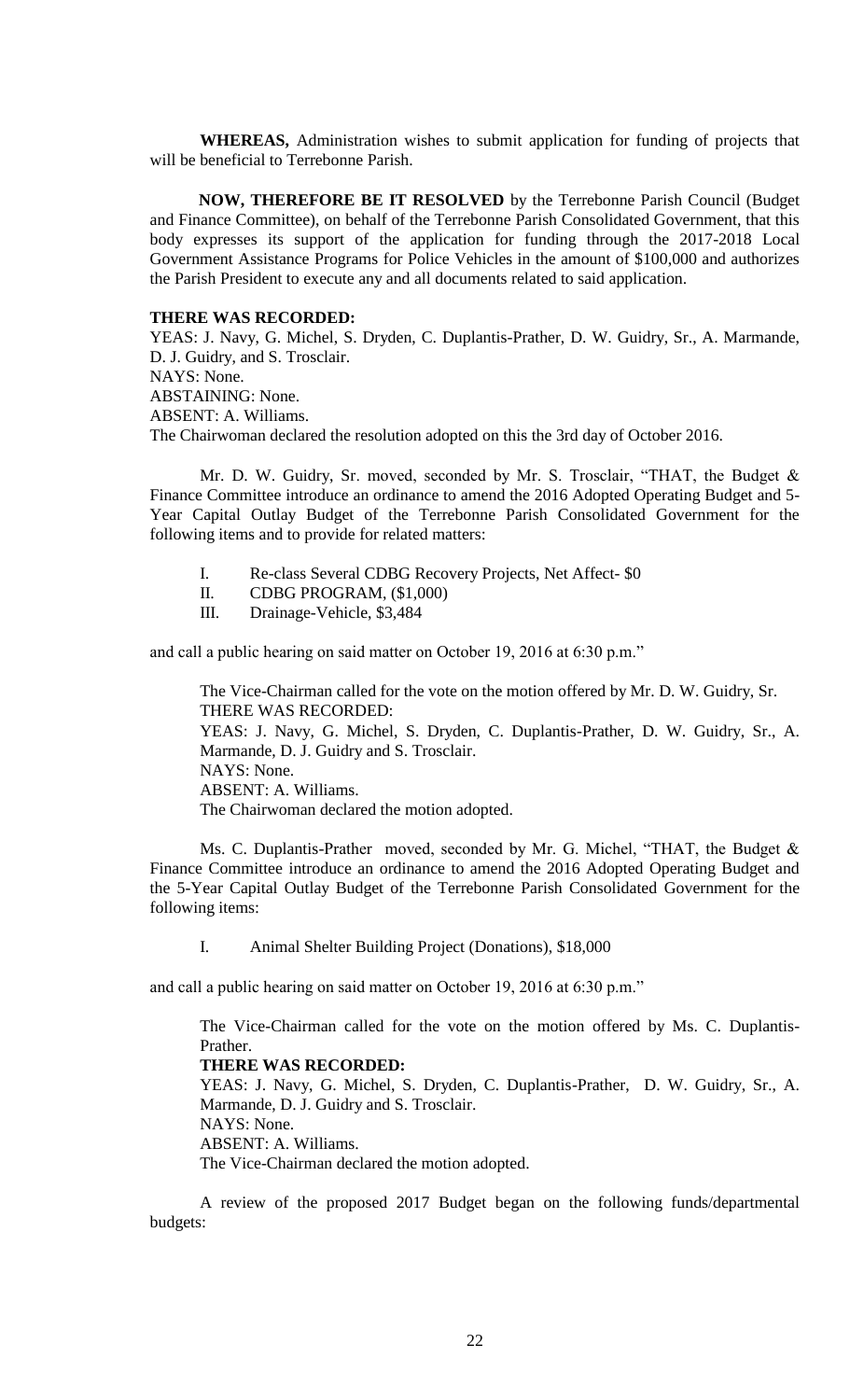**WHEREAS,** Administration wishes to submit application for funding of projects that will be beneficial to Terrebonne Parish.

**NOW, THEREFORE BE IT RESOLVED** by the Terrebonne Parish Council (Budget and Finance Committee), on behalf of the Terrebonne Parish Consolidated Government, that this body expresses its support of the application for funding through the 2017-2018 Local Government Assistance Programs for Police Vehicles in the amount of $100,000 and authorizes the Parish President to execute any and all documents related to said application.

**THERE WAS RECORDED:**
YEAS: J. Navy, G. Michel, S. Dryden, C. Duplantis-Prather, D. W. Guidry, Sr., A. Marmande, D. J. Guidry, and S. Trosclair.
NAYS: None.
ABSTAINING: None.
ABSENT: A. Williams.
The Chairwoman declared the resolution adopted on this the 3rd day of October 2016.

Mr. D. W. Guidry, Sr. moved, seconded by Mr. S. Trosclair, "THAT, the Budget & Finance Committee introduce an ordinance to amend the 2016 Adopted Operating Budget and 5-Year Capital Outlay Budget of the Terrebonne Parish Consolidated Government for the following items and to provide for related matters:

I. Re-class Several CDBG Recovery Projects, Net Affect- $0
II. CDBG PROGRAM, ($1,000)
III. Drainage-Vehicle, $3,484

and call a public hearing on said matter on October 19, 2016 at 6:30 p.m."

The Vice-Chairman called for the vote on the motion offered by Mr. D. W. Guidry, Sr.
THERE WAS RECORDED:
YEAS: J. Navy, G. Michel, S. Dryden, C. Duplantis-Prather, D. W. Guidry, Sr., A. Marmande, D. J. Guidry and S. Trosclair.
NAYS: None.
ABSENT: A. Williams.
The Chairwoman declared the motion adopted.

Ms. C. Duplantis-Prather moved, seconded by Mr. G. Michel, "THAT, the Budget & Finance Committee introduce an ordinance to amend the 2016 Adopted Operating Budget and the 5-Year Capital Outlay Budget of the Terrebonne Parish Consolidated Government for the following items:

I. Animal Shelter Building Project (Donations), $18,000

and call a public hearing on said matter on October 19, 2016 at 6:30 p.m."

The Vice-Chairman called for the vote on the motion offered by Ms. C. Duplantis-Prather.
**THERE WAS RECORDED:**
YEAS: J. Navy, G. Michel, S. Dryden, C. Duplantis-Prather, D. W. Guidry, Sr., A. Marmande, D. J. Guidry and S. Trosclair.
NAYS: None.
ABSENT: A. Williams.
The Vice-Chairman declared the motion adopted.

A review of the proposed 2017 Budget began on the following funds/departmental budgets: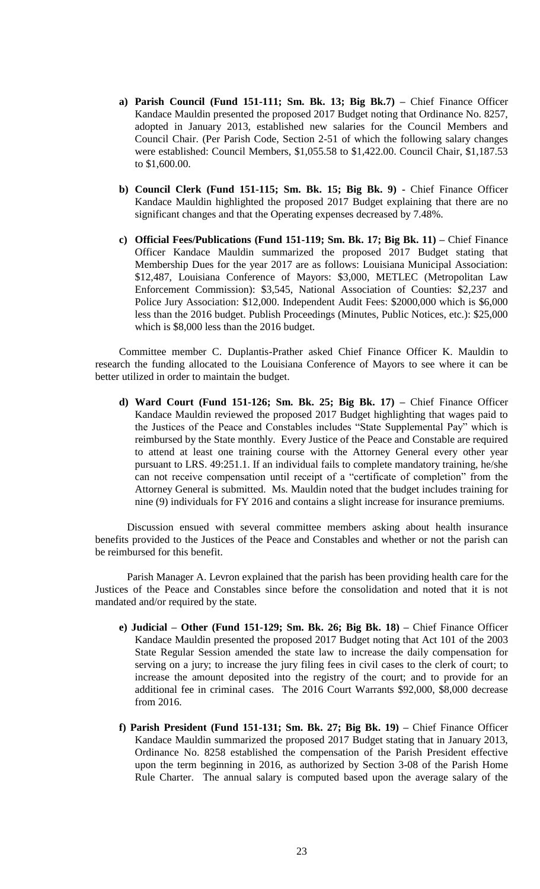a) **Parish Council (Fund 151-111; Sm. Bk. 13; Big Bk.7) –** Chief Finance Officer Kandace Mauldin presented the proposed 2017 Budget noting that Ordinance No. 8257, adopted in January 2013, established new salaries for the Council Members and Council Chair. (Per Parish Code, Section 2-51 of which the following salary changes were established: Council Members, $1,055.58 to $1,422.00. Council Chair, $1,187.53 to $1,600.00.

b) **Council Clerk (Fund 151-115; Sm. Bk. 15; Big Bk. 9) -** Chief Finance Officer Kandace Mauldin highlighted the proposed 2017 Budget explaining that there are no significant changes and that the Operating expenses decreased by 7.48%.

c) **Official Fees/Publications (Fund 151-119; Sm. Bk. 17; Big Bk. 11) –** Chief Finance Officer Kandace Mauldin summarized the proposed 2017 Budget stating that Membership Dues for the year 2017 are as follows: Louisiana Municipal Association: $12,487, Louisiana Conference of Mayors: $3,000, METLEC (Metropolitan Law Enforcement Commission): $3,545, National Association of Counties: $2,237 and Police Jury Association: $12,000. Independent Audit Fees: $2000,000 which is $6,000 less than the 2016 budget. Publish Proceedings (Minutes, Public Notices, etc.): $25,000 which is $8,000 less than the 2016 budget.

Committee member C. Duplantis-Prather asked Chief Finance Officer K. Mauldin to research the funding allocated to the Louisiana Conference of Mayors to see where it can be better utilized in order to maintain the budget.

d) **Ward Court (Fund 151-126; Sm. Bk. 25; Big Bk. 17) –** Chief Finance Officer Kandace Mauldin reviewed the proposed 2017 Budget highlighting that wages paid to the Justices of the Peace and Constables includes "State Supplemental Pay" which is reimbursed by the State monthly. Every Justice of the Peace and Constable are required to attend at least one training course with the Attorney General every other year pursuant to LRS. 49:251.1. If an individual fails to complete mandatory training, he/she can not receive compensation until receipt of a "certificate of completion" from the Attorney General is submitted. Ms. Mauldin noted that the budget includes training for nine (9) individuals for FY 2016 and contains a slight increase for insurance premiums.

Discussion ensued with several committee members asking about health insurance benefits provided to the Justices of the Peace and Constables and whether or not the parish can be reimbursed for this benefit.

Parish Manager A. Levron explained that the parish has been providing health care for the Justices of the Peace and Constables since before the consolidation and noted that it is not mandated and/or required by the state.

e) **Judicial – Other (Fund 151-129; Sm. Bk. 26; Big Bk. 18) –** Chief Finance Officer Kandace Mauldin presented the proposed 2017 Budget noting that Act 101 of the 2003 State Regular Session amended the state law to increase the daily compensation for serving on a jury; to increase the jury filing fees in civil cases to the clerk of court; to increase the amount deposited into the registry of the court; and to provide for an additional fee in criminal cases. The 2016 Court Warrants $92,000, $8,000 decrease from 2016.

f) **Parish President (Fund 151-131; Sm. Bk. 27; Big Bk. 19) –** Chief Finance Officer Kandace Mauldin summarized the proposed 2017 Budget stating that in January 2013, Ordinance No. 8258 established the compensation of the Parish President effective upon the term beginning in 2016, as authorized by Section 3-08 of the Parish Home Rule Charter. The annual salary is computed based upon the average salary of the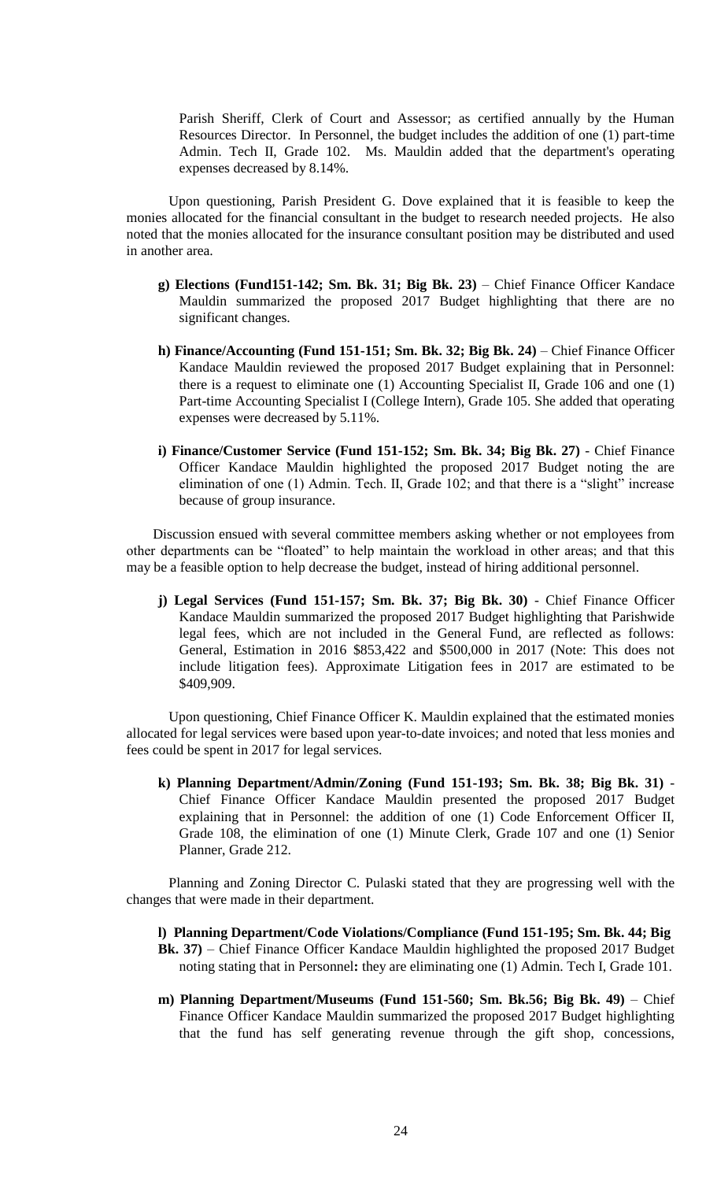Parish Sheriff, Clerk of Court and Assessor; as certified annually by the Human Resources Director. In Personnel, the budget includes the addition of one (1) part-time Admin. Tech II, Grade 102. Ms. Mauldin added that the department's operating expenses decreased by 8.14%.

Upon questioning, Parish President G. Dove explained that it is feasible to keep the monies allocated for the financial consultant in the budget to research needed projects. He also noted that the monies allocated for the insurance consultant position may be distributed and used in another area.

- **g) Elections (Fund151-142; Sm. Bk. 31; Big Bk. 23)** – Chief Finance Officer Kandace Mauldin summarized the proposed 2017 Budget highlighting that there are no significant changes.

- **h) Finance/Accounting (Fund 151-151; Sm. Bk. 32; Big Bk. 24)** – Chief Finance Officer Kandace Mauldin reviewed the proposed 2017 Budget explaining that in Personnel: there is a request to eliminate one (1) Accounting Specialist II, Grade 106 and one (1) Part-time Accounting Specialist I (College Intern), Grade 105. She added that operating expenses were decreased by 5.11%.

- **i) Finance/Customer Service (Fund 151-152; Sm. Bk. 34; Big Bk. 27)** - Chief Finance Officer Kandace Mauldin highlighted the proposed 2017 Budget noting the are elimination of one (1) Admin. Tech. II, Grade 102; and that there is a "slight" increase because of group insurance.

Discussion ensued with several committee members asking whether or not employees from other departments can be "floated" to help maintain the workload in other areas; and that this may be a feasible option to help decrease the budget, instead of hiring additional personnel.

- **j) Legal Services (Fund 151-157; Sm. Bk. 37; Big Bk. 30)** - Chief Finance Officer Kandace Mauldin summarized the proposed 2017 Budget highlighting that Parishwide legal fees, which are not included in the General Fund, are reflected as follows: General, Estimation in 2016 \$853,422 and \$500,000 in 2017 (Note: This does not include litigation fees). Approximate Litigation fees in 2017 are estimated to be \$409,909.

Upon questioning, Chief Finance Officer K. Mauldin explained that the estimated monies allocated for legal services were based upon year-to-date invoices; and noted that less monies and fees could be spent in 2017 for legal services.

- **k) Planning Department/Admin/Zoning (Fund 151-193; Sm. Bk. 38; Big Bk. 31)** - Chief Finance Officer Kandace Mauldin presented the proposed 2017 Budget explaining that in Personnel: the addition of one (1) Code Enforcement Officer II, Grade 108, the elimination of one (1) Minute Clerk, Grade 107 and one (1) Senior Planner, Grade 212.

Planning and Zoning Director C. Pulaski stated that they are progressing well with the changes that were made in their department.

- **l) Planning Department/Code Violations/Compliance (Fund 151-195; Sm. Bk. 44; Big Bk. 37)** – Chief Finance Officer Kandace Mauldin highlighted the proposed 2017 Budget noting stating that in Personnel**:** they are eliminating one (1) Admin. Tech I, Grade 101.

- **m) Planning Department/Museums (Fund 151-560; Sm. Bk.56; Big Bk. 49)** – Chief Finance Officer Kandace Mauldin summarized the proposed 2017 Budget highlighting that the fund has self generating revenue through the gift shop, concessions,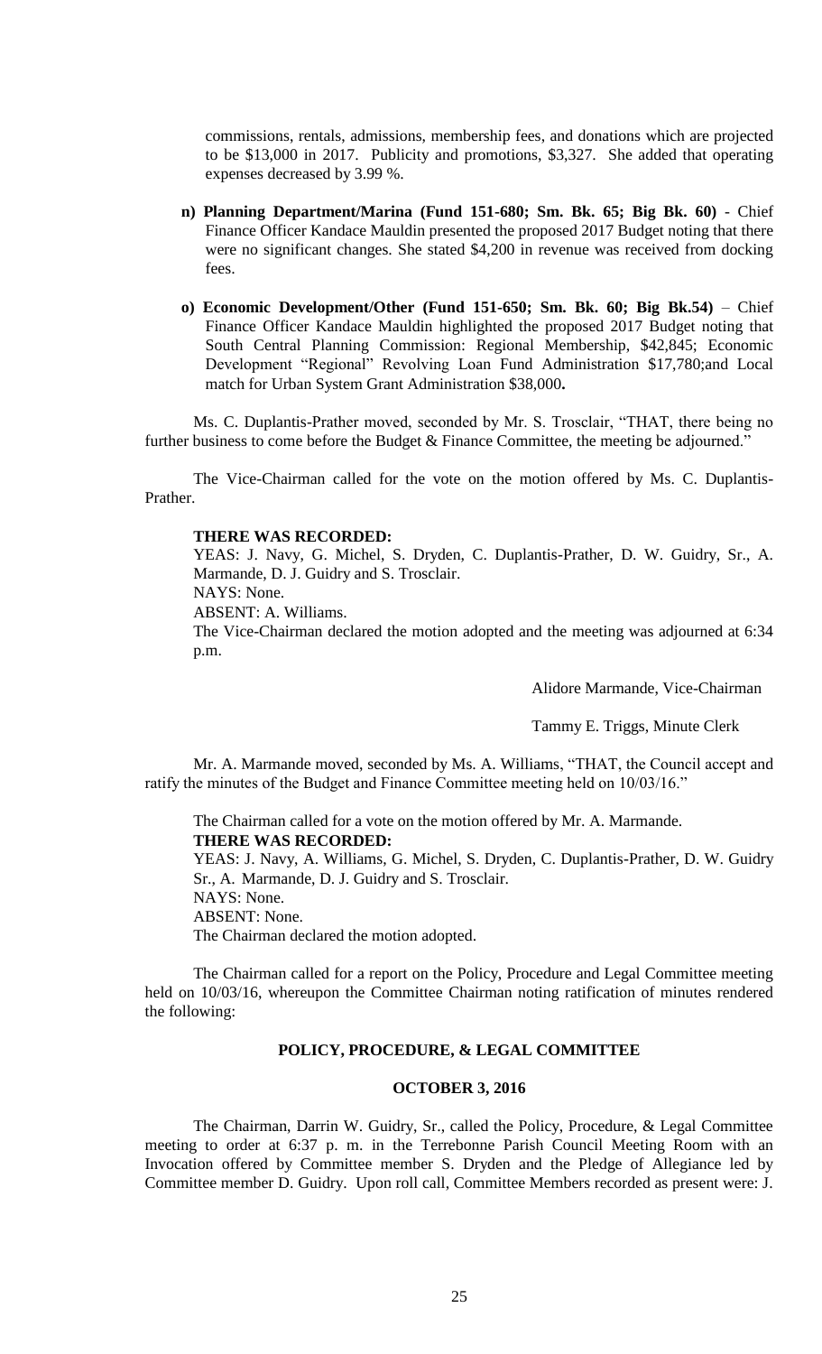commissions, rentals, admissions, membership fees, and donations which are projected to be $13,000 in 2017. Publicity and promotions, $3,327. She added that operating expenses decreased by 3.99 %.

- **n) Planning Department/Marina (Fund 151-680; Sm. Bk. 65; Big Bk. 60)** - Chief Finance Officer Kandace Mauldin presented the proposed 2017 Budget noting that there were no significant changes. She stated $4,200 in revenue was received from docking fees.

- **o) Economic Development/Other (Fund 151-650; Sm. Bk. 60; Big Bk.54)** – Chief Finance Officer Kandace Mauldin highlighted the proposed 2017 Budget noting that South Central Planning Commission: Regional Membership, $42,845; Economic Development "Regional" Revolving Loan Fund Administration $17,780;and Local match for Urban System Grant Administration $38,000**.**

Ms. C. Duplantis-Prather moved, seconded by Mr. S. Trosclair, "THAT, there being no further business to come before the Budget & Finance Committee, the meeting be adjourned."

The Vice-Chairman called for the vote on the motion offered by Ms. C. Duplantis-Prather.

**THERE WAS RECORDED:**
YEAS: J. Navy, G. Michel, S. Dryden, C. Duplantis-Prather, D. W. Guidry, Sr., A. Marmande, D. J. Guidry and S. Trosclair.
NAYS: None.
ABSENT: A. Williams.
The Vice-Chairman declared the motion adopted and the meeting was adjourned at 6:34 p.m.

Alidore Marmande, Vice-Chairman

Tammy E. Triggs, Minute Clerk

Mr. A. Marmande moved, seconded by Ms. A. Williams, "THAT, the Council accept and ratify the minutes of the Budget and Finance Committee meeting held on 10/03/16."

The Chairman called for a vote on the motion offered by Mr. A. Marmande.
**THERE WAS RECORDED:**
YEAS: J. Navy, A. Williams, G. Michel, S. Dryden, C. Duplantis-Prather, D. W. Guidry Sr., A. Marmande, D. J. Guidry and S. Trosclair.
NAYS: None.
ABSENT: None.
The Chairman declared the motion adopted.

The Chairman called for a report on the Policy, Procedure and Legal Committee meeting held on 10/03/16, whereupon the Committee Chairman noting ratification of minutes rendered the following:

## POLICY, PROCEDURE, & LEGAL COMMITTEE

### OCTOBER 3, 2016

The Chairman, Darrin W. Guidry, Sr., called the Policy, Procedure, & Legal Committee meeting to order at 6:37 p. m. in the Terrebonne Parish Council Meeting Room with an Invocation offered by Committee member S. Dryden and the Pledge of Allegiance led by Committee member D. Guidry. Upon roll call, Committee Members recorded as present were: J.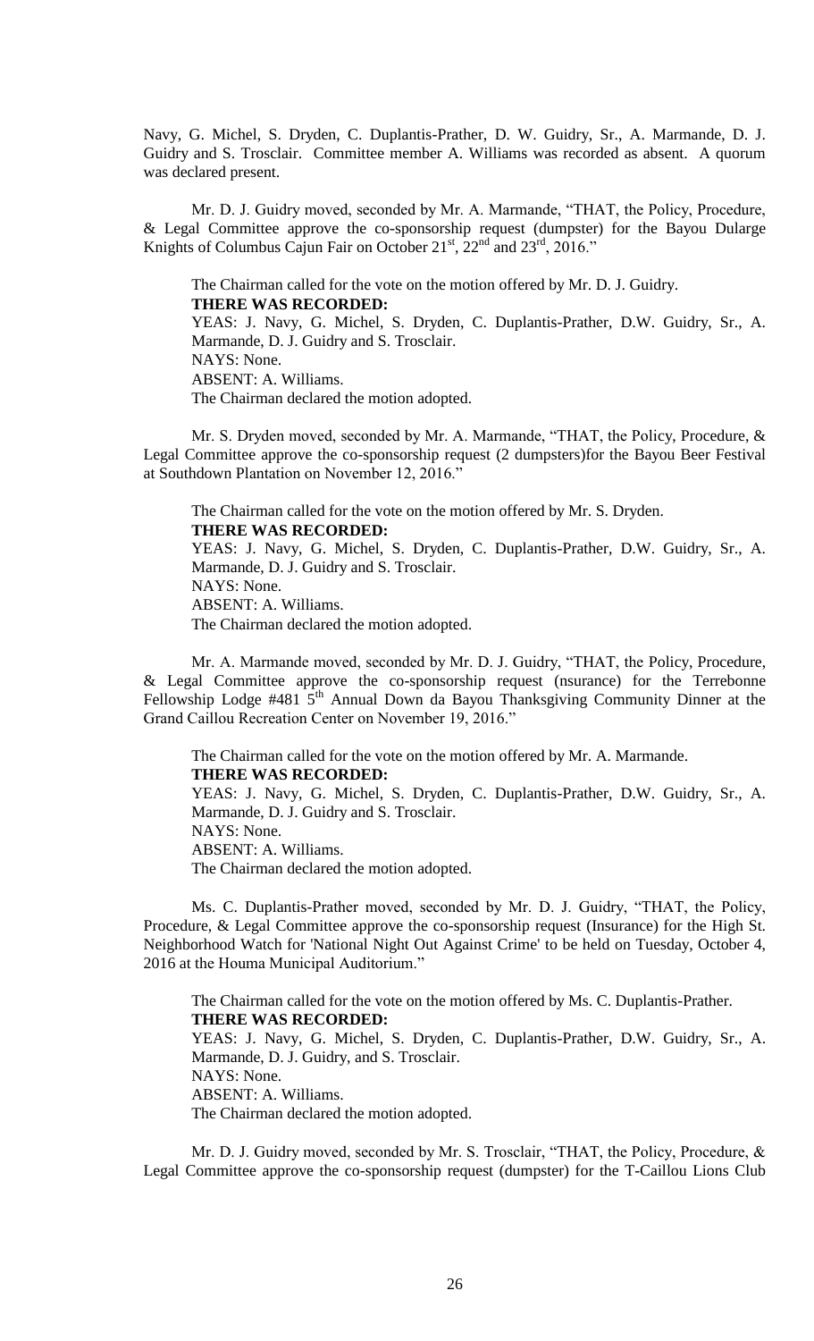Navy, G. Michel, S. Dryden, C. Duplantis-Prather, D. W. Guidry, Sr., A. Marmande, D. J. Guidry and S. Trosclair. Committee member A. Williams was recorded as absent. A quorum was declared present.

Mr. D. J. Guidry moved, seconded by Mr. A. Marmande, "THAT, the Policy, Procedure, & Legal Committee approve the co-sponsorship request (dumpster) for the Bayou Dularge Knights of Columbus Cajun Fair on October 21st, 22nd and 23rd, 2016."

The Chairman called for the vote on the motion offered by Mr. D. J. Guidry.
**THERE WAS RECORDED:**
YEAS: J. Navy, G. Michel, S. Dryden, C. Duplantis-Prather, D.W. Guidry, Sr., A. Marmande, D. J. Guidry and S. Trosclair.
NAYS: None.
ABSENT: A. Williams.
The Chairman declared the motion adopted.

Mr. S. Dryden moved, seconded by Mr. A. Marmande, "THAT, the Policy, Procedure, & Legal Committee approve the co-sponsorship request (2 dumpsters)for the Bayou Beer Festival at Southdown Plantation on November 12, 2016."

The Chairman called for the vote on the motion offered by Mr. S. Dryden.
**THERE WAS RECORDED:**
YEAS: J. Navy, G. Michel, S. Dryden, C. Duplantis-Prather, D.W. Guidry, Sr., A. Marmande, D. J. Guidry and S. Trosclair.
NAYS: None.
ABSENT: A. Williams.
The Chairman declared the motion adopted.

Mr. A. Marmande moved, seconded by Mr. D. J. Guidry, "THAT, the Policy, Procedure, & Legal Committee approve the co-sponsorship request (nsurance) for the Terrebonne Fellowship Lodge #481 5th Annual Down da Bayou Thanksgiving Community Dinner at the Grand Caillou Recreation Center on November 19, 2016."

The Chairman called for the vote on the motion offered by Mr. A. Marmande.
**THERE WAS RECORDED:**
YEAS: J. Navy, G. Michel, S. Dryden, C. Duplantis-Prather, D.W. Guidry, Sr., A. Marmande, D. J. Guidry and S. Trosclair.
NAYS: None.
ABSENT: A. Williams.
The Chairman declared the motion adopted.

Ms. C. Duplantis-Prather moved, seconded by Mr. D. J. Guidry, "THAT, the Policy, Procedure, & Legal Committee approve the co-sponsorship request (Insurance) for the High St. Neighborhood Watch for 'National Night Out Against Crime' to be held on Tuesday, October 4, 2016 at the Houma Municipal Auditorium."

The Chairman called for the vote on the motion offered by Ms. C. Duplantis-Prather.
**THERE WAS RECORDED:**
YEAS: J. Navy, G. Michel, S. Dryden, C. Duplantis-Prather, D.W. Guidry, Sr., A. Marmande, D. J. Guidry, and S. Trosclair.
NAYS: None.
ABSENT: A. Williams.
The Chairman declared the motion adopted.

Mr. D. J. Guidry moved, seconded by Mr. S. Trosclair, "THAT, the Policy, Procedure, & Legal Committee approve the co-sponsorship request (dumpster) for the T-Caillou Lions Club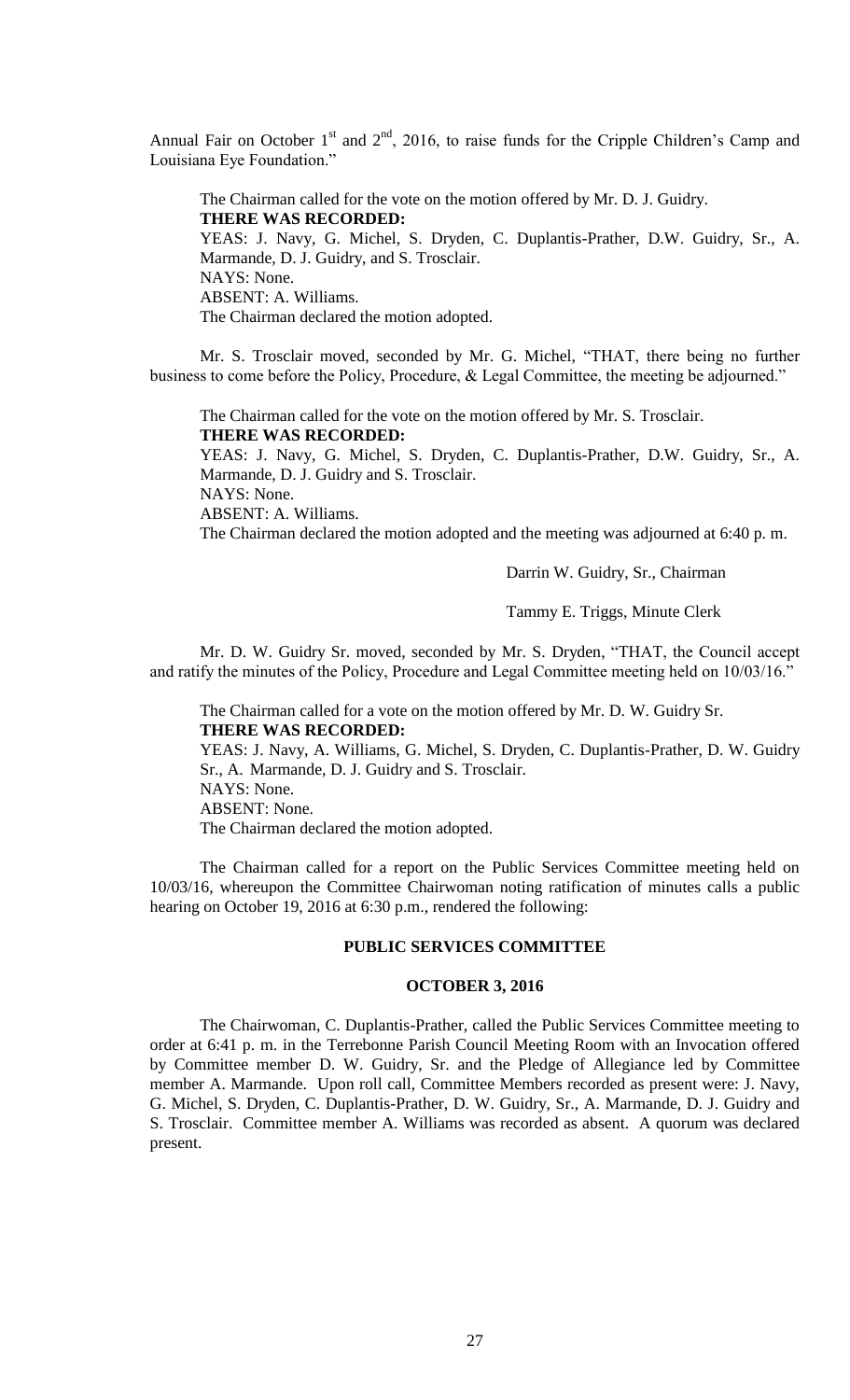Annual Fair on October 1st and 2nd, 2016, to raise funds for the Cripple Children's Camp and Louisiana Eye Foundation."

The Chairman called for the vote on the motion offered by Mr. D. J. Guidry.

**THERE WAS RECORDED:**

YEAS: J. Navy, G. Michel, S. Dryden, C. Duplantis-Prather, D.W. Guidry, Sr., A. Marmande, D. J. Guidry, and S. Trosclair.

NAYS: None.

ABSENT: A. Williams.

The Chairman declared the motion adopted.

Mr. S. Trosclair moved, seconded by Mr. G. Michel, "THAT, there being no further business to come before the Policy, Procedure, & Legal Committee, the meeting be adjourned."

The Chairman called for the vote on the motion offered by Mr. S. Trosclair.

**THERE WAS RECORDED:**

YEAS: J. Navy, G. Michel, S. Dryden, C. Duplantis-Prather, D.W. Guidry, Sr., A. Marmande, D. J. Guidry and S. Trosclair.

NAYS: None.

ABSENT: A. Williams.

The Chairman declared the motion adopted and the meeting was adjourned at 6:40 p. m.

Darrin W. Guidry, Sr., Chairman

Tammy E. Triggs, Minute Clerk

Mr. D. W. Guidry Sr. moved, seconded by Mr. S. Dryden, "THAT, the Council accept and ratify the minutes of the Policy, Procedure and Legal Committee meeting held on 10/03/16."

The Chairman called for a vote on the motion offered by Mr. D. W. Guidry Sr.

**THERE WAS RECORDED:**

YEAS: J. Navy, A. Williams, G. Michel, S. Dryden, C. Duplantis-Prather, D. W. Guidry Sr., A. Marmande, D. J. Guidry and S. Trosclair.

NAYS: None.

ABSENT: None.

The Chairman declared the motion adopted.

The Chairman called for a report on the Public Services Committee meeting held on 10/03/16, whereupon the Committee Chairwoman noting ratification of minutes calls a public hearing on October 19, 2016 at 6:30 p.m., rendered the following:

## PUBLIC SERVICES COMMITTEE

### OCTOBER 3, 2016

The Chairwoman, C. Duplantis-Prather, called the Public Services Committee meeting to order at 6:41 p. m. in the Terrebonne Parish Council Meeting Room with an Invocation offered by Committee member D. W. Guidry, Sr. and the Pledge of Allegiance led by Committee member A. Marmande. Upon roll call, Committee Members recorded as present were: J. Navy, G. Michel, S. Dryden, C. Duplantis-Prather, D. W. Guidry, Sr., A. Marmande, D. J. Guidry and S. Trosclair. Committee member A. Williams was recorded as absent. A quorum was declared present.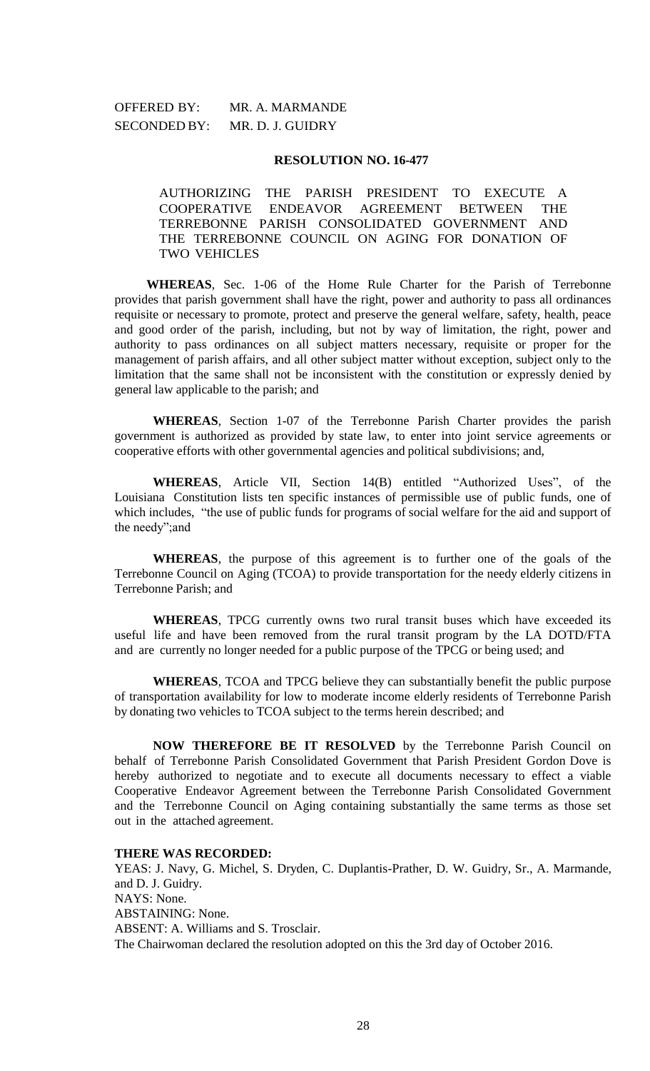OFFERED BY: MR. A. MARMANDE
SECONDED BY: MR. D. J. GUIDRY

**RESOLUTION NO. 16-477**

AUTHORIZING THE PARISH PRESIDENT TO EXECUTE A COOPERATIVE ENDEAVOR AGREEMENT BETWEEN THE TERREBONNE PARISH CONSOLIDATED GOVERNMENT AND THE TERREBONNE COUNCIL ON AGING FOR DONATION OF TWO VEHICLES

**WHEREAS**, Sec. 1-06 of the Home Rule Charter for the Parish of Terrebonne provides that parish government shall have the right, power and authority to pass all ordinances requisite or necessary to promote, protect and preserve the general welfare, safety, health, peace and good order of the parish, including, but not by way of limitation, the right, power and authority to pass ordinances on all subject matters necessary, requisite or proper for the management of parish affairs, and all other subject matter without exception, subject only to the limitation that the same shall not be inconsistent with the constitution or expressly denied by general law applicable to the parish; and

**WHEREAS**, Section 1-07 of the Terrebonne Parish Charter provides the parish government is authorized as provided by state law, to enter into joint service agreements or cooperative efforts with other governmental agencies and political subdivisions; and,

**WHEREAS**, Article VII, Section 14(B) entitled "Authorized Uses", of the Louisiana Constitution lists ten specific instances of permissible use of public funds, one of which includes, "the use of public funds for programs of social welfare for the aid and support of the needy";and

**WHEREAS**, the purpose of this agreement is to further one of the goals of the Terrebonne Council on Aging (TCOA) to provide transportation for the needy elderly citizens in Terrebonne Parish; and

**WHEREAS**, TPCG currently owns two rural transit buses which have exceeded its useful life and have been removed from the rural transit program by the LA DOTD/FTA and are currently no longer needed for a public purpose of the TPCG or being used; and

**WHEREAS**, TCOA and TPCG believe they can substantially benefit the public purpose of transportation availability for low to moderate income elderly residents of Terrebonne Parish by donating two vehicles to TCOA subject to the terms herein described; and

**NOW THEREFORE BE IT RESOLVED** by the Terrebonne Parish Council on behalf of Terrebonne Parish Consolidated Government that Parish President Gordon Dove is hereby authorized to negotiate and to execute all documents necessary to effect a viable Cooperative Endeavor Agreement between the Terrebonne Parish Consolidated Government and the Terrebonne Council on Aging containing substantially the same terms as those set out in the attached agreement.

**THERE WAS RECORDED:**
YEAS: J. Navy, G. Michel, S. Dryden, C. Duplantis-Prather, D. W. Guidry, Sr., A. Marmande, and D. J. Guidry.
NAYS: None.
ABSTAINING: None.
ABSENT: A. Williams and S. Trosclair.
The Chairwoman declared the resolution adopted on this the 3rd day of October 2016.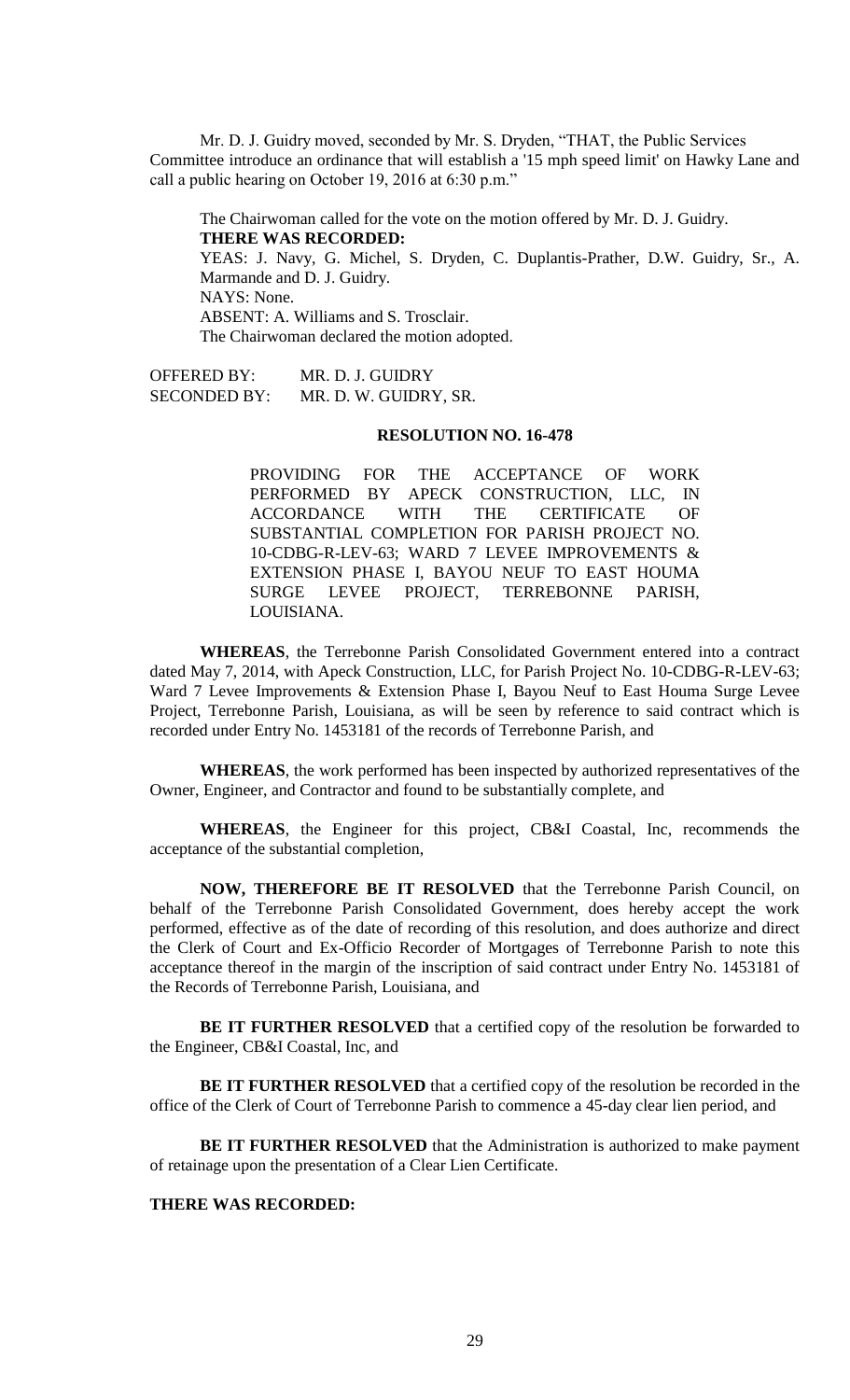Mr. D. J. Guidry moved, seconded by Mr. S. Dryden, "THAT, the Public Services Committee introduce an ordinance that will establish a '15 mph speed limit' on Hawky Lane and call a public hearing on October 19, 2016 at 6:30 p.m."

The Chairwoman called for the vote on the motion offered by Mr. D. J. Guidry.

**THERE WAS RECORDED:**

YEAS: J. Navy, G. Michel, S. Dryden, C. Duplantis-Prather, D.W. Guidry, Sr., A. Marmande and D. J. Guidry.

NAYS: None.

ABSENT: A. Williams and S. Trosclair.

The Chairwoman declared the motion adopted.

OFFERED BY: MR. D. J. GUIDRY
SECONDED BY: MR. D. W. GUIDRY, SR.

**RESOLUTION NO. 16-478**

PROVIDING FOR THE ACCEPTANCE OF WORK PERFORMED BY APECK CONSTRUCTION, LLC, IN ACCORDANCE WITH THE CERTIFICATE OF SUBSTANTIAL COMPLETION FOR PARISH PROJECT NO. 10-CDBG-R-LEV-63; WARD 7 LEVEE IMPROVEMENTS & EXTENSION PHASE I, BAYOU NEUF TO EAST HOUMA SURGE LEVEE PROJECT, TERREBONNE PARISH, LOUISIANA.

**WHEREAS**, the Terrebonne Parish Consolidated Government entered into a contract dated May 7, 2014, with Apeck Construction, LLC, for Parish Project No. 10-CDBG-R-LEV-63; Ward 7 Levee Improvements & Extension Phase I, Bayou Neuf to East Houma Surge Levee Project, Terrebonne Parish, Louisiana, as will be seen by reference to said contract which is recorded under Entry No. 1453181 of the records of Terrebonne Parish, and

**WHEREAS**, the work performed has been inspected by authorized representatives of the Owner, Engineer, and Contractor and found to be substantially complete, and

**WHEREAS**, the Engineer for this project, CB&I Coastal, Inc, recommends the acceptance of the substantial completion,

**NOW, THEREFORE BE IT RESOLVED** that the Terrebonne Parish Council, on behalf of the Terrebonne Parish Consolidated Government, does hereby accept the work performed, effective as of the date of recording of this resolution, and does authorize and direct the Clerk of Court and Ex-Officio Recorder of Mortgages of Terrebonne Parish to note this acceptance thereof in the margin of the inscription of said contract under Entry No. 1453181 of the Records of Terrebonne Parish, Louisiana, and

**BE IT FURTHER RESOLVED** that a certified copy of the resolution be forwarded to the Engineer, CB&I Coastal, Inc, and

**BE IT FURTHER RESOLVED** that a certified copy of the resolution be recorded in the office of the Clerk of Court of Terrebonne Parish to commence a 45-day clear lien period, and

**BE IT FURTHER RESOLVED** that the Administration is authorized to make payment of retainage upon the presentation of a Clear Lien Certificate.

**THERE WAS RECORDED:**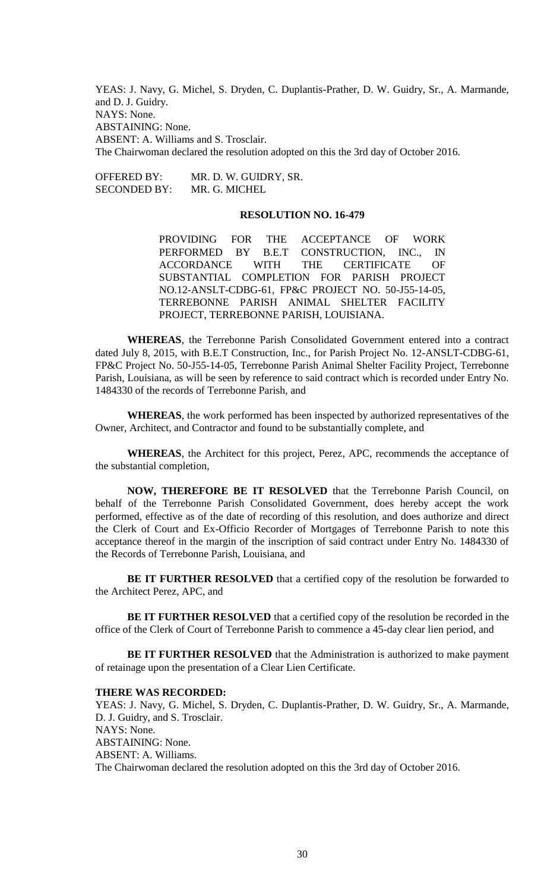YEAS: J. Navy, G. Michel, S. Dryden, C. Duplantis-Prather, D. W. Guidry, Sr., A. Marmande, and D. J. Guidry.
NAYS: None.
ABSTAINING: None.
ABSENT: A. Williams and S. Trosclair.
The Chairwoman declared the resolution adopted on this the 3rd day of October 2016.

OFFERED BY: MR. D. W. GUIDRY, SR.
SECONDED BY: MR. G. MICHEL

**RESOLUTION NO. 16-479**

PROVIDING FOR THE ACCEPTANCE OF WORK PERFORMED BY B.E.T CONSTRUCTION, INC., IN ACCORDANCE WITH THE CERTIFICATE OF SUBSTANTIAL COMPLETION FOR PARISH PROJECT NO.12-ANSLT-CDBG-61, FP&C PROJECT NO. 50-J55-14-05, TERREBONNE PARISH ANIMAL SHELTER FACILITY PROJECT, TERREBONNE PARISH, LOUISIANA.

**WHEREAS**, the Terrebonne Parish Consolidated Government entered into a contract dated July 8, 2015, with B.E.T Construction, Inc., for Parish Project No. 12-ANSLT-CDBG-61, FP&C Project No. 50-J55-14-05, Terrebonne Parish Animal Shelter Facility Project, Terrebonne Parish, Louisiana, as will be seen by reference to said contract which is recorded under Entry No. 1484330 of the records of Terrebonne Parish, and

**WHEREAS**, the work performed has been inspected by authorized representatives of the Owner, Architect, and Contractor and found to be substantially complete, and

**WHEREAS**, the Architect for this project, Perez, APC, recommends the acceptance of the substantial completion,

**NOW, THEREFORE BE IT RESOLVED** that the Terrebonne Parish Council, on behalf of the Terrebonne Parish Consolidated Government, does hereby accept the work performed, effective as of the date of recording of this resolution, and does authorize and direct the Clerk of Court and Ex-Officio Recorder of Mortgages of Terrebonne Parish to note this acceptance thereof in the margin of the inscription of said contract under Entry No. 1484330 of the Records of Terrebonne Parish, Louisiana, and

**BE IT FURTHER RESOLVED** that a certified copy of the resolution be forwarded to the Architect Perez, APC, and

**BE IT FURTHER RESOLVED** that a certified copy of the resolution be recorded in the office of the Clerk of Court of Terrebonne Parish to commence a 45-day clear lien period, and

**BE IT FURTHER RESOLVED** that the Administration is authorized to make payment of retainage upon the presentation of a Clear Lien Certificate.

**THERE WAS RECORDED:**
YEAS: J. Navy, G. Michel, S. Dryden, C. Duplantis-Prather, D. W. Guidry, Sr., A. Marmande, D. J. Guidry, and S. Trosclair.
NAYS: None.
ABSTAINING: None.
ABSENT: A. Williams.
The Chairwoman declared the resolution adopted on this the 3rd day of October 2016.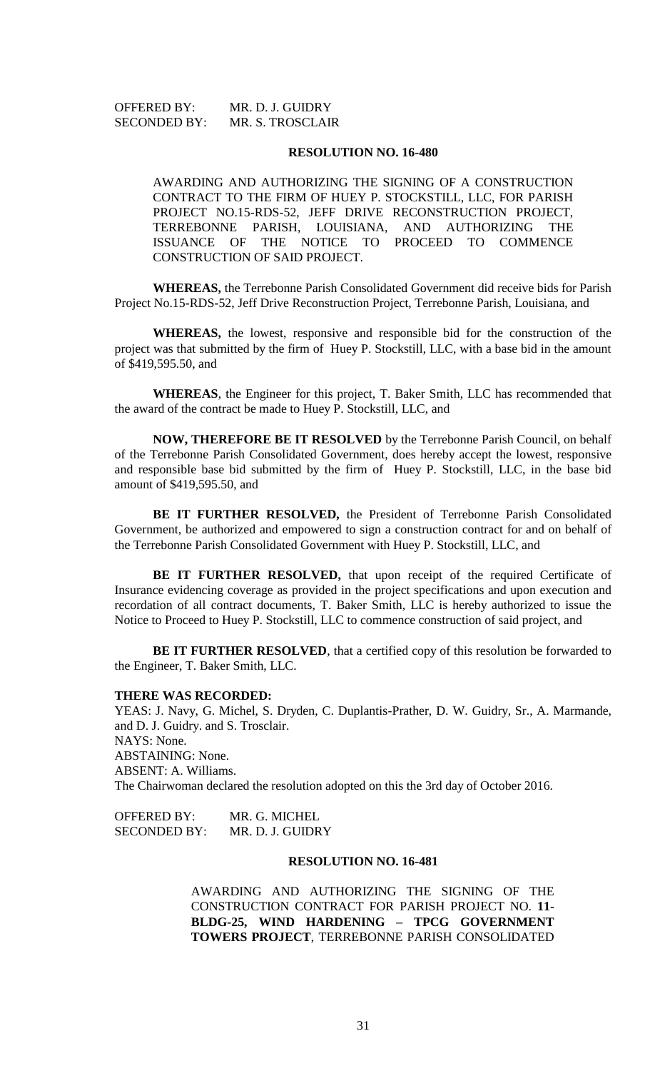OFFERED BY: MR. D. J. GUIDRY
SECONDED BY: MR. S. TROSCLAIR

**RESOLUTION NO. 16-480**

AWARDING AND AUTHORIZING THE SIGNING OF A CONSTRUCTION CONTRACT TO THE FIRM OF HUEY P. STOCKSTILL, LLC, FOR PARISH PROJECT NO.15-RDS-52, JEFF DRIVE RECONSTRUCTION PROJECT, TERREBONNE PARISH, LOUISIANA, AND AUTHORIZING THE ISSUANCE OF THE NOTICE TO PROCEED TO COMMENCE CONSTRUCTION OF SAID PROJECT.

**WHEREAS,** the Terrebonne Parish Consolidated Government did receive bids for Parish Project No.15-RDS-52, Jeff Drive Reconstruction Project, Terrebonne Parish, Louisiana, and

**WHEREAS,** the lowest, responsive and responsible bid for the construction of the project was that submitted by the firm of Huey P. Stockstill, LLC, with a base bid in the amount of $419,595.50, and

**WHEREAS**, the Engineer for this project, T. Baker Smith, LLC has recommended that the award of the contract be made to Huey P. Stockstill, LLC, and

**NOW, THEREFORE BE IT RESOLVED** by the Terrebonne Parish Council, on behalf of the Terrebonne Parish Consolidated Government, does hereby accept the lowest, responsive and responsible base bid submitted by the firm of Huey P. Stockstill, LLC, in the base bid amount of $419,595.50, and

**BE IT FURTHER RESOLVED,** the President of Terrebonne Parish Consolidated Government, be authorized and empowered to sign a construction contract for and on behalf of the Terrebonne Parish Consolidated Government with Huey P. Stockstill, LLC, and

**BE IT FURTHER RESOLVED,** that upon receipt of the required Certificate of Insurance evidencing coverage as provided in the project specifications and upon execution and recordation of all contract documents, T. Baker Smith, LLC is hereby authorized to issue the Notice to Proceed to Huey P. Stockstill, LLC to commence construction of said project, and

**BE IT FURTHER RESOLVED**, that a certified copy of this resolution be forwarded to the Engineer, T. Baker Smith, LLC.

**THERE WAS RECORDED:**
YEAS: J. Navy, G. Michel, S. Dryden, C. Duplantis-Prather, D. W. Guidry, Sr., A. Marmande, and D. J. Guidry. and S. Trosclair.
NAYS: None.
ABSTAINING: None.
ABSENT: A. Williams.
The Chairwoman declared the resolution adopted on this the 3rd day of October 2016.

OFFERED BY: MR. G. MICHEL
SECONDED BY: MR. D. J. GUIDRY

**RESOLUTION NO. 16-481**

AWARDING AND AUTHORIZING THE SIGNING OF THE CONSTRUCTION CONTRACT FOR PARISH PROJECT NO. **11-BLDG-25, WIND HARDENING – TPCG GOVERNMENT TOWERS PROJECT**, TERREBONNE PARISH CONSOLIDATED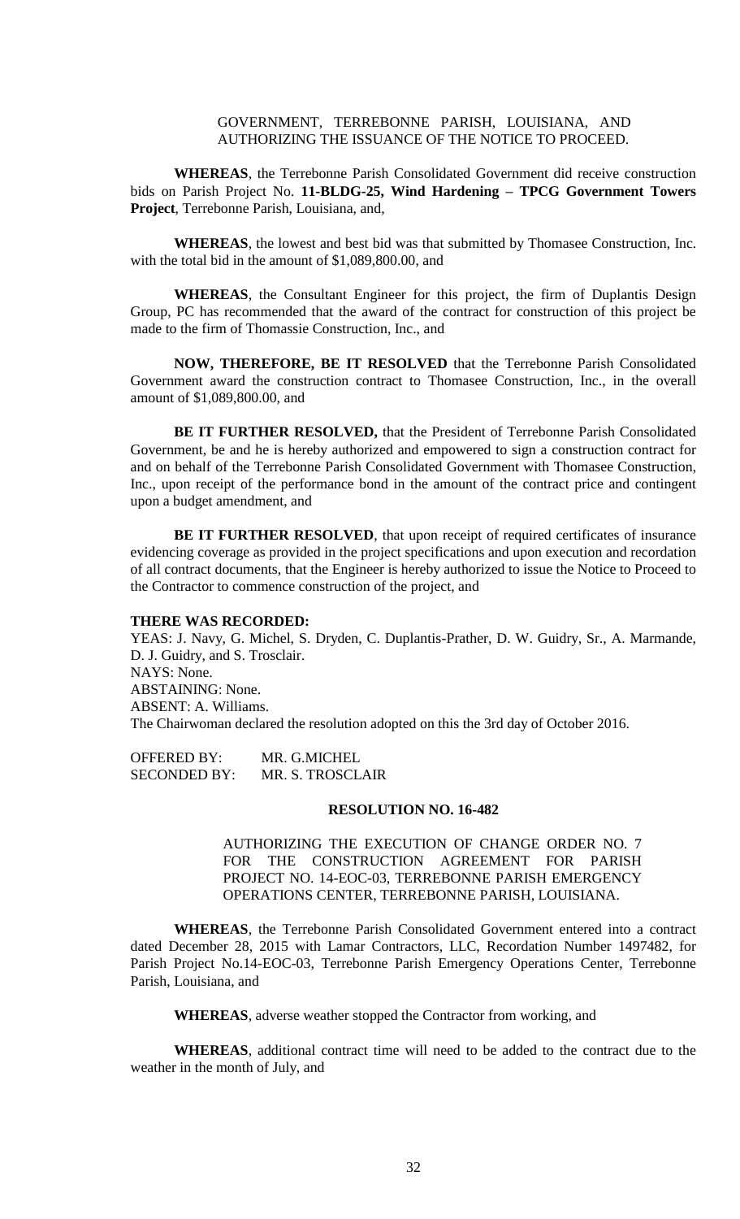GOVERNMENT, TERREBONNE PARISH, LOUISIANA, AND AUTHORIZING THE ISSUANCE OF THE NOTICE TO PROCEED.

**WHEREAS**, the Terrebonne Parish Consolidated Government did receive construction bids on Parish Project No. **11-BLDG-25, Wind Hardening – TPCG Government Towers Project**, Terrebonne Parish, Louisiana, and,

**WHEREAS**, the lowest and best bid was that submitted by Thomasee Construction, Inc. with the total bid in the amount of $1,089,800.00, and

**WHEREAS**, the Consultant Engineer for this project, the firm of Duplantis Design Group, PC has recommended that the award of the contract for construction of this project be made to the firm of Thomassie Construction, Inc., and

**NOW, THEREFORE, BE IT RESOLVED** that the Terrebonne Parish Consolidated Government award the construction contract to Thomasee Construction, Inc., in the overall amount of $1,089,800.00, and

**BE IT FURTHER RESOLVED,** that the President of Terrebonne Parish Consolidated Government, be and he is hereby authorized and empowered to sign a construction contract for and on behalf of the Terrebonne Parish Consolidated Government with Thomasee Construction, Inc., upon receipt of the performance bond in the amount of the contract price and contingent upon a budget amendment, and

**BE IT FURTHER RESOLVED**, that upon receipt of required certificates of insurance evidencing coverage as provided in the project specifications and upon execution and recordation of all contract documents, that the Engineer is hereby authorized to issue the Notice to Proceed to the Contractor to commence construction of the project, and

**THERE WAS RECORDED:**
YEAS: J. Navy, G. Michel, S. Dryden, C. Duplantis-Prather, D. W. Guidry, Sr., A. Marmande, D. J. Guidry, and S. Trosclair.
NAYS: None.
ABSTAINING: None.
ABSENT: A. Williams.
The Chairwoman declared the resolution adopted on this the 3rd day of October 2016.

OFFERED BY: MR. G.MICHEL
SECONDED BY: MR. S. TROSCLAIR

**RESOLUTION NO. 16-482**

AUTHORIZING THE EXECUTION OF CHANGE ORDER NO. 7 FOR THE CONSTRUCTION AGREEMENT FOR PARISH PROJECT NO. 14-EOC-03, TERREBONNE PARISH EMERGENCY OPERATIONS CENTER, TERREBONNE PARISH, LOUISIANA.

**WHEREAS**, the Terrebonne Parish Consolidated Government entered into a contract dated December 28, 2015 with Lamar Contractors, LLC, Recordation Number 1497482, for Parish Project No.14-EOC-03, Terrebonne Parish Emergency Operations Center, Terrebonne Parish, Louisiana, and

**WHEREAS**, adverse weather stopped the Contractor from working, and

**WHEREAS**, additional contract time will need to be added to the contract due to the weather in the month of July, and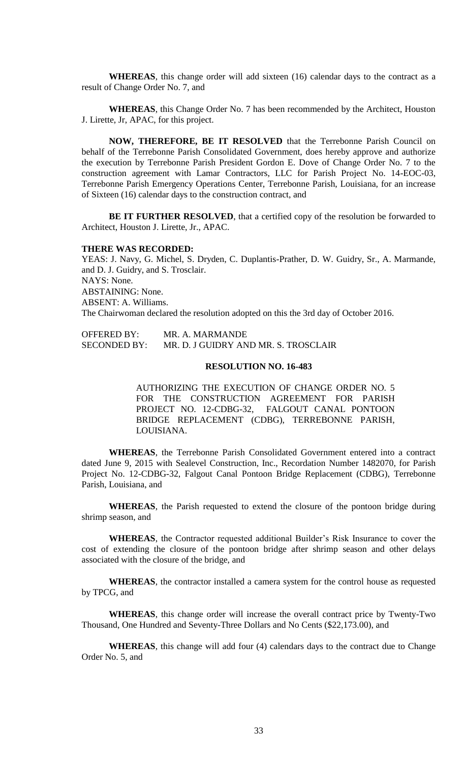**WHEREAS**, this change order will add sixteen (16) calendar days to the contract as a result of Change Order No. 7, and

**WHEREAS**, this Change Order No. 7 has been recommended by the Architect, Houston J. Lirette, Jr, APAC, for this project.

**NOW, THEREFORE, BE IT RESOLVED** that the Terrebonne Parish Council on behalf of the Terrebonne Parish Consolidated Government, does hereby approve and authorize the execution by Terrebonne Parish President Gordon E. Dove of Change Order No. 7 to the construction agreement with Lamar Contractors, LLC for Parish Project No. 14-EOC-03, Terrebonne Parish Emergency Operations Center, Terrebonne Parish, Louisiana, for an increase of Sixteen (16) calendar days to the construction contract, and

**BE IT FURTHER RESOLVED**, that a certified copy of the resolution be forwarded to Architect, Houston J. Lirette, Jr., APAC.

**THERE WAS RECORDED:**

YEAS: J. Navy, G. Michel, S. Dryden, C. Duplantis-Prather, D. W. Guidry, Sr., A. Marmande, and D. J. Guidry, and S. Trosclair.
NAYS: None.
ABSTAINING: None.
ABSENT: A. Williams.
The Chairwoman declared the resolution adopted on this the 3rd day of October 2016.

OFFERED BY: MR. A. MARMANDE
SECONDED BY: MR. D. J GUIDRY AND MR. S. TROSCLAIR

### RESOLUTION NO. 16-483

AUTHORIZING THE EXECUTION OF CHANGE ORDER NO. 5 FOR THE CONSTRUCTION AGREEMENT FOR PARISH PROJECT NO. 12-CDBG-32, FALGOUT CANAL PONTOON BRIDGE REPLACEMENT (CDBG), TERREBONNE PARISH, LOUISIANA.

**WHEREAS**, the Terrebonne Parish Consolidated Government entered into a contract dated June 9, 2015 with Sealevel Construction, Inc., Recordation Number 1482070, for Parish Project No. 12-CDBG-32, Falgout Canal Pontoon Bridge Replacement (CDBG), Terrebonne Parish, Louisiana, and

**WHEREAS**, the Parish requested to extend the closure of the pontoon bridge during shrimp season, and

**WHEREAS**, the Contractor requested additional Builder's Risk Insurance to cover the cost of extending the closure of the pontoon bridge after shrimp season and other delays associated with the closure of the bridge, and

**WHEREAS**, the contractor installed a camera system for the control house as requested by TPCG, and

**WHEREAS**, this change order will increase the overall contract price by Twenty-Two Thousand, One Hundred and Seventy-Three Dollars and No Cents ($22,173.00), and

**WHEREAS**, this change will add four (4) calendars days to the contract due to Change Order No. 5, and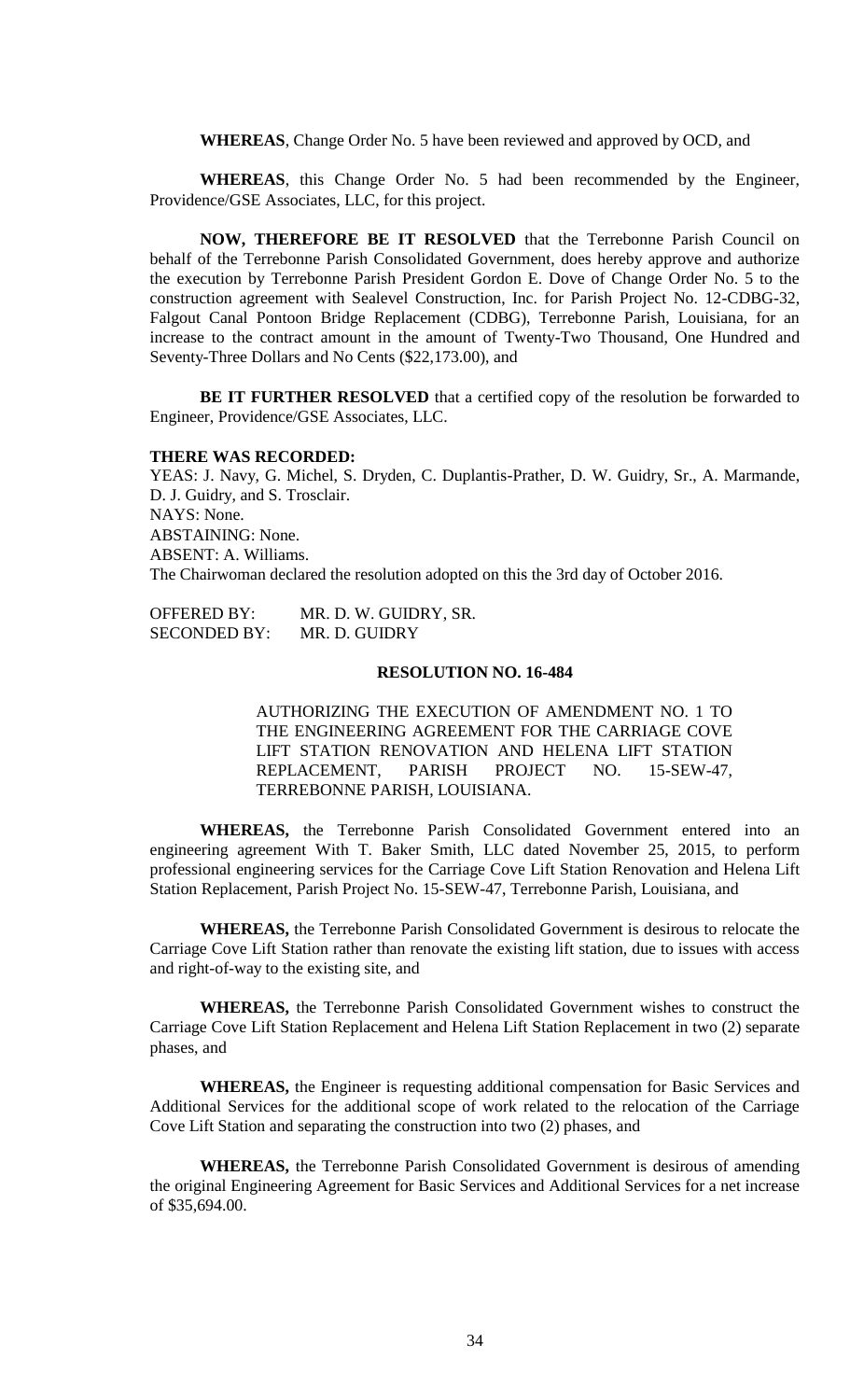**WHEREAS**, Change Order No. 5 have been reviewed and approved by OCD, and

**WHEREAS**, this Change Order No. 5 had been recommended by the Engineer, Providence/GSE Associates, LLC, for this project.

**NOW, THEREFORE BE IT RESOLVED** that the Terrebonne Parish Council on behalf of the Terrebonne Parish Consolidated Government, does hereby approve and authorize the execution by Terrebonne Parish President Gordon E. Dove of Change Order No. 5 to the construction agreement with Sealevel Construction, Inc. for Parish Project No. 12-CDBG-32, Falgout Canal Pontoon Bridge Replacement (CDBG), Terrebonne Parish, Louisiana, for an increase to the contract amount in the amount of Twenty-Two Thousand, One Hundred and Seventy-Three Dollars and No Cents ($22,173.00), and

**BE IT FURTHER RESOLVED** that a certified copy of the resolution be forwarded to Engineer, Providence/GSE Associates, LLC.

**THERE WAS RECORDED:**

YEAS: J. Navy, G. Michel, S. Dryden, C. Duplantis-Prather, D. W. Guidry, Sr., A. Marmande, D. J. Guidry, and S. Trosclair.

NAYS: None.

ABSTAINING: None.

ABSENT: A. Williams.

The Chairwoman declared the resolution adopted on this the 3rd day of October 2016.

OFFERED BY: MR. D. W. GUIDRY, SR.

SECONDED BY: MR. D. GUIDRY

## RESOLUTION NO. 16-484

AUTHORIZING THE EXECUTION OF AMENDMENT NO. 1 TO THE ENGINEERING AGREEMENT FOR THE CARRIAGE COVE LIFT STATION RENOVATION AND HELENA LIFT STATION REPLACEMENT, PARISH PROJECT NO. 15-SEW-47, TERREBONNE PARISH, LOUISIANA.

**WHEREAS,** the Terrebonne Parish Consolidated Government entered into an engineering agreement With T. Baker Smith, LLC dated November 25, 2015, to perform professional engineering services for the Carriage Cove Lift Station Renovation and Helena Lift Station Replacement, Parish Project No. 15-SEW-47, Terrebonne Parish, Louisiana, and

**WHEREAS,** the Terrebonne Parish Consolidated Government is desirous to relocate the Carriage Cove Lift Station rather than renovate the existing lift station, due to issues with access and right-of-way to the existing site, and

**WHEREAS,** the Terrebonne Parish Consolidated Government wishes to construct the Carriage Cove Lift Station Replacement and Helena Lift Station Replacement in two (2) separate phases, and

**WHEREAS,** the Engineer is requesting additional compensation for Basic Services and Additional Services for the additional scope of work related to the relocation of the Carriage Cove Lift Station and separating the construction into two (2) phases, and

**WHEREAS,** the Terrebonne Parish Consolidated Government is desirous of amending the original Engineering Agreement for Basic Services and Additional Services for a net increase of $35,694.00.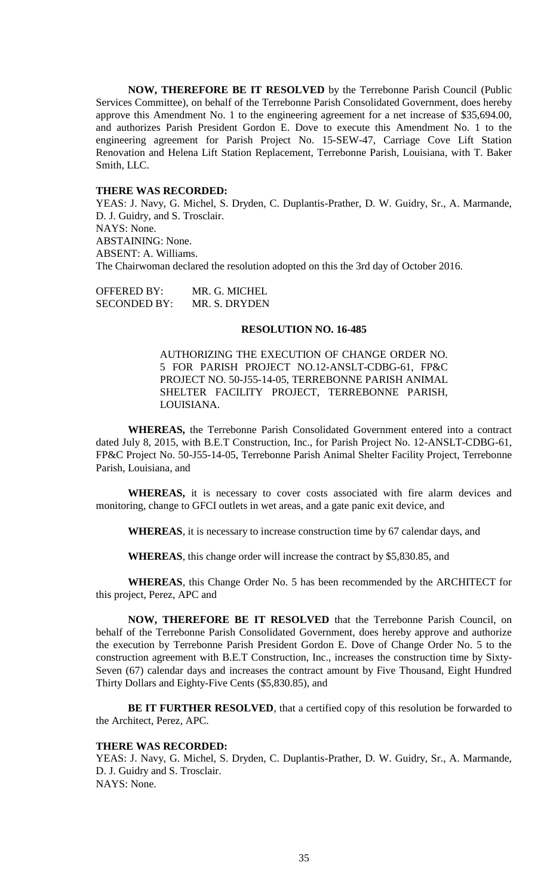**NOW, THEREFORE BE IT RESOLVED** by the Terrebonne Parish Council (Public Services Committee), on behalf of the Terrebonne Parish Consolidated Government, does hereby approve this Amendment No. 1 to the engineering agreement for a net increase of $35,694.00, and authorizes Parish President Gordon E. Dove to execute this Amendment No. 1 to the engineering agreement for Parish Project No. 15-SEW-47, Carriage Cove Lift Station Renovation and Helena Lift Station Replacement, Terrebonne Parish, Louisiana, with T. Baker Smith, LLC.

**THERE WAS RECORDED:**

YEAS: J. Navy, G. Michel, S. Dryden, C. Duplantis-Prather, D. W. Guidry, Sr., A. Marmande, D. J. Guidry, and S. Trosclair.
NAYS: None.
ABSTAINING: None.
ABSENT: A. Williams.
The Chairwoman declared the resolution adopted on this the 3rd day of October 2016.

OFFERED BY: MR. G. MICHEL
SECONDED BY: MR. S. DRYDEN

**RESOLUTION NO. 16-485**

AUTHORIZING THE EXECUTION OF CHANGE ORDER NO. 5 FOR PARISH PROJECT NO.12-ANSLT-CDBG-61, FP&C PROJECT NO. 50-J55-14-05, TERREBONNE PARISH ANIMAL SHELTER FACILITY PROJECT, TERREBONNE PARISH, LOUISIANA.

**WHEREAS,** the Terrebonne Parish Consolidated Government entered into a contract dated July 8, 2015, with B.E.T Construction, Inc., for Parish Project No. 12-ANSLT-CDBG-61, FP&C Project No. 50-J55-14-05, Terrebonne Parish Animal Shelter Facility Project, Terrebonne Parish, Louisiana, and

**WHEREAS,** it is necessary to cover costs associated with fire alarm devices and monitoring, change to GFCI outlets in wet areas, and a gate panic exit device, and

**WHEREAS**, it is necessary to increase construction time by 67 calendar days, and

**WHEREAS**, this change order will increase the contract by $5,830.85, and

**WHEREAS**, this Change Order No. 5 has been recommended by the ARCHITECT for this project, Perez, APC and

**NOW, THEREFORE BE IT RESOLVED** that the Terrebonne Parish Council, on behalf of the Terrebonne Parish Consolidated Government, does hereby approve and authorize the execution by Terrebonne Parish President Gordon E. Dove of Change Order No. 5 to the construction agreement with B.E.T Construction, Inc., increases the construction time by Sixty-Seven (67) calendar days and increases the contract amount by Five Thousand, Eight Hundred Thirty Dollars and Eighty-Five Cents ($5,830.85), and

**BE IT FURTHER RESOLVED**, that a certified copy of this resolution be forwarded to the Architect, Perez, APC.

**THERE WAS RECORDED:**

YEAS: J. Navy, G. Michel, S. Dryden, C. Duplantis-Prather, D. W. Guidry, Sr., A. Marmande, D. J. Guidry and S. Trosclair.
NAYS: None.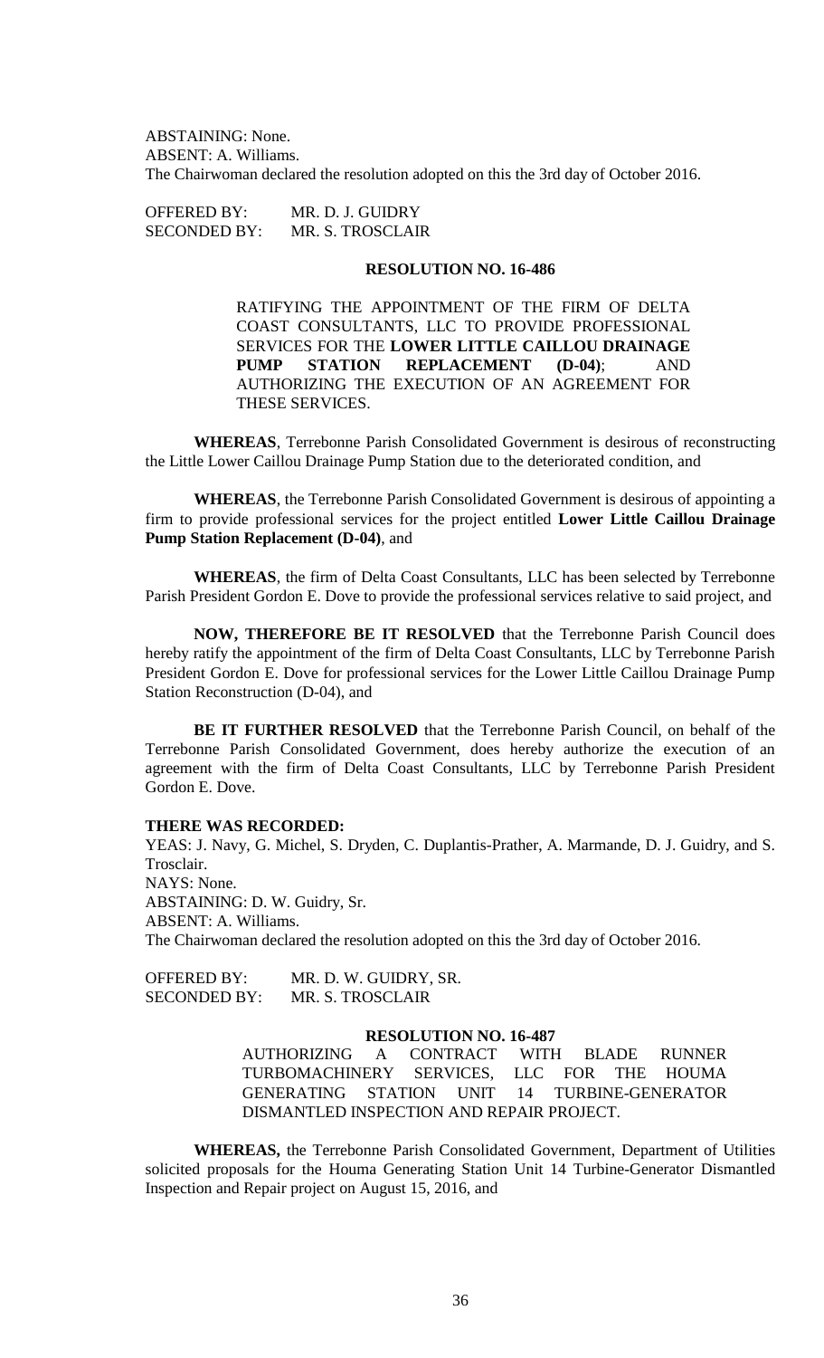ABSTAINING: None.
ABSENT: A. Williams.
The Chairwoman declared the resolution adopted on this the 3rd day of October 2016.

OFFERED BY: MR. D. J. GUIDRY
SECONDED BY: MR. S. TROSCLAIR

**RESOLUTION NO. 16-486**

RATIFYING THE APPOINTMENT OF THE FIRM OF DELTA COAST CONSULTANTS, LLC TO PROVIDE PROFESSIONAL SERVICES FOR THE **LOWER LITTLE CAILLOU DRAINAGE PUMP STATION REPLACEMENT (D-04)**; AND AUTHORIZING THE EXECUTION OF AN AGREEMENT FOR THESE SERVICES.

**WHEREAS**, Terrebonne Parish Consolidated Government is desirous of reconstructing the Little Lower Caillou Drainage Pump Station due to the deteriorated condition, and

**WHEREAS**, the Terrebonne Parish Consolidated Government is desirous of appointing a firm to provide professional services for the project entitled **Lower Little Caillou Drainage Pump Station Replacement (D-04)**, and

**WHEREAS**, the firm of Delta Coast Consultants, LLC has been selected by Terrebonne Parish President Gordon E. Dove to provide the professional services relative to said project, and

**NOW, THEREFORE BE IT RESOLVED** that the Terrebonne Parish Council does hereby ratify the appointment of the firm of Delta Coast Consultants, LLC by Terrebonne Parish President Gordon E. Dove for professional services for the Lower Little Caillou Drainage Pump Station Reconstruction (D-04), and

**BE IT FURTHER RESOLVED** that the Terrebonne Parish Council, on behalf of the Terrebonne Parish Consolidated Government, does hereby authorize the execution of an agreement with the firm of Delta Coast Consultants, LLC by Terrebonne Parish President Gordon E. Dove.

**THERE WAS RECORDED:**
YEAS: J. Navy, G. Michel, S. Dryden, C. Duplantis-Prather, A. Marmande, D. J. Guidry, and S. Trosclair.
NAYS: None.
ABSTAINING: D. W. Guidry, Sr.
ABSENT: A. Williams.
The Chairwoman declared the resolution adopted on this the 3rd day of October 2016.

OFFERED BY: MR. D. W. GUIDRY, SR.
SECONDED BY: MR. S. TROSCLAIR

**RESOLUTION NO. 16-487**

AUTHORIZING A CONTRACT WITH BLADE RUNNER TURBOMACHINERY SERVICES, LLC FOR THE HOUMA GENERATING STATION UNIT 14 TURBINE-GENERATOR DISMANTLED INSPECTION AND REPAIR PROJECT.

**WHEREAS,** the Terrebonne Parish Consolidated Government, Department of Utilities solicited proposals for the Houma Generating Station Unit 14 Turbine-Generator Dismantled Inspection and Repair project on August 15, 2016, and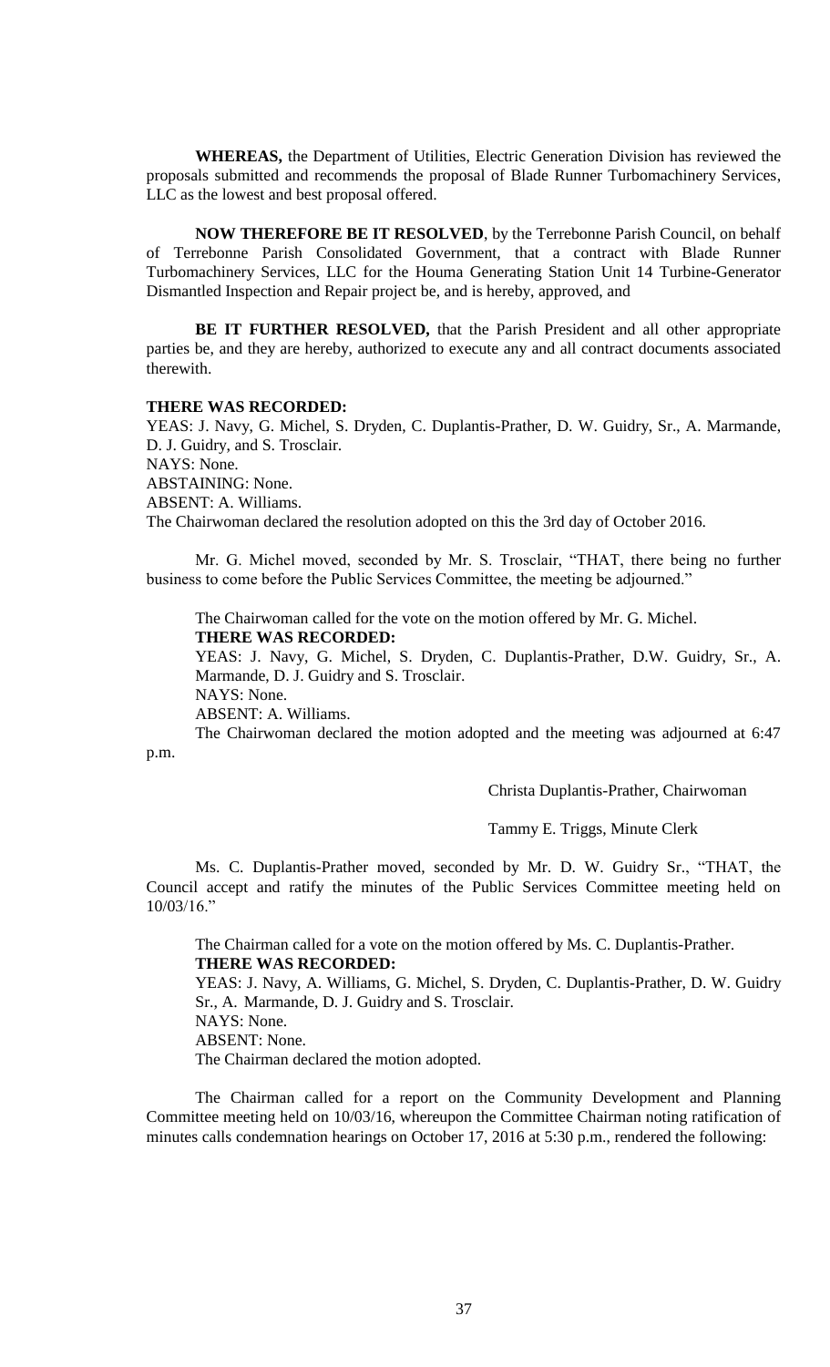**WHEREAS,** the Department of Utilities, Electric Generation Division has reviewed the proposals submitted and recommends the proposal of Blade Runner Turbomachinery Services, LLC as the lowest and best proposal offered.

**NOW THEREFORE BE IT RESOLVED**, by the Terrebonne Parish Council, on behalf of Terrebonne Parish Consolidated Government, that a contract with Blade Runner Turbomachinery Services, LLC for the Houma Generating Station Unit 14 Turbine-Generator Dismantled Inspection and Repair project be, and is hereby, approved, and

**BE IT FURTHER RESOLVED,** that the Parish President and all other appropriate parties be, and they are hereby, authorized to execute any and all contract documents associated therewith.

**THERE WAS RECORDED:**
YEAS: J. Navy, G. Michel, S. Dryden, C. Duplantis-Prather, D. W. Guidry, Sr., A. Marmande, D. J. Guidry, and S. Trosclair.
NAYS: None.
ABSTAINING: None.
ABSENT: A. Williams.
The Chairwoman declared the resolution adopted on this the 3rd day of October 2016.

Mr. G. Michel moved, seconded by Mr. S. Trosclair, "THAT, there being no further business to come before the Public Services Committee, the meeting be adjourned."

The Chairwoman called for the vote on the motion offered by Mr. G. Michel.
**THERE WAS RECORDED:**
YEAS: J. Navy, G. Michel, S. Dryden, C. Duplantis-Prather, D.W. Guidry, Sr., A. Marmande, D. J. Guidry and S. Trosclair.
NAYS: None.
ABSENT: A. Williams.
The Chairwoman declared the motion adopted and the meeting was adjourned at 6:47 p.m.

Christa Duplantis-Prather, Chairwoman

Tammy E. Triggs, Minute Clerk

Ms. C. Duplantis-Prather moved, seconded by Mr. D. W. Guidry Sr., "THAT, the Council accept and ratify the minutes of the Public Services Committee meeting held on 10/03/16."

The Chairman called for a vote on the motion offered by Ms. C. Duplantis-Prather.
**THERE WAS RECORDED:**
YEAS: J. Navy, A. Williams, G. Michel, S. Dryden, C. Duplantis-Prather, D. W. Guidry Sr., A. Marmande, D. J. Guidry and S. Trosclair.
NAYS: None.
ABSENT: None.
The Chairman declared the motion adopted.

The Chairman called for a report on the Community Development and Planning Committee meeting held on 10/03/16, whereupon the Committee Chairman noting ratification of minutes calls condemnation hearings on October 17, 2016 at 5:30 p.m., rendered the following: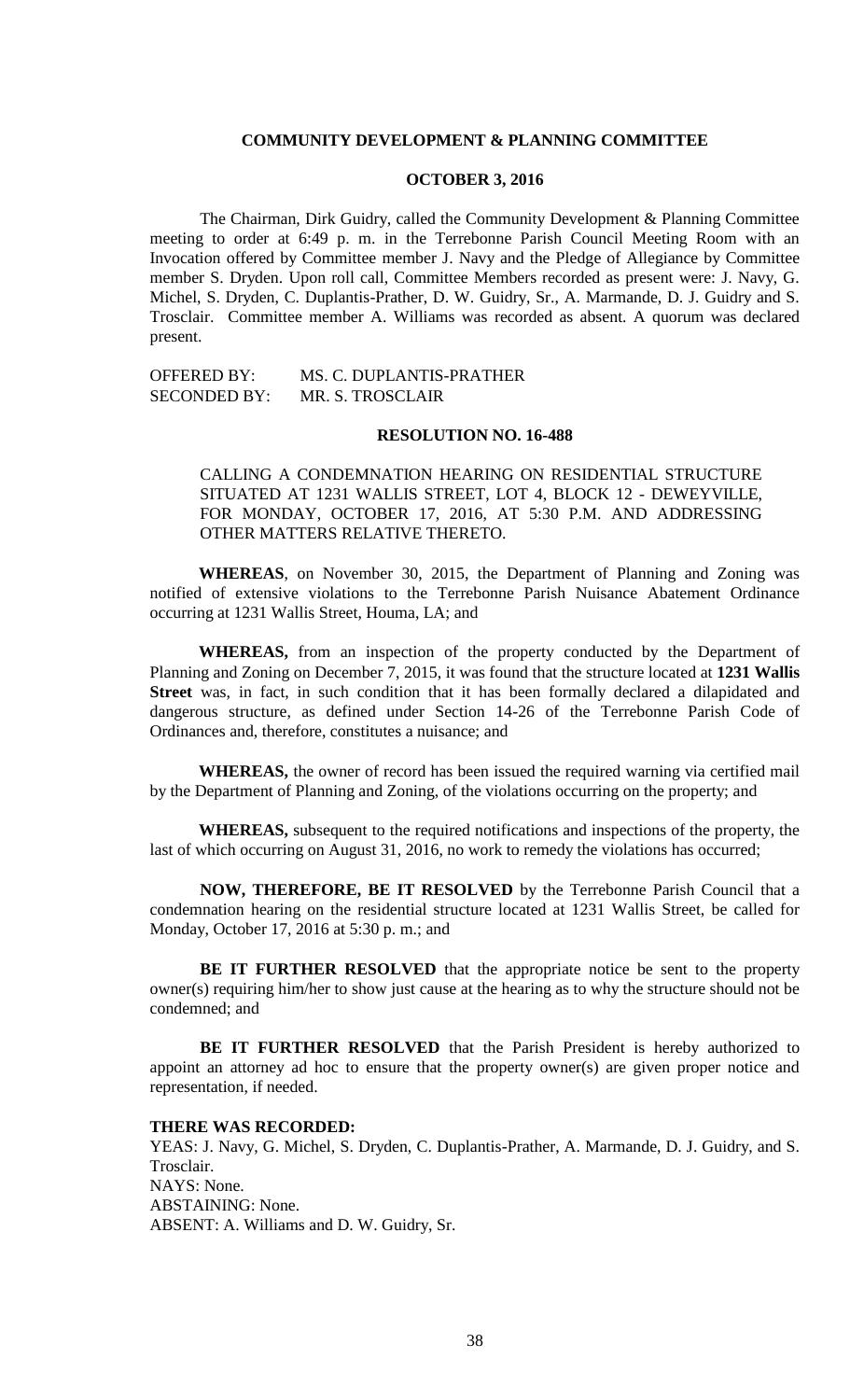## COMMUNITY DEVELOPMENT & PLANNING COMMITTEE

### OCTOBER 3, 2016

The Chairman, Dirk Guidry, called the Community Development & Planning Committee meeting to order at 6:49 p. m. in the Terrebonne Parish Council Meeting Room with an Invocation offered by Committee member J. Navy and the Pledge of Allegiance by Committee member S. Dryden. Upon roll call, Committee Members recorded as present were: J. Navy, G. Michel, S. Dryden, C. Duplantis-Prather, D. W. Guidry, Sr., A. Marmande, D. J. Guidry and S. Trosclair. Committee member A. Williams was recorded as absent. A quorum was declared present.

OFFERED BY: MS. C. DUPLANTIS-PRATHER
SECONDED BY: MR. S. TROSCLAIR

### RESOLUTION NO. 16-488

CALLING A CONDEMNATION HEARING ON RESIDENTIAL STRUCTURE SITUATED AT 1231 WALLIS STREET, LOT 4, BLOCK 12 - DEWEYVILLE, FOR MONDAY, OCTOBER 17, 2016, AT 5:30 P.M. AND ADDRESSING OTHER MATTERS RELATIVE THERETO.

**WHEREAS**, on November 30, 2015, the Department of Planning and Zoning was notified of extensive violations to the Terrebonne Parish Nuisance Abatement Ordinance occurring at 1231 Wallis Street, Houma, LA; and

**WHEREAS,** from an inspection of the property conducted by the Department of Planning and Zoning on December 7, 2015, it was found that the structure located at **1231 Wallis Street** was, in fact, in such condition that it has been formally declared a dilapidated and dangerous structure, as defined under Section 14-26 of the Terrebonne Parish Code of Ordinances and, therefore, constitutes a nuisance; and

**WHEREAS,** the owner of record has been issued the required warning via certified mail by the Department of Planning and Zoning, of the violations occurring on the property; and

**WHEREAS,** subsequent to the required notifications and inspections of the property, the last of which occurring on August 31, 2016, no work to remedy the violations has occurred;

**NOW, THEREFORE, BE IT RESOLVED** by the Terrebonne Parish Council that a condemnation hearing on the residential structure located at 1231 Wallis Street, be called for Monday, October 17, 2016 at 5:30 p. m.; and

**BE IT FURTHER RESOLVED** that the appropriate notice be sent to the property owner(s) requiring him/her to show just cause at the hearing as to why the structure should not be condemned; and

**BE IT FURTHER RESOLVED** that the Parish President is hereby authorized to appoint an attorney ad hoc to ensure that the property owner(s) are given proper notice and representation, if needed.

**THERE WAS RECORDED:**
YEAS: J. Navy, G. Michel, S. Dryden, C. Duplantis-Prather, A. Marmande, D. J. Guidry, and S. Trosclair.
NAYS: None.
ABSTAINING: None.
ABSENT: A. Williams and D. W. Guidry, Sr.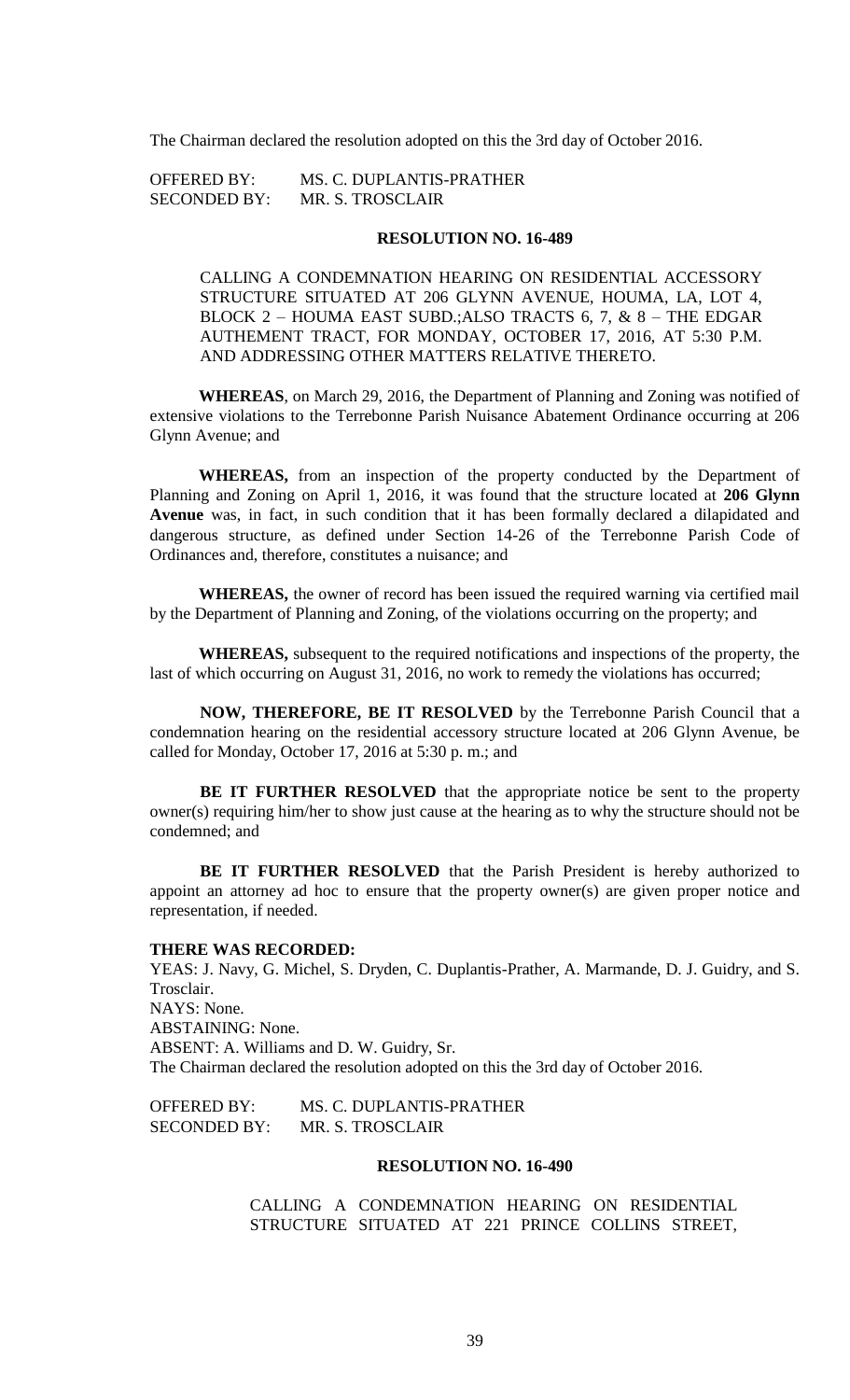The Chairman declared the resolution adopted on this the 3rd day of October 2016.

OFFERED BY: MS. C. DUPLANTIS-PRATHER
SECONDED BY: MR. S. TROSCLAIR

**RESOLUTION NO. 16-489**

CALLING A CONDEMNATION HEARING ON RESIDENTIAL ACCESSORY STRUCTURE SITUATED AT 206 GLYNN AVENUE, HOUMA, LA, LOT 4, BLOCK 2 – HOUMA EAST SUBD.;ALSO TRACTS 6, 7, & 8 – THE EDGAR AUTHEMENT TRACT, FOR MONDAY, OCTOBER 17, 2016, AT 5:30 P.M. AND ADDRESSING OTHER MATTERS RELATIVE THERETO.

**WHEREAS**, on March 29, 2016, the Department of Planning and Zoning was notified of extensive violations to the Terrebonne Parish Nuisance Abatement Ordinance occurring at 206 Glynn Avenue; and

**WHEREAS,** from an inspection of the property conducted by the Department of Planning and Zoning on April 1, 2016, it was found that the structure located at **206 Glynn Avenue** was, in fact, in such condition that it has been formally declared a dilapidated and dangerous structure, as defined under Section 14-26 of the Terrebonne Parish Code of Ordinances and, therefore, constitutes a nuisance; and

**WHEREAS,** the owner of record has been issued the required warning via certified mail by the Department of Planning and Zoning, of the violations occurring on the property; and

**WHEREAS,** subsequent to the required notifications and inspections of the property, the last of which occurring on August 31, 2016, no work to remedy the violations has occurred;

**NOW, THEREFORE, BE IT RESOLVED** by the Terrebonne Parish Council that a condemnation hearing on the residential accessory structure located at 206 Glynn Avenue, be called for Monday, October 17, 2016 at 5:30 p. m.; and

**BE IT FURTHER RESOLVED** that the appropriate notice be sent to the property owner(s) requiring him/her to show just cause at the hearing as to why the structure should not be condemned; and

**BE IT FURTHER RESOLVED** that the Parish President is hereby authorized to appoint an attorney ad hoc to ensure that the property owner(s) are given proper notice and representation, if needed.

**THERE WAS RECORDED:**
YEAS: J. Navy, G. Michel, S. Dryden, C. Duplantis-Prather, A. Marmande, D. J. Guidry, and S. Trosclair.
NAYS: None.
ABSTAINING: None.
ABSENT: A. Williams and D. W. Guidry, Sr.
The Chairman declared the resolution adopted on this the 3rd day of October 2016.

OFFERED BY: MS. C. DUPLANTIS-PRATHER
SECONDED BY: MR. S. TROSCLAIR

**RESOLUTION NO. 16-490**

CALLING A CONDEMNATION HEARING ON RESIDENTIAL STRUCTURE SITUATED AT 221 PRINCE COLLINS STREET,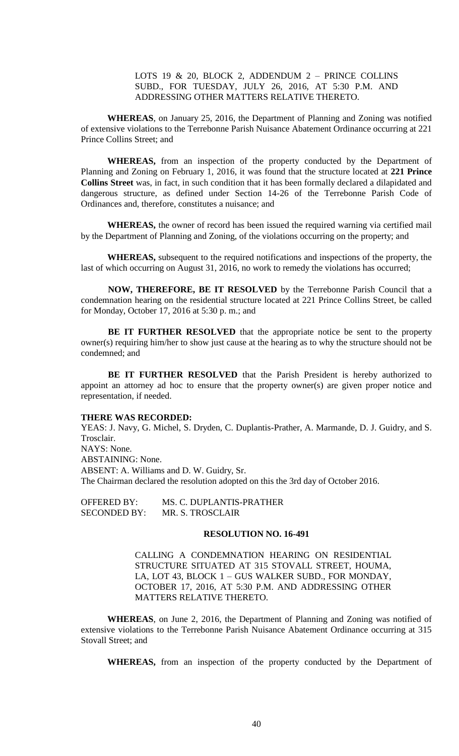LOTS 19 & 20, BLOCK 2, ADDENDUM 2 – PRINCE COLLINS SUBD., FOR TUESDAY, JULY 26, 2016, AT 5:30 P.M. AND ADDRESSING OTHER MATTERS RELATIVE THERETO.

**WHEREAS**, on January 25, 2016, the Department of Planning and Zoning was notified of extensive violations to the Terrebonne Parish Nuisance Abatement Ordinance occurring at 221 Prince Collins Street; and

**WHEREAS,** from an inspection of the property conducted by the Department of Planning and Zoning on February 1, 2016, it was found that the structure located at **221 Prince Collins Street** was, in fact, in such condition that it has been formally declared a dilapidated and dangerous structure, as defined under Section 14-26 of the Terrebonne Parish Code of Ordinances and, therefore, constitutes a nuisance; and

**WHEREAS,** the owner of record has been issued the required warning via certified mail by the Department of Planning and Zoning, of the violations occurring on the property; and

**WHEREAS,** subsequent to the required notifications and inspections of the property, the last of which occurring on August 31, 2016, no work to remedy the violations has occurred;

**NOW, THEREFORE, BE IT RESOLVED** by the Terrebonne Parish Council that a condemnation hearing on the residential structure located at 221 Prince Collins Street, be called for Monday, October 17, 2016 at 5:30 p. m.; and

**BE IT FURTHER RESOLVED** that the appropriate notice be sent to the property owner(s) requiring him/her to show just cause at the hearing as to why the structure should not be condemned; and

**BE IT FURTHER RESOLVED** that the Parish President is hereby authorized to appoint an attorney ad hoc to ensure that the property owner(s) are given proper notice and representation, if needed.

**THERE WAS RECORDED:**
YEAS: J. Navy, G. Michel, S. Dryden, C. Duplantis-Prather, A. Marmande, D. J. Guidry, and S. Trosclair.
NAYS: None.
ABSTAINING: None.
ABSENT: A. Williams and D. W. Guidry, Sr.
The Chairman declared the resolution adopted on this the 3rd day of October 2016.

OFFERED BY: MS. C. DUPLANTIS-PRATHER
SECONDED BY: MR. S. TROSCLAIR

**RESOLUTION NO. 16-491**

CALLING A CONDEMNATION HEARING ON RESIDENTIAL STRUCTURE SITUATED AT 315 STOVALL STREET, HOUMA, LA, LOT 43, BLOCK 1 – GUS WALKER SUBD., FOR MONDAY, OCTOBER 17, 2016, AT 5:30 P.M. AND ADDRESSING OTHER MATTERS RELATIVE THERETO.

**WHEREAS**, on June 2, 2016, the Department of Planning and Zoning was notified of extensive violations to the Terrebonne Parish Nuisance Abatement Ordinance occurring at 315 Stovall Street; and

**WHEREAS,** from an inspection of the property conducted by the Department of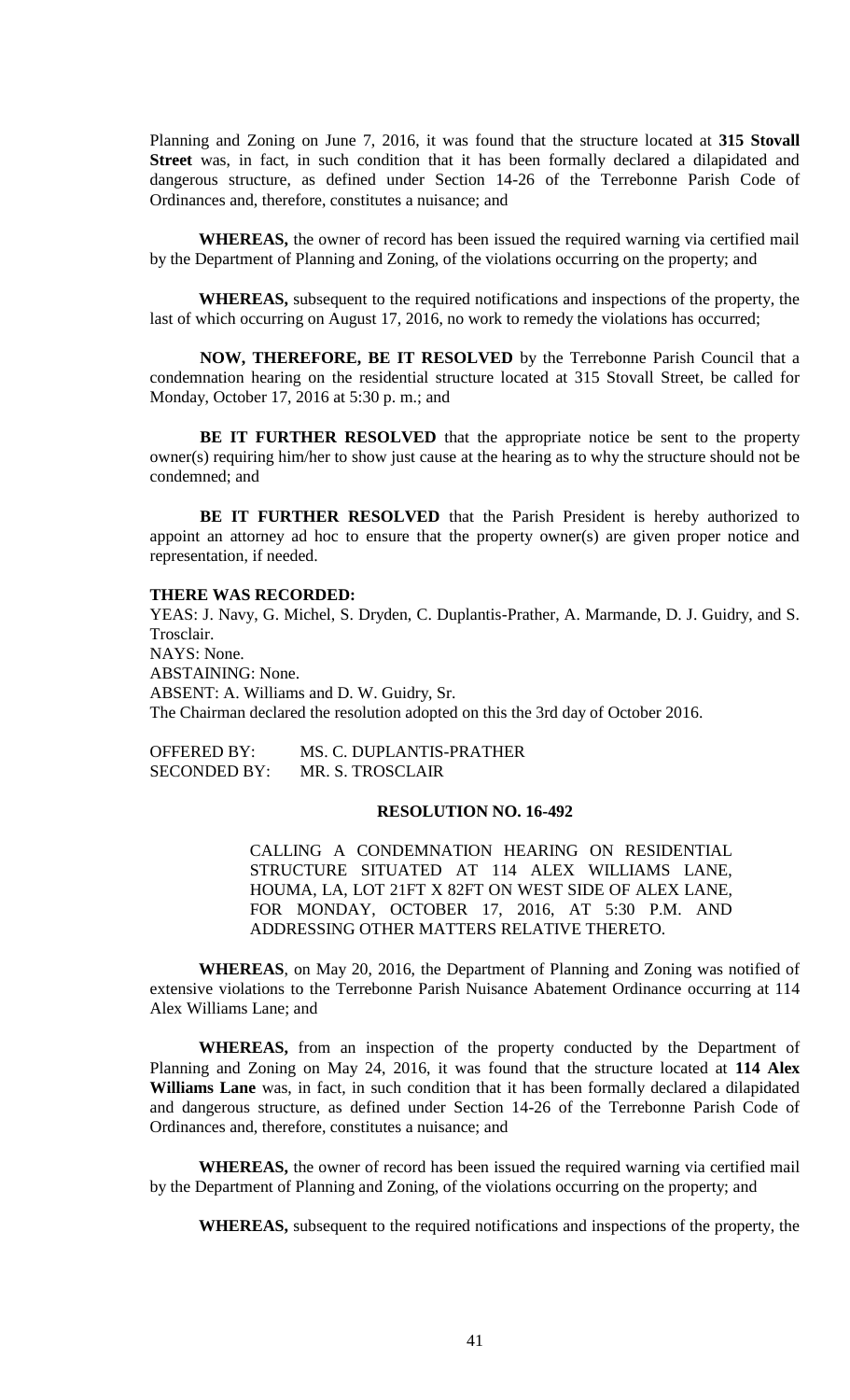Planning and Zoning on June 7, 2016, it was found that the structure located at **315 Stovall Street** was, in fact, in such condition that it has been formally declared a dilapidated and dangerous structure, as defined under Section 14-26 of the Terrebonne Parish Code of Ordinances and, therefore, constitutes a nuisance; and

**WHEREAS,** the owner of record has been issued the required warning via certified mail by the Department of Planning and Zoning, of the violations occurring on the property; and

**WHEREAS,** subsequent to the required notifications and inspections of the property, the last of which occurring on August 17, 2016, no work to remedy the violations has occurred;

**NOW, THEREFORE, BE IT RESOLVED** by the Terrebonne Parish Council that a condemnation hearing on the residential structure located at 315 Stovall Street, be called for Monday, October 17, 2016 at 5:30 p. m.; and

**BE IT FURTHER RESOLVED** that the appropriate notice be sent to the property owner(s) requiring him/her to show just cause at the hearing as to why the structure should not be condemned; and

**BE IT FURTHER RESOLVED** that the Parish President is hereby authorized to appoint an attorney ad hoc to ensure that the property owner(s) are given proper notice and representation, if needed.

**THERE WAS RECORDED:**

YEAS: J. Navy, G. Michel, S. Dryden, C. Duplantis-Prather, A. Marmande, D. J. Guidry, and S. Trosclair.
NAYS: None.
ABSTAINING: None.
ABSENT: A. Williams and D. W. Guidry, Sr.
The Chairman declared the resolution adopted on this the 3rd day of October 2016.

OFFERED BY: MS. C. DUPLANTIS-PRATHER
SECONDED BY: MR. S. TROSCLAIR

**RESOLUTION NO. 16-492**

CALLING A CONDEMNATION HEARING ON RESIDENTIAL STRUCTURE SITUATED AT 114 ALEX WILLIAMS LANE, HOUMA, LA, LOT 21FT X 82FT ON WEST SIDE OF ALEX LANE, FOR MONDAY, OCTOBER 17, 2016, AT 5:30 P.M. AND ADDRESSING OTHER MATTERS RELATIVE THERETO.

**WHEREAS**, on May 20, 2016, the Department of Planning and Zoning was notified of extensive violations to the Terrebonne Parish Nuisance Abatement Ordinance occurring at 114 Alex Williams Lane; and

**WHEREAS,** from an inspection of the property conducted by the Department of Planning and Zoning on May 24, 2016, it was found that the structure located at **114 Alex Williams Lane** was, in fact, in such condition that it has been formally declared a dilapidated and dangerous structure, as defined under Section 14-26 of the Terrebonne Parish Code of Ordinances and, therefore, constitutes a nuisance; and

**WHEREAS,** the owner of record has been issued the required warning via certified mail by the Department of Planning and Zoning, of the violations occurring on the property; and

**WHEREAS,** subsequent to the required notifications and inspections of the property, the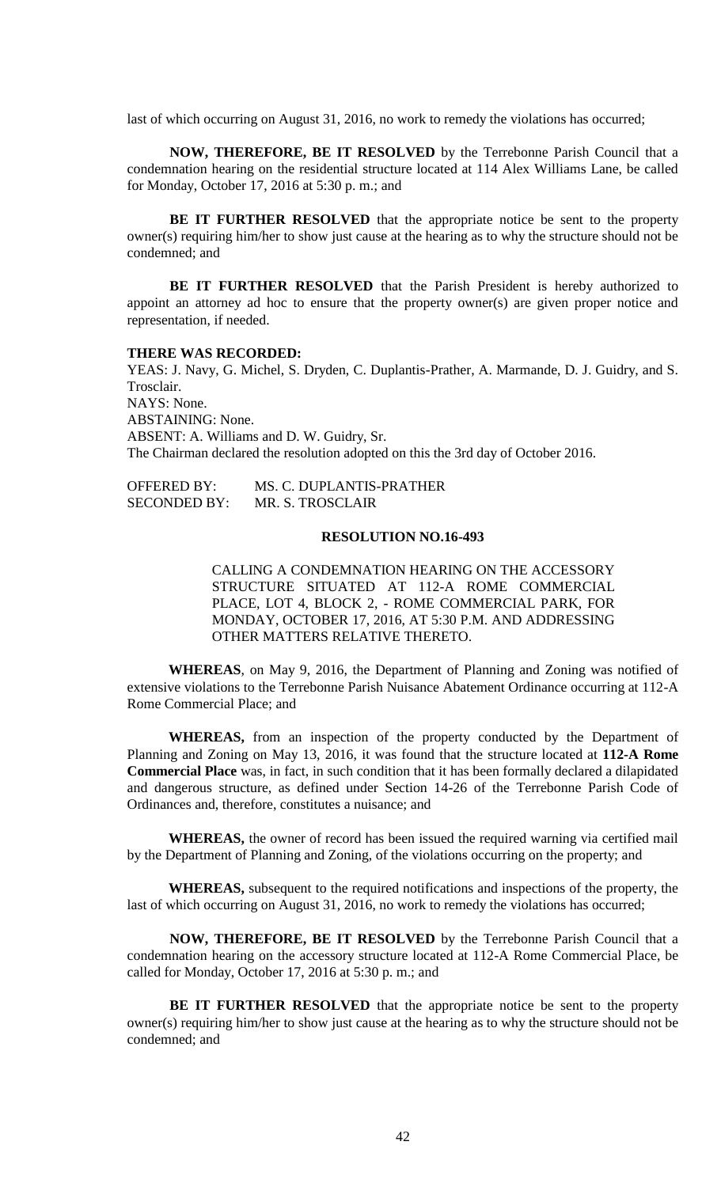last of which occurring on August 31, 2016, no work to remedy the violations has occurred;

**NOW, THEREFORE, BE IT RESOLVED** by the Terrebonne Parish Council that a condemnation hearing on the residential structure located at 114 Alex Williams Lane, be called for Monday, October 17, 2016 at 5:30 p. m.; and

**BE IT FURTHER RESOLVED** that the appropriate notice be sent to the property owner(s) requiring him/her to show just cause at the hearing as to why the structure should not be condemned; and

**BE IT FURTHER RESOLVED** that the Parish President is hereby authorized to appoint an attorney ad hoc to ensure that the property owner(s) are given proper notice and representation, if needed.

**THERE WAS RECORDED:**

YEAS: J. Navy, G. Michel, S. Dryden, C. Duplantis-Prather, A. Marmande, D. J. Guidry, and S. Trosclair.
NAYS: None.
ABSTAINING: None.
ABSENT: A. Williams and D. W. Guidry, Sr.
The Chairman declared the resolution adopted on this the 3rd day of October 2016.

OFFERED BY: MS. C. DUPLANTIS-PRATHER
SECONDED BY: MR. S. TROSCLAIR

**RESOLUTION NO.16-493**

CALLING A CONDEMNATION HEARING ON THE ACCESSORY STRUCTURE SITUATED AT 112-A ROME COMMERCIAL PLACE, LOT 4, BLOCK 2, - ROME COMMERCIAL PARK, FOR MONDAY, OCTOBER 17, 2016, AT 5:30 P.M. AND ADDRESSING OTHER MATTERS RELATIVE THERETO.

**WHEREAS**, on May 9, 2016, the Department of Planning and Zoning was notified of extensive violations to the Terrebonne Parish Nuisance Abatement Ordinance occurring at 112-A Rome Commercial Place; and

**WHEREAS,** from an inspection of the property conducted by the Department of Planning and Zoning on May 13, 2016, it was found that the structure located at **112-A Rome Commercial Place** was, in fact, in such condition that it has been formally declared a dilapidated and dangerous structure, as defined under Section 14-26 of the Terrebonne Parish Code of Ordinances and, therefore, constitutes a nuisance; and

**WHEREAS,** the owner of record has been issued the required warning via certified mail by the Department of Planning and Zoning, of the violations occurring on the property; and

**WHEREAS,** subsequent to the required notifications and inspections of the property, the last of which occurring on August 31, 2016, no work to remedy the violations has occurred;

**NOW, THEREFORE, BE IT RESOLVED** by the Terrebonne Parish Council that a condemnation hearing on the accessory structure located at 112-A Rome Commercial Place, be called for Monday, October 17, 2016 at 5:30 p. m.; and

**BE IT FURTHER RESOLVED** that the appropriate notice be sent to the property owner(s) requiring him/her to show just cause at the hearing as to why the structure should not be condemned; and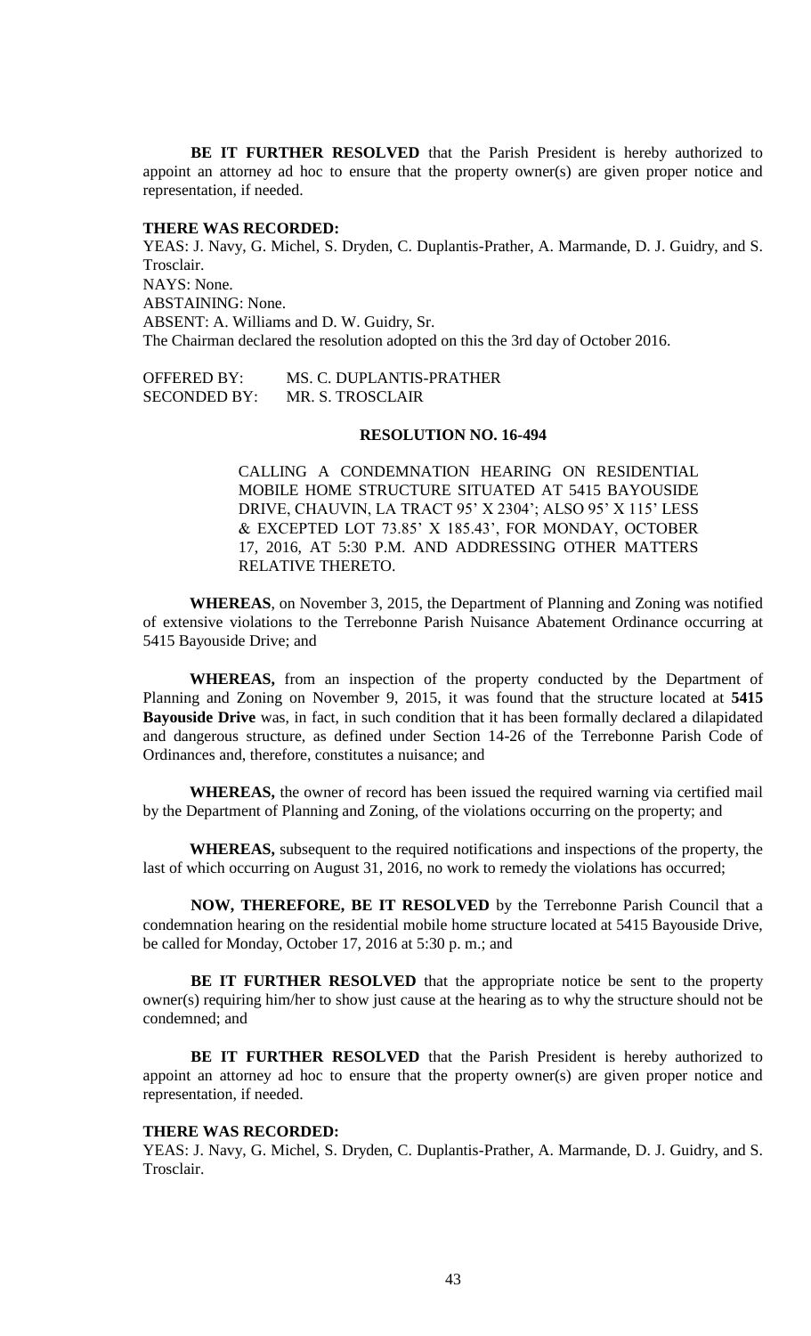**BE IT FURTHER RESOLVED** that the Parish President is hereby authorized to appoint an attorney ad hoc to ensure that the property owner(s) are given proper notice and representation, if needed.

**THERE WAS RECORDED:**

YEAS: J. Navy, G. Michel, S. Dryden, C. Duplantis-Prather, A. Marmande, D. J. Guidry, and S. Trosclair.

NAYS: None.

ABSTAINING: None.

ABSENT: A. Williams and D. W. Guidry, Sr.

The Chairman declared the resolution adopted on this the 3rd day of October 2016.

OFFERED BY: MS. C. DUPLANTIS-PRATHER
SECONDED BY: MR. S. TROSCLAIR

**RESOLUTION NO. 16-494**

CALLING A CONDEMNATION HEARING ON RESIDENTIAL MOBILE HOME STRUCTURE SITUATED AT 5415 BAYOUSIDE DRIVE, CHAUVIN, LA TRACT 95' X 2304'; ALSO 95' X 115' LESS & EXCEPTED LOT 73.85' X 185.43', FOR MONDAY, OCTOBER 17, 2016, AT 5:30 P.M. AND ADDRESSING OTHER MATTERS RELATIVE THERETO.

**WHEREAS**, on November 3, 2015, the Department of Planning and Zoning was notified of extensive violations to the Terrebonne Parish Nuisance Abatement Ordinance occurring at 5415 Bayouside Drive; and

**WHEREAS,** from an inspection of the property conducted by the Department of Planning and Zoning on November 9, 2015, it was found that the structure located at **5415 Bayouside Drive** was, in fact, in such condition that it has been formally declared a dilapidated and dangerous structure, as defined under Section 14-26 of the Terrebonne Parish Code of Ordinances and, therefore, constitutes a nuisance; and

**WHEREAS,** the owner of record has been issued the required warning via certified mail by the Department of Planning and Zoning, of the violations occurring on the property; and

**WHEREAS,** subsequent to the required notifications and inspections of the property, the last of which occurring on August 31, 2016, no work to remedy the violations has occurred;

**NOW, THEREFORE, BE IT RESOLVED** by the Terrebonne Parish Council that a condemnation hearing on the residential mobile home structure located at 5415 Bayouside Drive, be called for Monday, October 17, 2016 at 5:30 p. m.; and

**BE IT FURTHER RESOLVED** that the appropriate notice be sent to the property owner(s) requiring him/her to show just cause at the hearing as to why the structure should not be condemned; and

**BE IT FURTHER RESOLVED** that the Parish President is hereby authorized to appoint an attorney ad hoc to ensure that the property owner(s) are given proper notice and representation, if needed.

**THERE WAS RECORDED:**

YEAS: J. Navy, G. Michel, S. Dryden, C. Duplantis-Prather, A. Marmande, D. J. Guidry, and S. Trosclair.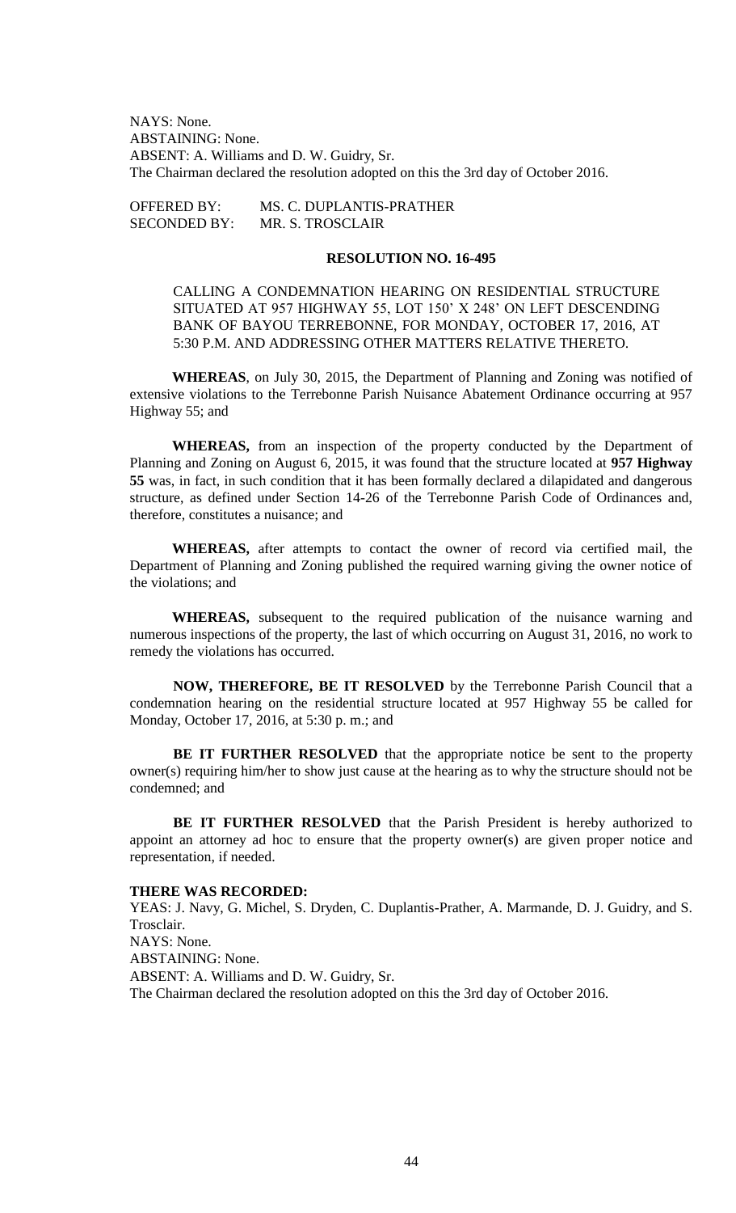NAYS: None.
ABSTAINING: None.
ABSENT: A. Williams and D. W. Guidry, Sr.
The Chairman declared the resolution adopted on this the 3rd day of October 2016.

OFFERED BY: MS. C. DUPLANTIS-PRATHER
SECONDED BY: MR. S. TROSCLAIR

**RESOLUTION NO. 16-495**

CALLING A CONDEMNATION HEARING ON RESIDENTIAL STRUCTURE SITUATED AT 957 HIGHWAY 55, LOT 150' X 248' ON LEFT DESCENDING BANK OF BAYOU TERREBONNE, FOR MONDAY, OCTOBER 17, 2016, AT 5:30 P.M. AND ADDRESSING OTHER MATTERS RELATIVE THERETO.

**WHEREAS**, on July 30, 2015, the Department of Planning and Zoning was notified of extensive violations to the Terrebonne Parish Nuisance Abatement Ordinance occurring at 957 Highway 55; and

**WHEREAS,** from an inspection of the property conducted by the Department of Planning and Zoning on August 6, 2015, it was found that the structure located at **957 Highway 55** was, in fact, in such condition that it has been formally declared a dilapidated and dangerous structure, as defined under Section 14-26 of the Terrebonne Parish Code of Ordinances and, therefore, constitutes a nuisance; and

**WHEREAS,** after attempts to contact the owner of record via certified mail, the Department of Planning and Zoning published the required warning giving the owner notice of the violations; and

**WHEREAS,** subsequent to the required publication of the nuisance warning and numerous inspections of the property, the last of which occurring on August 31, 2016, no work to remedy the violations has occurred.

**NOW, THEREFORE, BE IT RESOLVED** by the Terrebonne Parish Council that a condemnation hearing on the residential structure located at 957 Highway 55 be called for Monday, October 17, 2016, at 5:30 p. m.; and

**BE IT FURTHER RESOLVED** that the appropriate notice be sent to the property owner(s) requiring him/her to show just cause at the hearing as to why the structure should not be condemned; and

**BE IT FURTHER RESOLVED** that the Parish President is hereby authorized to appoint an attorney ad hoc to ensure that the property owner(s) are given proper notice and representation, if needed.

**THERE WAS RECORDED:**
YEAS: J. Navy, G. Michel, S. Dryden, C. Duplantis-Prather, A. Marmande, D. J. Guidry, and S. Trosclair.
NAYS: None.
ABSTAINING: None.
ABSENT: A. Williams and D. W. Guidry, Sr.
The Chairman declared the resolution adopted on this the 3rd day of October 2016.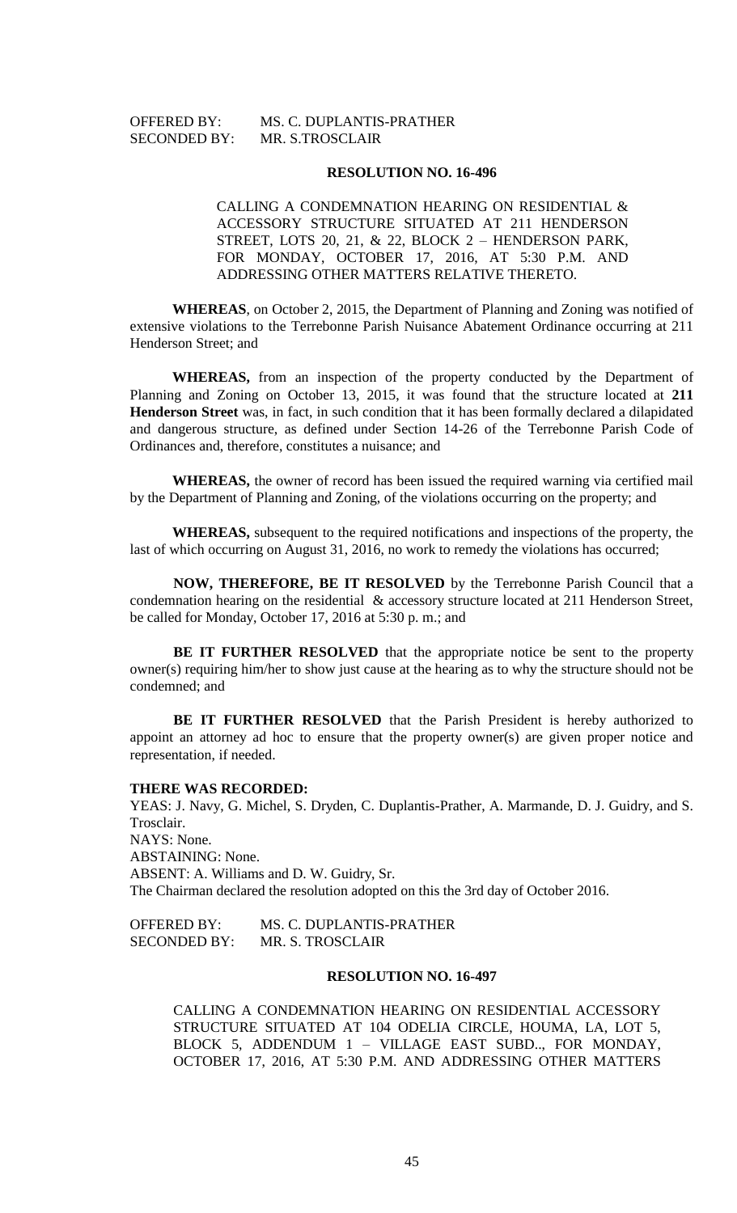OFFERED BY: MS. C. DUPLANTIS-PRATHER
SECONDED BY: MR. S.TROSCLAIR

**RESOLUTION NO. 16-496**

CALLING A CONDEMNATION HEARING ON RESIDENTIAL & ACCESSORY STRUCTURE SITUATED AT 211 HENDERSON STREET, LOTS 20, 21, & 22, BLOCK 2 – HENDERSON PARK, FOR MONDAY, OCTOBER 17, 2016, AT 5:30 P.M. AND ADDRESSING OTHER MATTERS RELATIVE THERETO.

**WHEREAS**, on October 2, 2015, the Department of Planning and Zoning was notified of extensive violations to the Terrebonne Parish Nuisance Abatement Ordinance occurring at 211 Henderson Street; and

**WHEREAS,** from an inspection of the property conducted by the Department of Planning and Zoning on October 13, 2015, it was found that the structure located at **211 Henderson Street** was, in fact, in such condition that it has been formally declared a dilapidated and dangerous structure, as defined under Section 14-26 of the Terrebonne Parish Code of Ordinances and, therefore, constitutes a nuisance; and

**WHEREAS,** the owner of record has been issued the required warning via certified mail by the Department of Planning and Zoning, of the violations occurring on the property; and

**WHEREAS,** subsequent to the required notifications and inspections of the property, the last of which occurring on August 31, 2016, no work to remedy the violations has occurred;

**NOW, THEREFORE, BE IT RESOLVED** by the Terrebonne Parish Council that a condemnation hearing on the residential & accessory structure located at 211 Henderson Street, be called for Monday, October 17, 2016 at 5:30 p. m.; and

**BE IT FURTHER RESOLVED** that the appropriate notice be sent to the property owner(s) requiring him/her to show just cause at the hearing as to why the structure should not be condemned; and

**BE IT FURTHER RESOLVED** that the Parish President is hereby authorized to appoint an attorney ad hoc to ensure that the property owner(s) are given proper notice and representation, if needed.

**THERE WAS RECORDED:**

YEAS: J. Navy, G. Michel, S. Dryden, C. Duplantis-Prather, A. Marmande, D. J. Guidry, and S. Trosclair.
NAYS: None.
ABSTAINING: None.
ABSENT: A. Williams and D. W. Guidry, Sr.
The Chairman declared the resolution adopted on this the 3rd day of October 2016.

OFFERED BY: MS. C. DUPLANTIS-PRATHER
SECONDED BY: MR. S. TROSCLAIR

**RESOLUTION NO. 16-497**

CALLING A CONDEMNATION HEARING ON RESIDENTIAL ACCESSORY STRUCTURE SITUATED AT 104 ODELIA CIRCLE, HOUMA, LA, LOT 5, BLOCK 5, ADDENDUM 1 – VILLAGE EAST SUBD.., FOR MONDAY, OCTOBER 17, 2016, AT 5:30 P.M. AND ADDRESSING OTHER MATTERS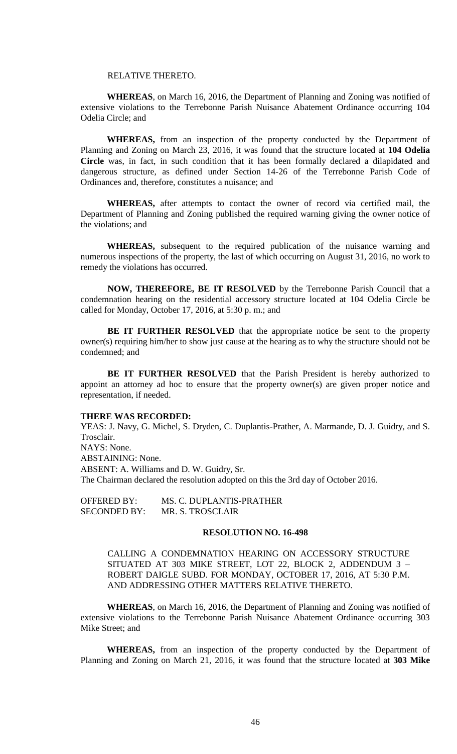RELATIVE THERETO.

**WHEREAS**, on March 16, 2016, the Department of Planning and Zoning was notified of extensive violations to the Terrebonne Parish Nuisance Abatement Ordinance occurring 104 Odelia Circle; and

**WHEREAS,** from an inspection of the property conducted by the Department of Planning and Zoning on March 23, 2016, it was found that the structure located at **104 Odelia Circle** was, in fact, in such condition that it has been formally declared a dilapidated and dangerous structure, as defined under Section 14-26 of the Terrebonne Parish Code of Ordinances and, therefore, constitutes a nuisance; and

**WHEREAS,** after attempts to contact the owner of record via certified mail, the Department of Planning and Zoning published the required warning giving the owner notice of the violations; and

**WHEREAS,** subsequent to the required publication of the nuisance warning and numerous inspections of the property, the last of which occurring on August 31, 2016, no work to remedy the violations has occurred.

**NOW, THEREFORE, BE IT RESOLVED** by the Terrebonne Parish Council that a condemnation hearing on the residential accessory structure located at 104 Odelia Circle be called for Monday, October 17, 2016, at 5:30 p. m.; and

**BE IT FURTHER RESOLVED** that the appropriate notice be sent to the property owner(s) requiring him/her to show just cause at the hearing as to why the structure should not be condemned; and

**BE IT FURTHER RESOLVED** that the Parish President is hereby authorized to appoint an attorney ad hoc to ensure that the property owner(s) are given proper notice and representation, if needed.

**THERE WAS RECORDED:**

YEAS: J. Navy, G. Michel, S. Dryden, C. Duplantis-Prather, A. Marmande, D. J. Guidry, and S. Trosclair.

NAYS: None.

ABSTAINING: None.

ABSENT: A. Williams and D. W. Guidry, Sr.

The Chairman declared the resolution adopted on this the 3rd day of October 2016.

OFFERED BY: MS. C. DUPLANTIS-PRATHER

SECONDED BY: MR. S. TROSCLAIR

**RESOLUTION NO. 16-498**

CALLING A CONDEMNATION HEARING ON ACCESSORY STRUCTURE SITUATED AT 303 MIKE STREET, LOT 22, BLOCK 2, ADDENDUM 3 – ROBERT DAIGLE SUBD. FOR MONDAY, OCTOBER 17, 2016, AT 5:30 P.M. AND ADDRESSING OTHER MATTERS RELATIVE THERETO.

**WHEREAS**, on March 16, 2016, the Department of Planning and Zoning was notified of extensive violations to the Terrebonne Parish Nuisance Abatement Ordinance occurring 303 Mike Street; and

**WHEREAS,** from an inspection of the property conducted by the Department of Planning and Zoning on March 21, 2016, it was found that the structure located at **303 Mike**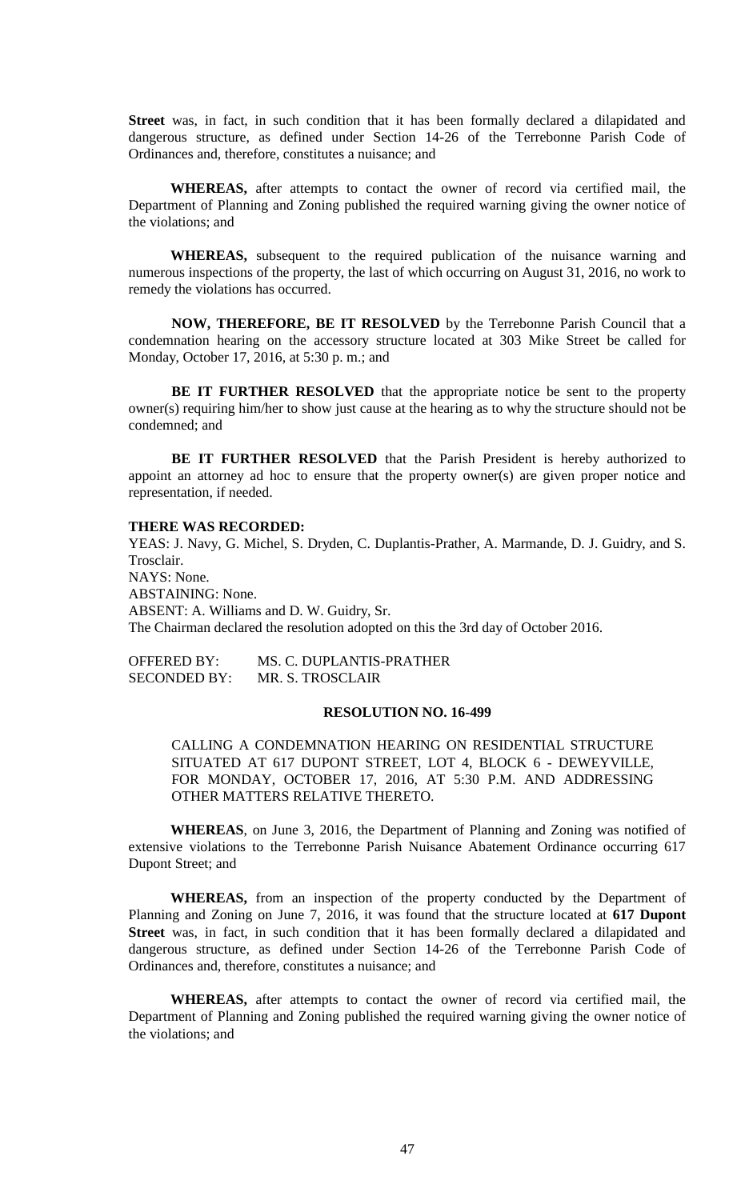**Street** was, in fact, in such condition that it has been formally declared a dilapidated and dangerous structure, as defined under Section 14-26 of the Terrebonne Parish Code of Ordinances and, therefore, constitutes a nuisance; and

**WHEREAS,** after attempts to contact the owner of record via certified mail, the Department of Planning and Zoning published the required warning giving the owner notice of the violations; and

**WHEREAS,** subsequent to the required publication of the nuisance warning and numerous inspections of the property, the last of which occurring on August 31, 2016, no work to remedy the violations has occurred.

**NOW, THEREFORE, BE IT RESOLVED** by the Terrebonne Parish Council that a condemnation hearing on the accessory structure located at 303 Mike Street be called for Monday, October 17, 2016, at 5:30 p. m.; and

**BE IT FURTHER RESOLVED** that the appropriate notice be sent to the property owner(s) requiring him/her to show just cause at the hearing as to why the structure should not be condemned; and

**BE IT FURTHER RESOLVED** that the Parish President is hereby authorized to appoint an attorney ad hoc to ensure that the property owner(s) are given proper notice and representation, if needed.

**THERE WAS RECORDED:**

YEAS: J. Navy, G. Michel, S. Dryden, C. Duplantis-Prather, A. Marmande, D. J. Guidry, and S. Trosclair.

NAYS: None.

ABSTAINING: None.

ABSENT: A. Williams and D. W. Guidry, Sr.

The Chairman declared the resolution adopted on this the 3rd day of October 2016.

OFFERED BY: MS. C. DUPLANTIS-PRATHER
SECONDED BY: MR. S. TROSCLAIR

**RESOLUTION NO. 16-499**

CALLING A CONDEMNATION HEARING ON RESIDENTIAL STRUCTURE SITUATED AT 617 DUPONT STREET, LOT 4, BLOCK 6 - DEWEYVILLE, FOR MONDAY, OCTOBER 17, 2016, AT 5:30 P.M. AND ADDRESSING OTHER MATTERS RELATIVE THERETO.

**WHEREAS**, on June 3, 2016, the Department of Planning and Zoning was notified of extensive violations to the Terrebonne Parish Nuisance Abatement Ordinance occurring 617 Dupont Street; and

**WHEREAS,** from an inspection of the property conducted by the Department of Planning and Zoning on June 7, 2016, it was found that the structure located at **617 Dupont Street** was, in fact, in such condition that it has been formally declared a dilapidated and dangerous structure, as defined under Section 14-26 of the Terrebonne Parish Code of Ordinances and, therefore, constitutes a nuisance; and

**WHEREAS,** after attempts to contact the owner of record via certified mail, the Department of Planning and Zoning published the required warning giving the owner notice of the violations; and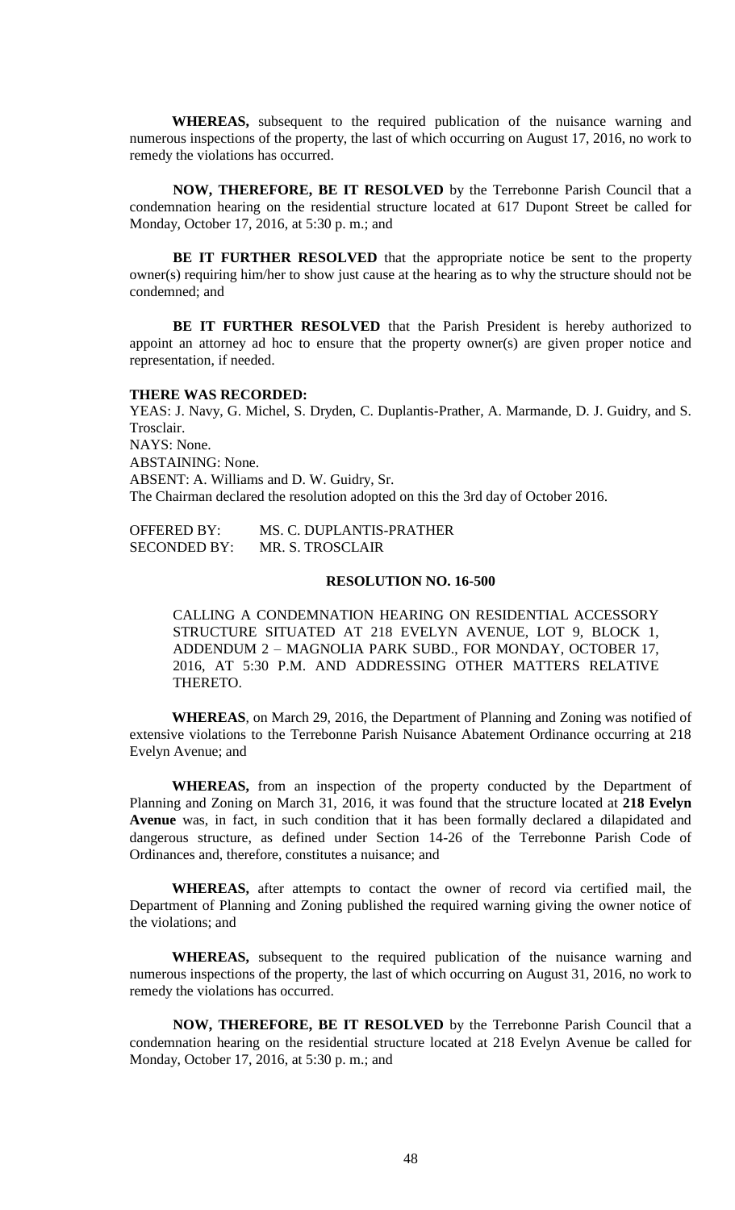**WHEREAS,** subsequent to the required publication of the nuisance warning and numerous inspections of the property, the last of which occurring on August 17, 2016, no work to remedy the violations has occurred.

**NOW, THEREFORE, BE IT RESOLVED** by the Terrebonne Parish Council that a condemnation hearing on the residential structure located at 617 Dupont Street be called for Monday, October 17, 2016, at 5:30 p. m.; and

**BE IT FURTHER RESOLVED** that the appropriate notice be sent to the property owner(s) requiring him/her to show just cause at the hearing as to why the structure should not be condemned; and

**BE IT FURTHER RESOLVED** that the Parish President is hereby authorized to appoint an attorney ad hoc to ensure that the property owner(s) are given proper notice and representation, if needed.

**THERE WAS RECORDED:**

YEAS: J. Navy, G. Michel, S. Dryden, C. Duplantis-Prather, A. Marmande, D. J. Guidry, and S. Trosclair.
NAYS: None.
ABSTAINING: None.
ABSENT: A. Williams and D. W. Guidry, Sr.
The Chairman declared the resolution adopted on this the 3rd day of October 2016.

OFFERED BY: MS. C. DUPLANTIS-PRATHER
SECONDED BY: MR. S. TROSCLAIR

**RESOLUTION NO. 16-500**

CALLING A CONDEMNATION HEARING ON RESIDENTIAL ACCESSORY STRUCTURE SITUATED AT 218 EVELYN AVENUE, LOT 9, BLOCK 1, ADDENDUM 2 – MAGNOLIA PARK SUBD., FOR MONDAY, OCTOBER 17, 2016, AT 5:30 P.M. AND ADDRESSING OTHER MATTERS RELATIVE THERETO.

**WHEREAS**, on March 29, 2016, the Department of Planning and Zoning was notified of extensive violations to the Terrebonne Parish Nuisance Abatement Ordinance occurring at 218 Evelyn Avenue; and

**WHEREAS,** from an inspection of the property conducted by the Department of Planning and Zoning on March 31, 2016, it was found that the structure located at **218 Evelyn Avenue** was, in fact, in such condition that it has been formally declared a dilapidated and dangerous structure, as defined under Section 14-26 of the Terrebonne Parish Code of Ordinances and, therefore, constitutes a nuisance; and

**WHEREAS,** after attempts to contact the owner of record via certified mail, the Department of Planning and Zoning published the required warning giving the owner notice of the violations; and

**WHEREAS,** subsequent to the required publication of the nuisance warning and numerous inspections of the property, the last of which occurring on August 31, 2016, no work to remedy the violations has occurred.

**NOW, THEREFORE, BE IT RESOLVED** by the Terrebonne Parish Council that a condemnation hearing on the residential structure located at 218 Evelyn Avenue be called for Monday, October 17, 2016, at 5:30 p. m.; and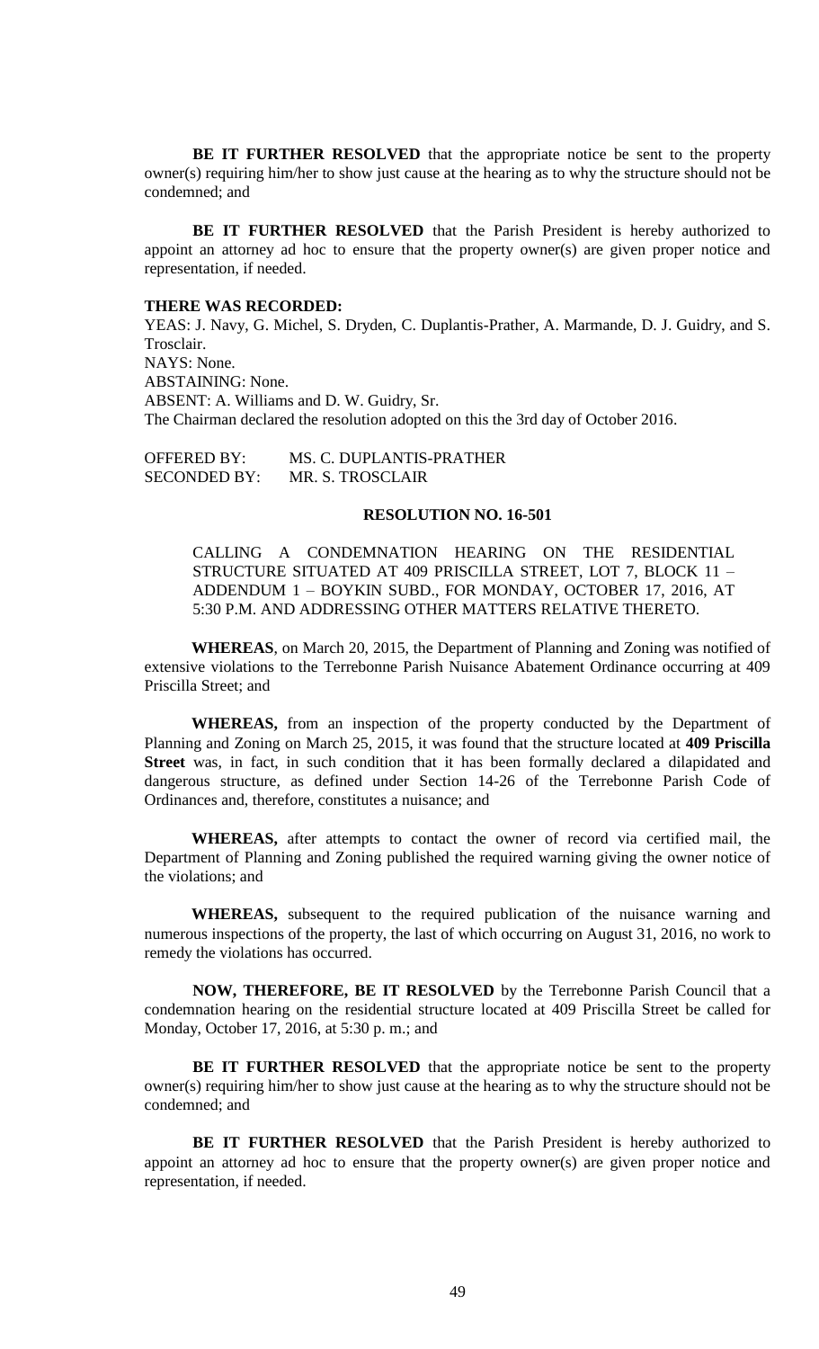**BE IT FURTHER RESOLVED** that the appropriate notice be sent to the property owner(s) requiring him/her to show just cause at the hearing as to why the structure should not be condemned; and

**BE IT FURTHER RESOLVED** that the Parish President is hereby authorized to appoint an attorney ad hoc to ensure that the property owner(s) are given proper notice and representation, if needed.

**THERE WAS RECORDED:**

YEAS: J. Navy, G. Michel, S. Dryden, C. Duplantis-Prather, A. Marmande, D. J. Guidry, and S. Trosclair.

NAYS: None.

ABSTAINING: None.

ABSENT: A. Williams and D. W. Guidry, Sr.

The Chairman declared the resolution adopted on this the 3rd day of October 2016.

OFFERED BY: MS. C. DUPLANTIS-PRATHER

SECONDED BY: MR. S. TROSCLAIR

**RESOLUTION NO. 16-501**

CALLING A CONDEMNATION HEARING ON THE RESIDENTIAL STRUCTURE SITUATED AT 409 PRISCILLA STREET, LOT 7, BLOCK 11 – ADDENDUM 1 – BOYKIN SUBD., FOR MONDAY, OCTOBER 17, 2016, AT 5:30 P.M. AND ADDRESSING OTHER MATTERS RELATIVE THERETO.

**WHEREAS**, on March 20, 2015, the Department of Planning and Zoning was notified of extensive violations to the Terrebonne Parish Nuisance Abatement Ordinance occurring at 409 Priscilla Street; and

**WHEREAS,** from an inspection of the property conducted by the Department of Planning and Zoning on March 25, 2015, it was found that the structure located at **409 Priscilla Street** was, in fact, in such condition that it has been formally declared a dilapidated and dangerous structure, as defined under Section 14-26 of the Terrebonne Parish Code of Ordinances and, therefore, constitutes a nuisance; and

**WHEREAS,** after attempts to contact the owner of record via certified mail, the Department of Planning and Zoning published the required warning giving the owner notice of the violations; and

**WHEREAS,** subsequent to the required publication of the nuisance warning and numerous inspections of the property, the last of which occurring on August 31, 2016, no work to remedy the violations has occurred.

**NOW, THEREFORE, BE IT RESOLVED** by the Terrebonne Parish Council that a condemnation hearing on the residential structure located at 409 Priscilla Street be called for Monday, October 17, 2016, at 5:30 p. m.; and

**BE IT FURTHER RESOLVED** that the appropriate notice be sent to the property owner(s) requiring him/her to show just cause at the hearing as to why the structure should not be condemned; and

**BE IT FURTHER RESOLVED** that the Parish President is hereby authorized to appoint an attorney ad hoc to ensure that the property owner(s) are given proper notice and representation, if needed.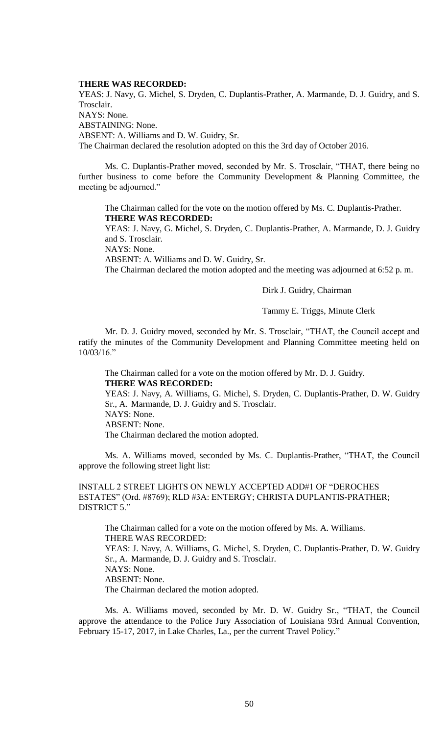**THERE WAS RECORDED:**

YEAS: J. Navy, G. Michel, S. Dryden, C. Duplantis-Prather, A. Marmande, D. J. Guidry, and S. Trosclair.

NAYS: None.

ABSTAINING: None.

ABSENT: A. Williams and D. W. Guidry, Sr.

The Chairman declared the resolution adopted on this the 3rd day of October 2016.

Ms. C. Duplantis-Prather moved, seconded by Mr. S. Trosclair, "THAT, there being no further business to come before the Community Development & Planning Committee, the meeting be adjourned."

The Chairman called for the vote on the motion offered by Ms. C. Duplantis-Prather.

**THERE WAS RECORDED:**

YEAS: J. Navy, G. Michel, S. Dryden, C. Duplantis-Prather, A. Marmande, D. J. Guidry and S. Trosclair.

NAYS: None.

ABSENT: A. Williams and D. W. Guidry, Sr.

The Chairman declared the motion adopted and the meeting was adjourned at 6:52 p. m.

Dirk J. Guidry, Chairman

Tammy E. Triggs, Minute Clerk

Mr. D. J. Guidry moved, seconded by Mr. S. Trosclair, "THAT, the Council accept and ratify the minutes of the Community Development and Planning Committee meeting held on 10/03/16."

The Chairman called for a vote on the motion offered by Mr. D. J. Guidry.

**THERE WAS RECORDED:**

YEAS: J. Navy, A. Williams, G. Michel, S. Dryden, C. Duplantis-Prather, D. W. Guidry Sr., A. Marmande, D. J. Guidry and S. Trosclair.

NAYS: None.

ABSENT: None.

The Chairman declared the motion adopted.

Ms. A. Williams moved, seconded by Ms. C. Duplantis-Prather, "THAT, the Council approve the following street light list:

INSTALL 2 STREET LIGHTS ON NEWLY ACCEPTED ADD#1 OF "DEROCHES ESTATES" (Ord. #8769); RLD #3A: ENTERGY; CHRISTA DUPLANTIS-PRATHER; DISTRICT 5."

The Chairman called for a vote on the motion offered by Ms. A. Williams.

THERE WAS RECORDED:

YEAS: J. Navy, A. Williams, G. Michel, S. Dryden, C. Duplantis-Prather, D. W. Guidry Sr., A. Marmande, D. J. Guidry and S. Trosclair.

NAYS: None.

ABSENT: None.

The Chairman declared the motion adopted.

Ms. A. Williams moved, seconded by Mr. D. W. Guidry Sr., "THAT, the Council approve the attendance to the Police Jury Association of Louisiana 93rd Annual Convention, February 15-17, 2017, in Lake Charles, La., per the current Travel Policy."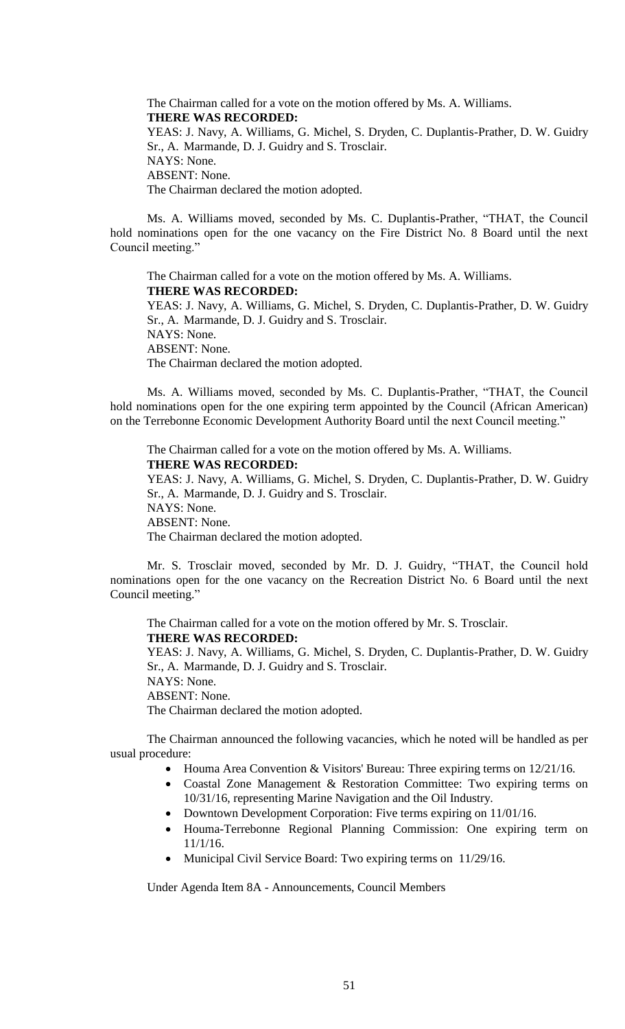The Chairman called for a vote on the motion offered by Ms. A. Williams.

**THERE WAS RECORDED:**

YEAS: J. Navy, A. Williams, G. Michel, S. Dryden, C. Duplantis-Prather, D. W. Guidry Sr., A. Marmande, D. J. Guidry and S. Trosclair.

NAYS: None.

ABSENT: None.

The Chairman declared the motion adopted.

Ms. A. Williams moved, seconded by Ms. C. Duplantis-Prather, "THAT, the Council hold nominations open for the one vacancy on the Fire District No. 8 Board until the next Council meeting."

The Chairman called for a vote on the motion offered by Ms. A. Williams.

**THERE WAS RECORDED:**

YEAS: J. Navy, A. Williams, G. Michel, S. Dryden, C. Duplantis-Prather, D. W. Guidry Sr., A. Marmande, D. J. Guidry and S. Trosclair.

NAYS: None.

ABSENT: None.

The Chairman declared the motion adopted.

Ms. A. Williams moved, seconded by Ms. C. Duplantis-Prather, "THAT, the Council hold nominations open for the one expiring term appointed by the Council (African American) on the Terrebonne Economic Development Authority Board until the next Council meeting."

The Chairman called for a vote on the motion offered by Ms. A. Williams.

**THERE WAS RECORDED:**

YEAS: J. Navy, A. Williams, G. Michel, S. Dryden, C. Duplantis-Prather, D. W. Guidry Sr., A. Marmande, D. J. Guidry and S. Trosclair.

NAYS: None.

ABSENT: None.

The Chairman declared the motion adopted.

Mr. S. Trosclair moved, seconded by Mr. D. J. Guidry, "THAT, the Council hold nominations open for the one vacancy on the Recreation District No. 6 Board until the next Council meeting."

The Chairman called for a vote on the motion offered by Mr. S. Trosclair.

**THERE WAS RECORDED:**

YEAS: J. Navy, A. Williams, G. Michel, S. Dryden, C. Duplantis-Prather, D. W. Guidry Sr., A. Marmande, D. J. Guidry and S. Trosclair.

NAYS: None.

ABSENT: None.

The Chairman declared the motion adopted.

The Chairman announced the following vacancies, which he noted will be handled as per usual procedure:

- Houma Area Convention & Visitors' Bureau: Three expiring terms on 12/21/16.
- Coastal Zone Management & Restoration Committee: Two expiring terms on 10/31/16, representing Marine Navigation and the Oil Industry.
- Downtown Development Corporation: Five terms expiring on 11/01/16.
- Houma-Terrebonne Regional Planning Commission: One expiring term on 11/1/16.
- Municipal Civil Service Board: Two expiring terms on 11/29/16.

Under Agenda Item 8A - Announcements, Council Members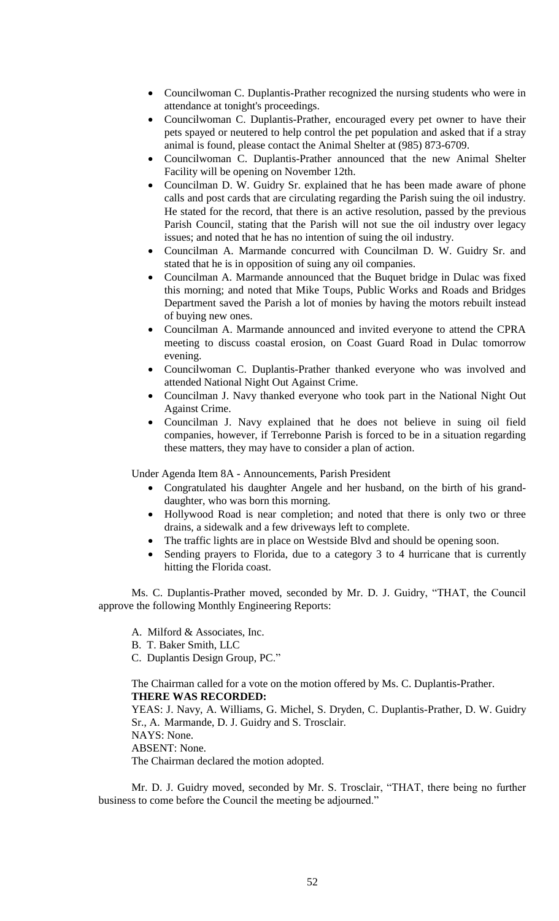- Councilwoman C. Duplantis-Prather recognized the nursing students who were in attendance at tonight's proceedings.
- Councilwoman C. Duplantis-Prather, encouraged every pet owner to have their pets spayed or neutered to help control the pet population and asked that if a stray animal is found, please contact the Animal Shelter at (985) 873-6709.
- Councilwoman C. Duplantis-Prather announced that the new Animal Shelter Facility will be opening on November 12th.
- Councilman D. W. Guidry Sr. explained that he has been made aware of phone calls and post cards that are circulating regarding the Parish suing the oil industry. He stated for the record, that there is an active resolution, passed by the previous Parish Council, stating that the Parish will not sue the oil industry over legacy issues; and noted that he has no intention of suing the oil industry.
- Councilman A. Marmande concurred with Councilman D. W. Guidry Sr. and stated that he is in opposition of suing any oil companies.
- Councilman A. Marmande announced that the Buquet bridge in Dulac was fixed this morning; and noted that Mike Toups, Public Works and Roads and Bridges Department saved the Parish a lot of monies by having the motors rebuilt instead of buying new ones.
- Councilman A. Marmande announced and invited everyone to attend the CPRA meeting to discuss coastal erosion, on Coast Guard Road in Dulac tomorrow evening.
- Councilwoman C. Duplantis-Prather thanked everyone who was involved and attended National Night Out Against Crime.
- Councilman J. Navy thanked everyone who took part in the National Night Out Against Crime.
- Councilman J. Navy explained that he does not believe in suing oil field companies, however, if Terrebonne Parish is forced to be in a situation regarding these matters, they may have to consider a plan of action.

Under Agenda Item 8A - Announcements, Parish President

- Congratulated his daughter Angele and her husband, on the birth of his grand-daughter, who was born this morning.
- Hollywood Road is near completion; and noted that there is only two or three drains, a sidewalk and a few driveways left to complete.
- The traffic lights are in place on Westside Blvd and should be opening soon.
- Sending prayers to Florida, due to a category 3 to 4 hurricane that is currently hitting the Florida coast.

Ms. C. Duplantis-Prather moved, seconded by Mr. D. J. Guidry, "THAT, the Council approve the following Monthly Engineering Reports:

A. Milford & Associates, Inc.
B. T. Baker Smith, LLC
C. Duplantis Design Group, PC."

The Chairman called for a vote on the motion offered by Ms. C. Duplantis-Prather.
**THERE WAS RECORDED:**
YEAS: J. Navy, A. Williams, G. Michel, S. Dryden, C. Duplantis-Prather, D. W. Guidry Sr., A. Marmande, D. J. Guidry and S. Trosclair.
NAYS: None.
ABSENT: None.
The Chairman declared the motion adopted.

Mr. D. J. Guidry moved, seconded by Mr. S. Trosclair, "THAT, there being no further business to come before the Council the meeting be adjourned."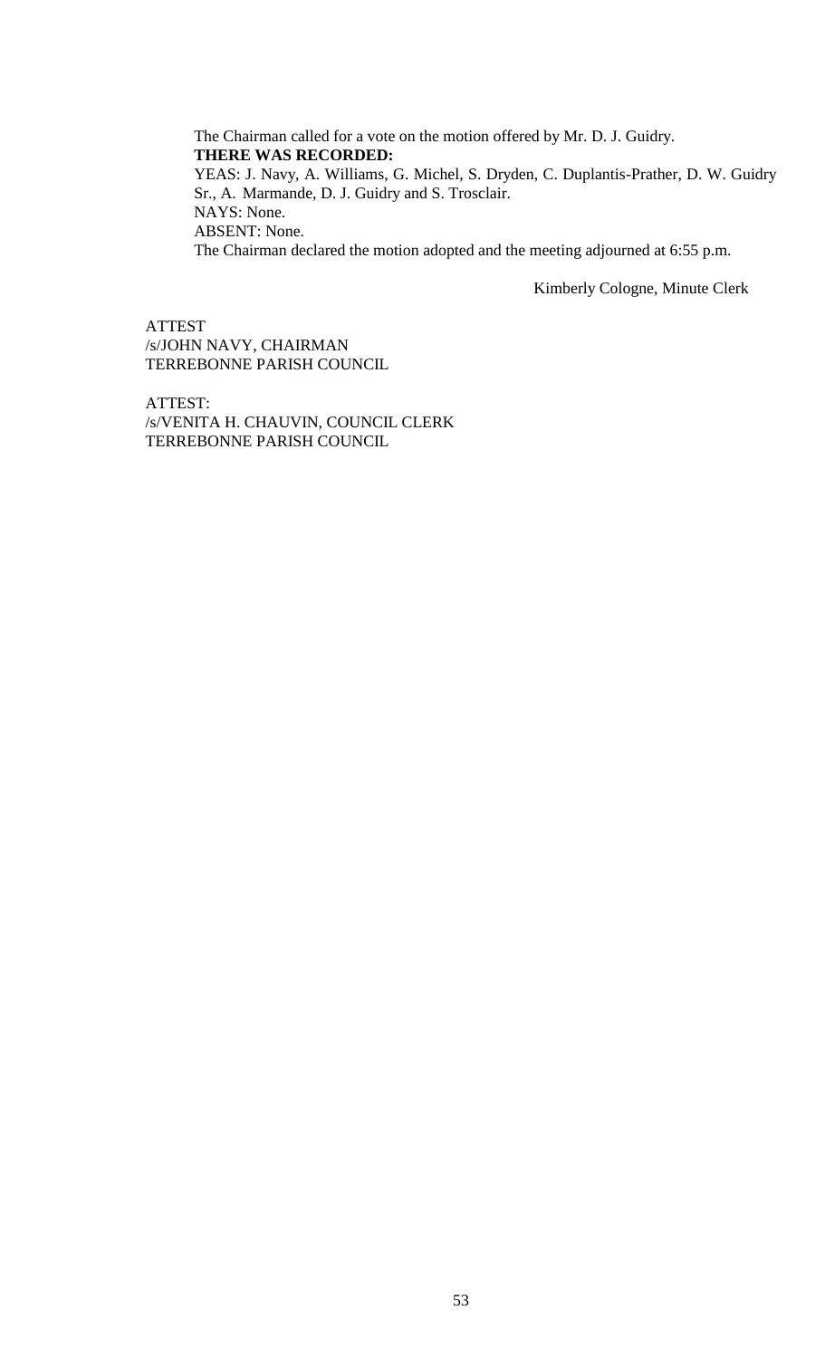The Chairman called for a vote on the motion offered by Mr. D. J. Guidry.

**THERE WAS RECORDED:**

YEAS: J. Navy, A. Williams, G. Michel, S. Dryden, C. Duplantis-Prather, D. W. Guidry Sr., A. Marmande, D. J. Guidry and S. Trosclair.

NAYS: None.

ABSENT: None.

The Chairman declared the motion adopted and the meeting adjourned at 6:55 p.m.

Kimberly Cologne, Minute Clerk

ATTEST
/s/JOHN NAVY, CHAIRMAN
TERREBONNE PARISH COUNCIL

ATTEST:
/s/VENITA H. CHAUVIN, COUNCIL CLERK
TERREBONNE PARISH COUNCIL